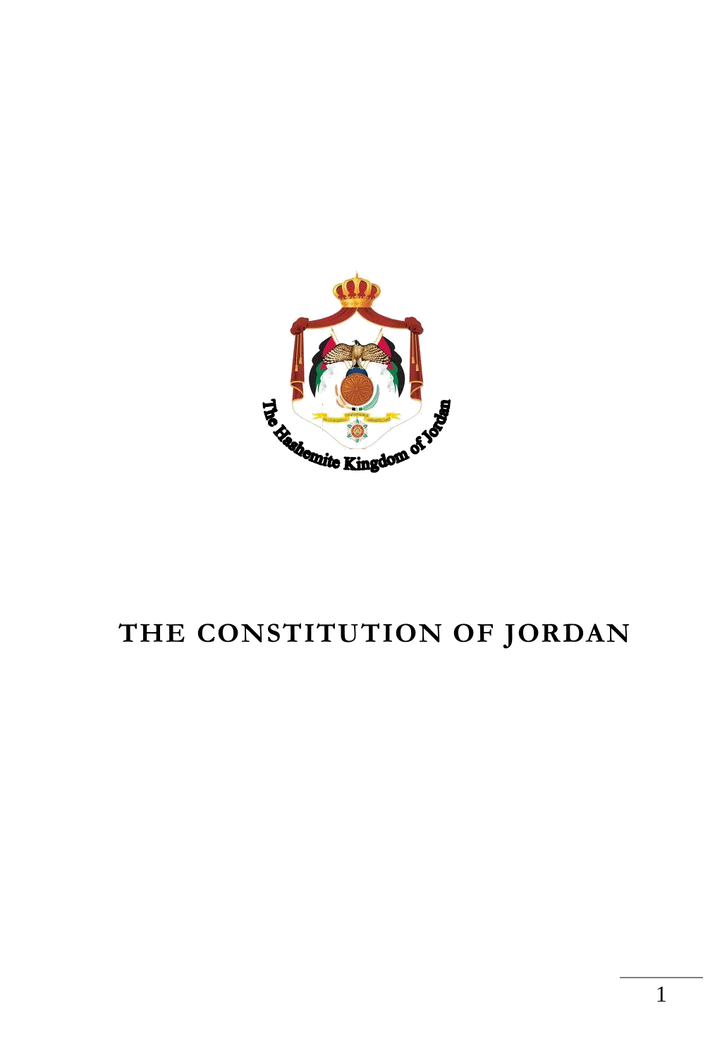# THE CONSTITUTION OF JORDAN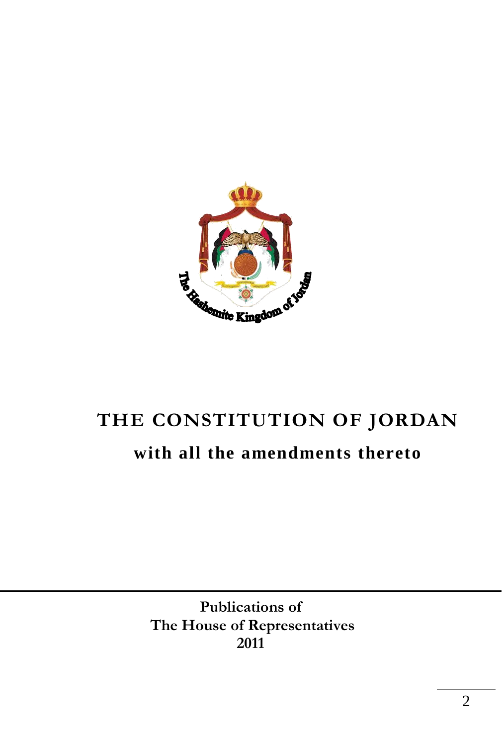# THE CONSTITUTION OF JORDAN

## with all the amendments thereto

**Publications of**
**The House of Representatives**
**2011**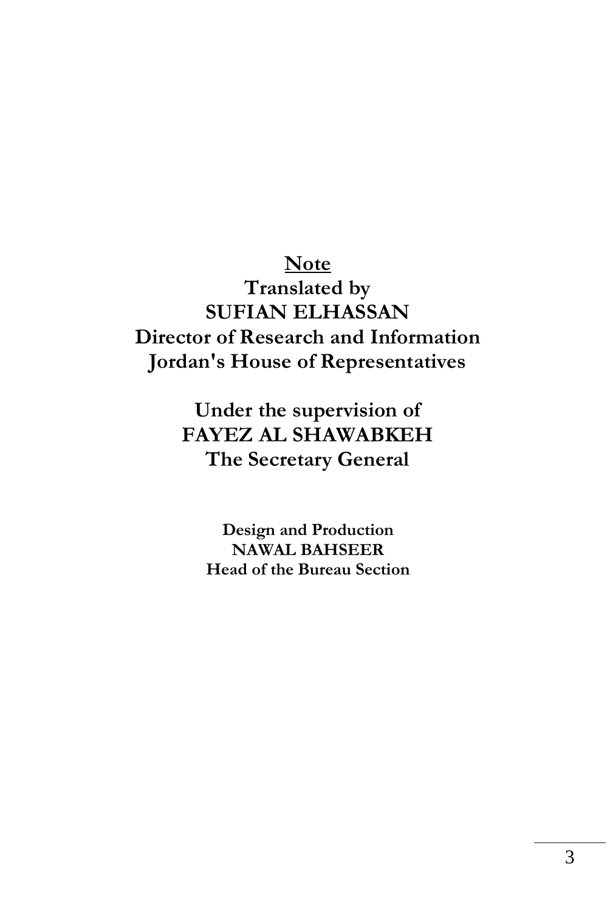**<u>Note</u>**

**Translated by**
**SUFIAN ELHASSAN**
**Director of Research and Information**
**Jordan's House of Representatives**

**Under the supervision of**
**FAYEZ AL SHAWABKEH**
**The Secretary General**

**Design and Production**
**NAWAL BAHSEER**
**Head of the Bureau Section**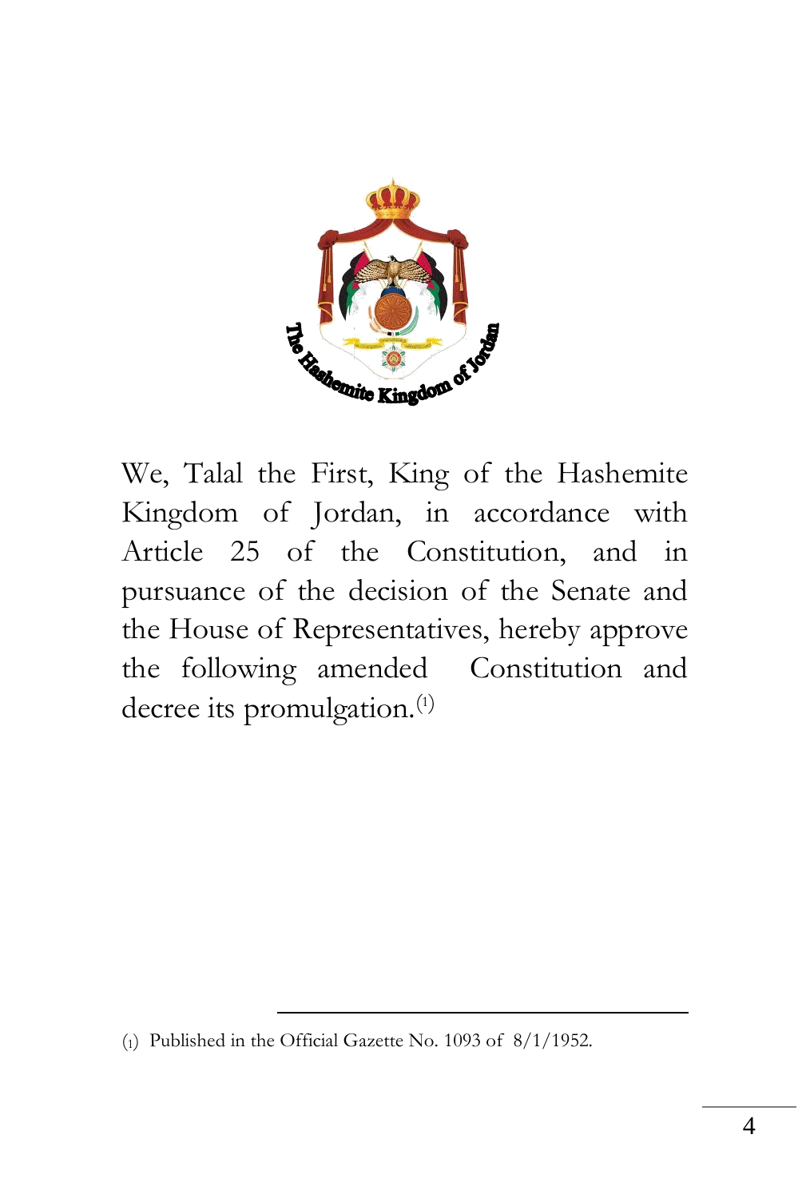We, Talal the First, King of the Hashemite Kingdom of Jordan, in accordance with Article 25 of the Constitution, and in pursuance of the decision of the Senate and the House of Representatives, hereby approve the following amended Constitution and decree its promulgation.[1]

---

(1) Published in the Official Gazette No. 1093 of 8/1/1952.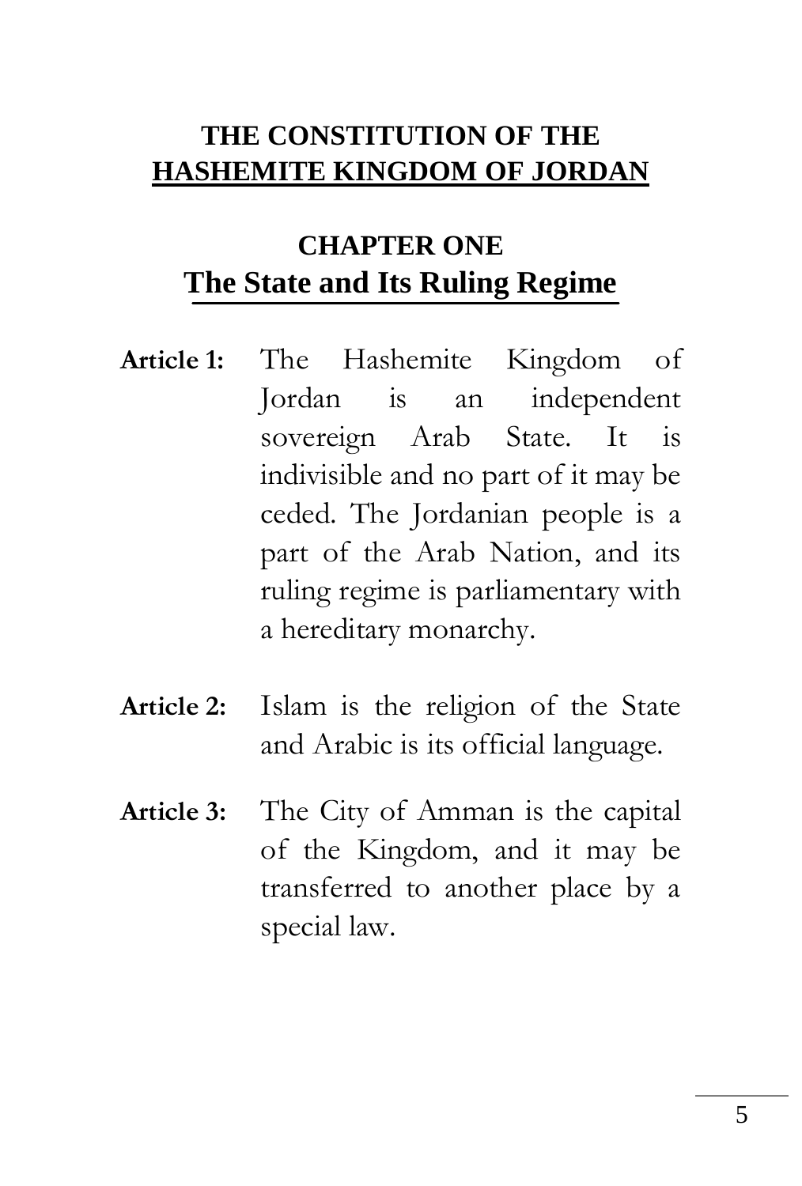# THE CONSTITUTION OF THE HASHEMITE KINGDOM OF JORDAN

## CHAPTER ONE
## The State and Its Ruling Regime

**Article 1:** The Hashemite Kingdom of Jordan is an independent sovereign Arab State. It is indivisible and no part of it may be ceded. The Jordanian people is a part of the Arab Nation, and its ruling regime is parliamentary with a hereditary monarchy.

**Article 2:** Islam is the religion of the State and Arabic is its official language.

**Article 3:** The City of Amman is the capital of the Kingdom, and it may be transferred to another place by a special law.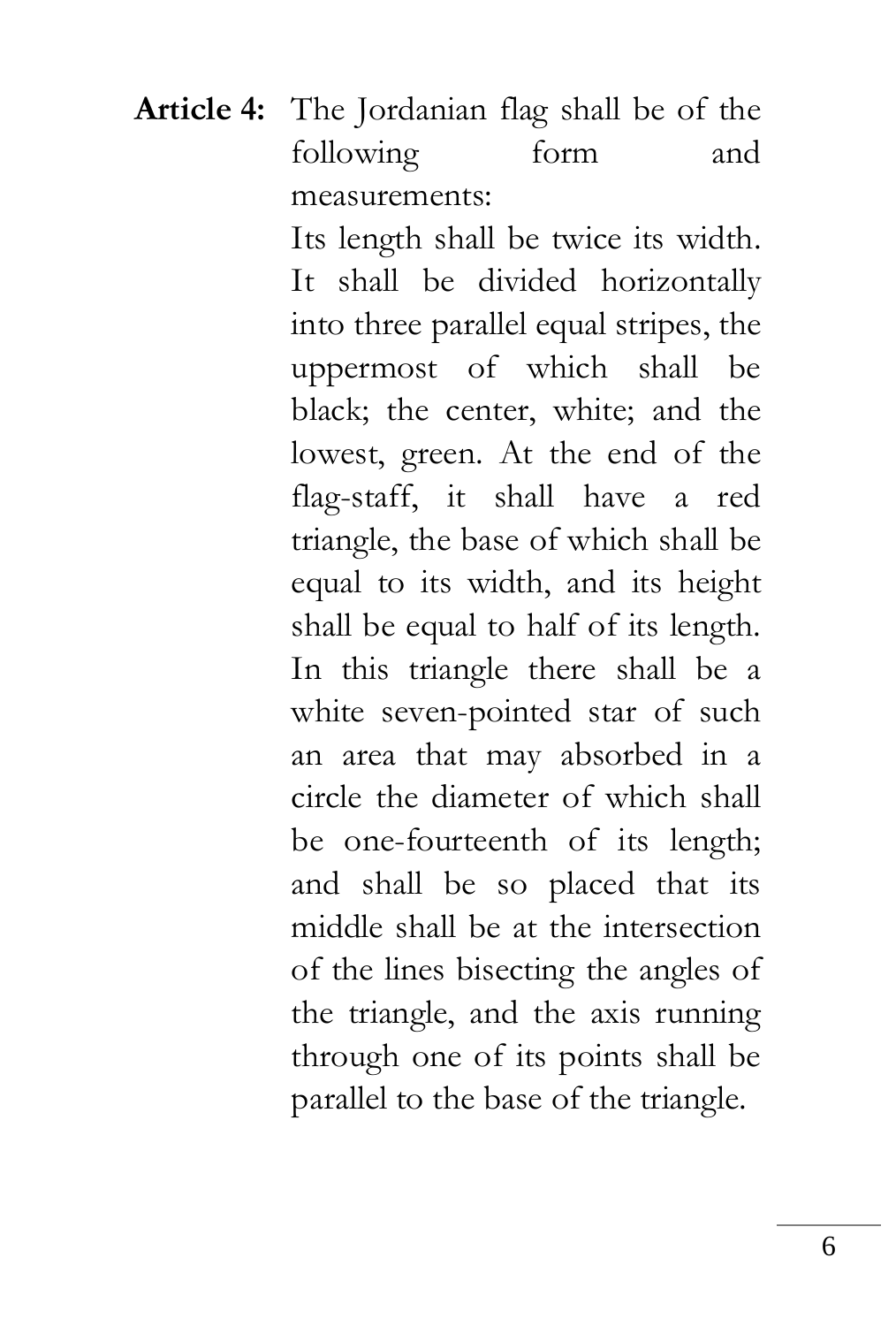**Article 4:** The Jordanian flag shall be of the following form and measurements:

Its length shall be twice its width. It shall be divided horizontally into three parallel equal stripes, the uppermost of which shall be black; the center, white; and the lowest, green. At the end of the flag-staff, it shall have a red triangle, the base of which shall be equal to its width, and its height shall be equal to half of its length. In this triangle there shall be a white seven-pointed star of such an area that may absorbed in a circle the diameter of which shall be one-fourteenth of its length; and shall be so placed that its middle shall be at the intersection of the lines bisecting the angles of the triangle, and the axis running through one of its points shall be parallel to the base of the triangle.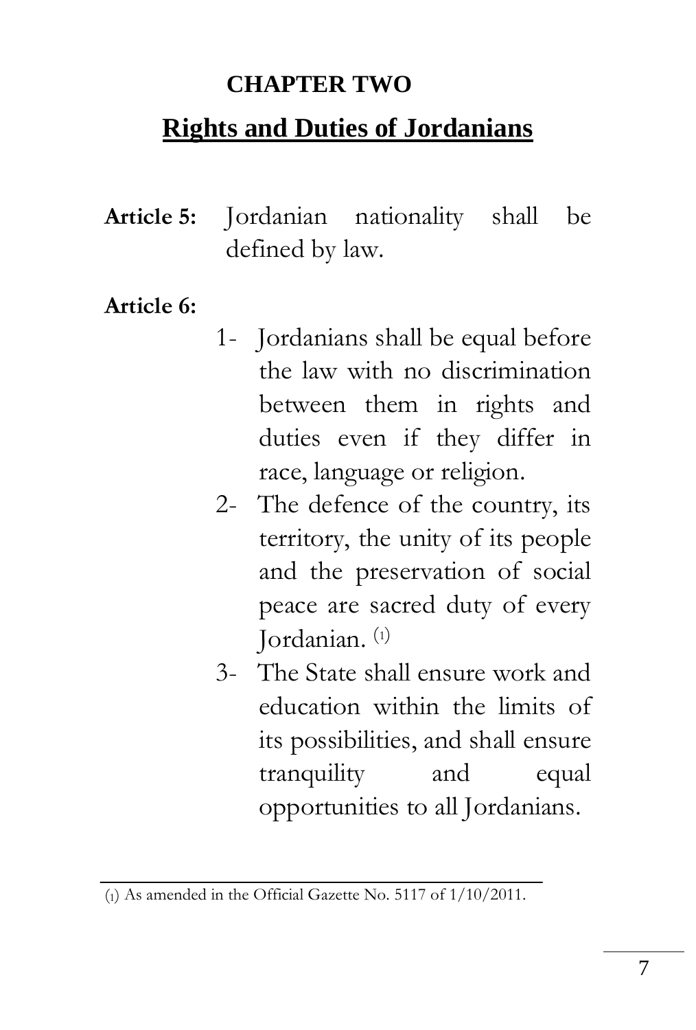## CHAPTER TWO

## Rights and Duties of Jordanians

**Article 5:** Jordanian nationality shall be defined by law.

**Article 6:**

1- Jordanians shall be equal before the law with no discrimination between them in rights and duties even if they differ in race, language or religion.

2- The defence of the country, its territory, the unity of its people and the preservation of social peace are sacred duty of every Jordanian. [1]

3- The State shall ensure work and education within the limits of its possibilities, and shall ensure tranquility and equal opportunities to all Jordanians.

---

(1) As amended in the Official Gazette No. 5117 of 1/10/2011.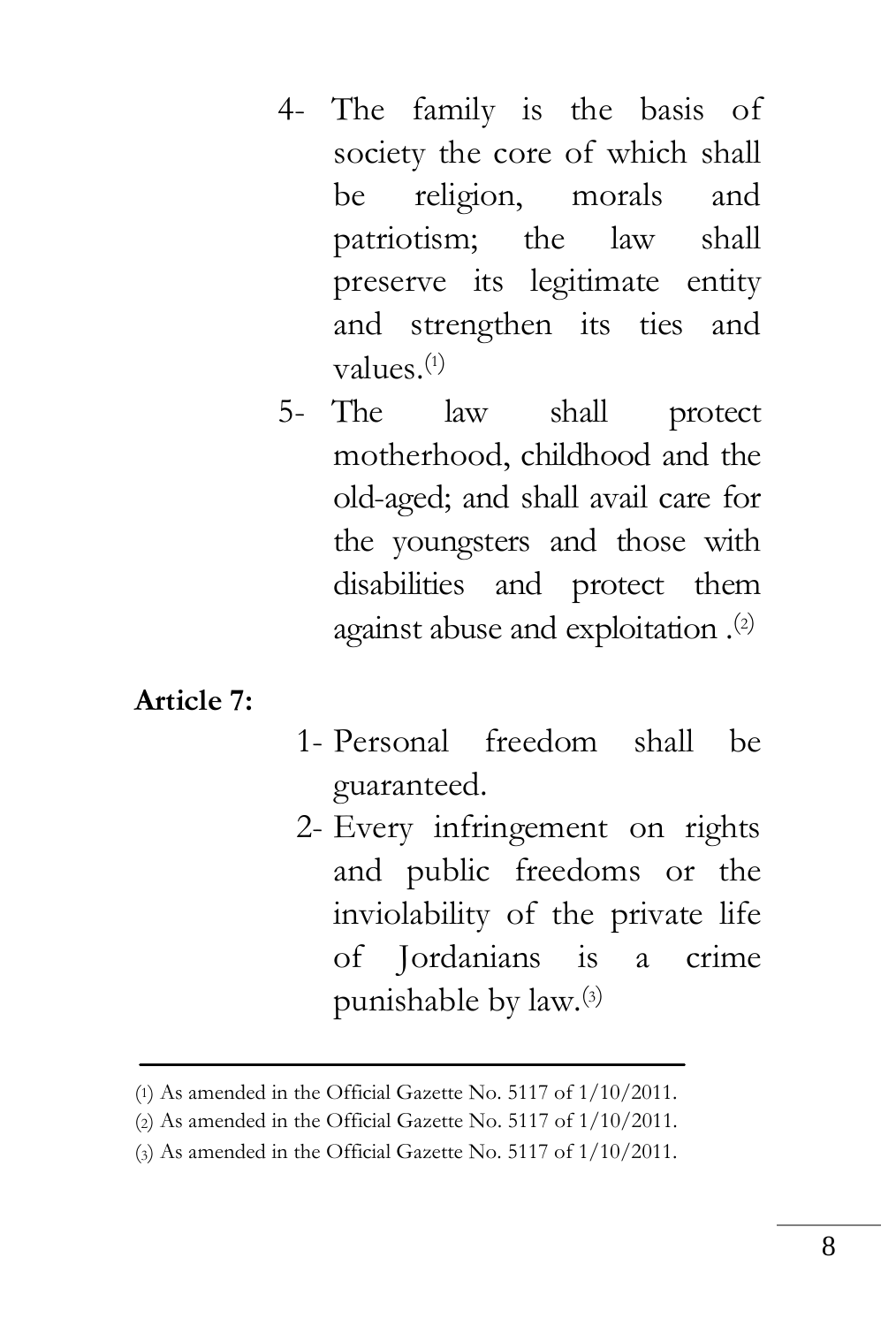4- The family is the basis of society the core of which shall be religion, morals and patriotism; the law shall preserve its legitimate entity and strengthen its ties and values.[1]

5- The law shall protect motherhood, childhood and the old-aged; and shall avail care for the youngsters and those with disabilities and protect them against abuse and exploitation .[2]

**Article 7:**

1- Personal freedom shall be guaranteed.

2- Every infringement on rights and public freedoms or the inviolability of the private life of Jordanians is a crime punishable by law.[3]

---

(1) As amended in the Official Gazette No. 5117 of 1/10/2011.

(2) As amended in the Official Gazette No. 5117 of 1/10/2011.

(3) As amended in the Official Gazette No. 5117 of 1/10/2011.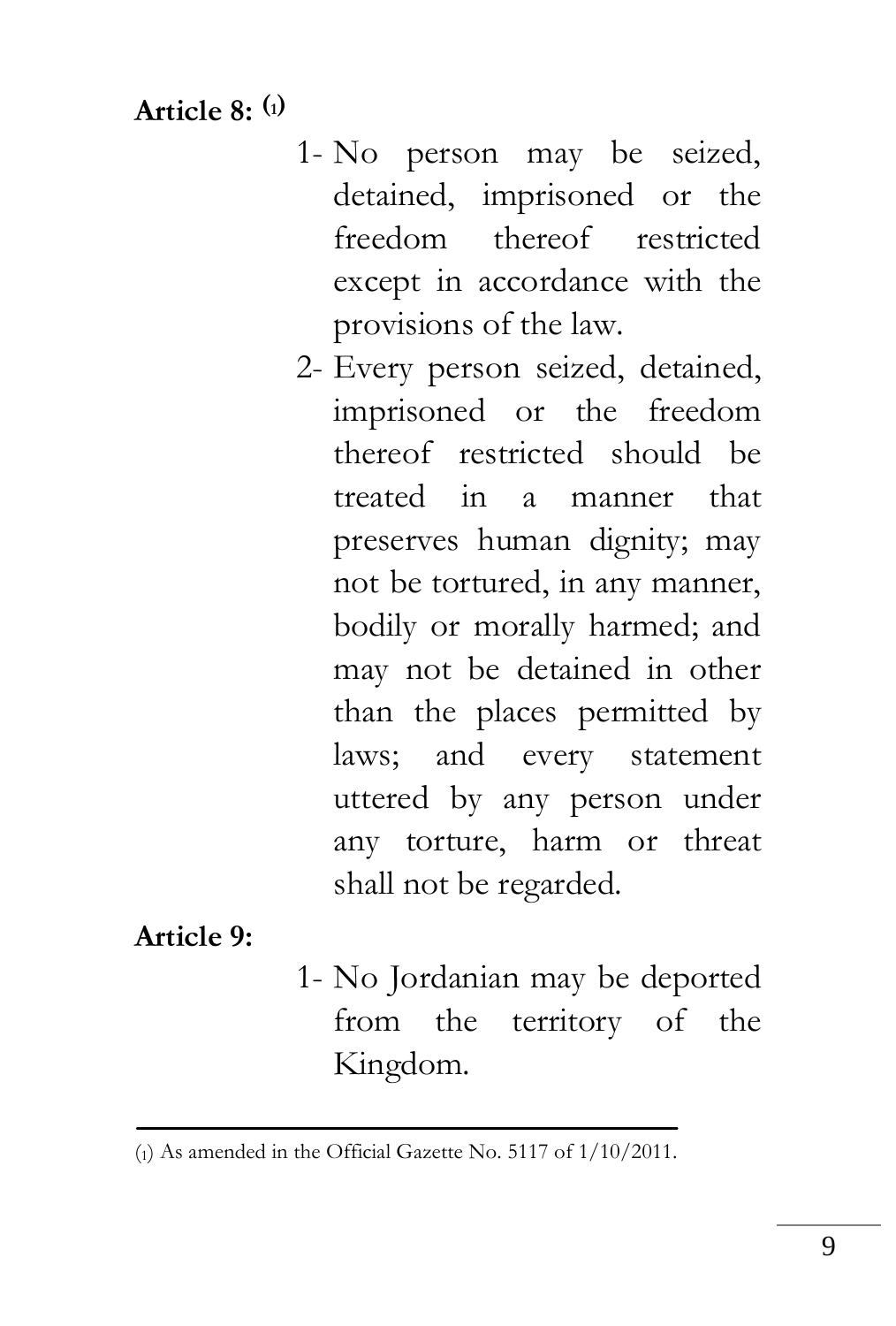**Article 8:** [1]

1- No person may be seized, detained, imprisoned or the freedom thereof restricted except in accordance with the provisions of the law.

2- Every person seized, detained, imprisoned or the freedom thereof restricted should be treated in a manner that preserves human dignity; may not be tortured, in any manner, bodily or morally harmed; and may not be detained in other than the places permitted by laws; and every statement uttered by any person under any torture, harm or threat shall not be regarded.

**Article 9:**

1- No Jordanian may be deported from the territory of the Kingdom.

---

(1) As amended in the Official Gazette No. 5117 of 1/10/2011.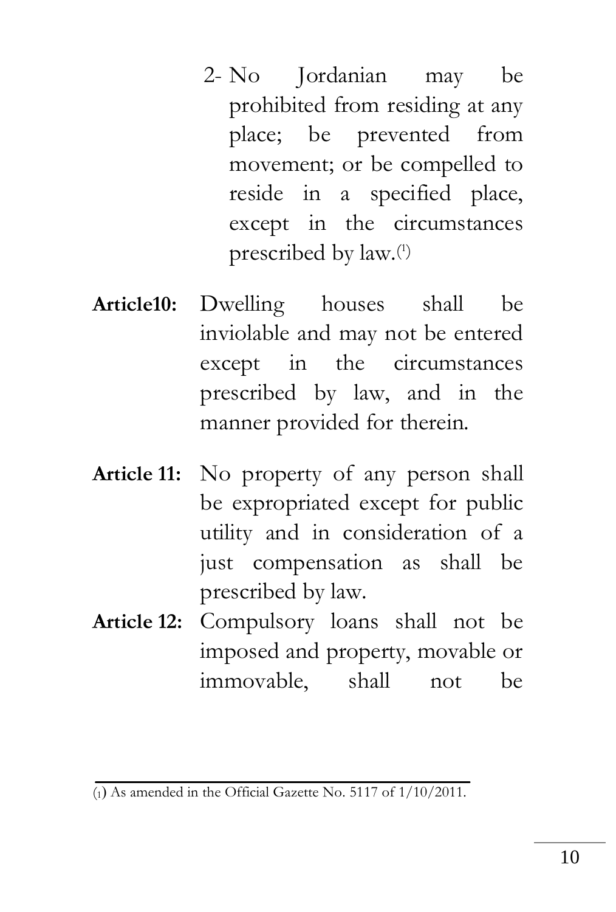2- No Jordanian may be prohibited from residing at any place; be prevented from movement; or be compelled to reside in a specified place, except in the circumstances prescribed by law.[1]

**Article10:** Dwelling houses shall be inviolable and may not be entered except in the circumstances prescribed by law, and in the manner provided for therein.

**Article 11:** No property of any person shall be expropriated except for public utility and in consideration of a just compensation as shall be prescribed by law.

**Article 12:** Compulsory loans shall not be imposed and property, movable or immovable, shall not be

---

(1) As amended in the Official Gazette No. 5117 of 1/10/2011.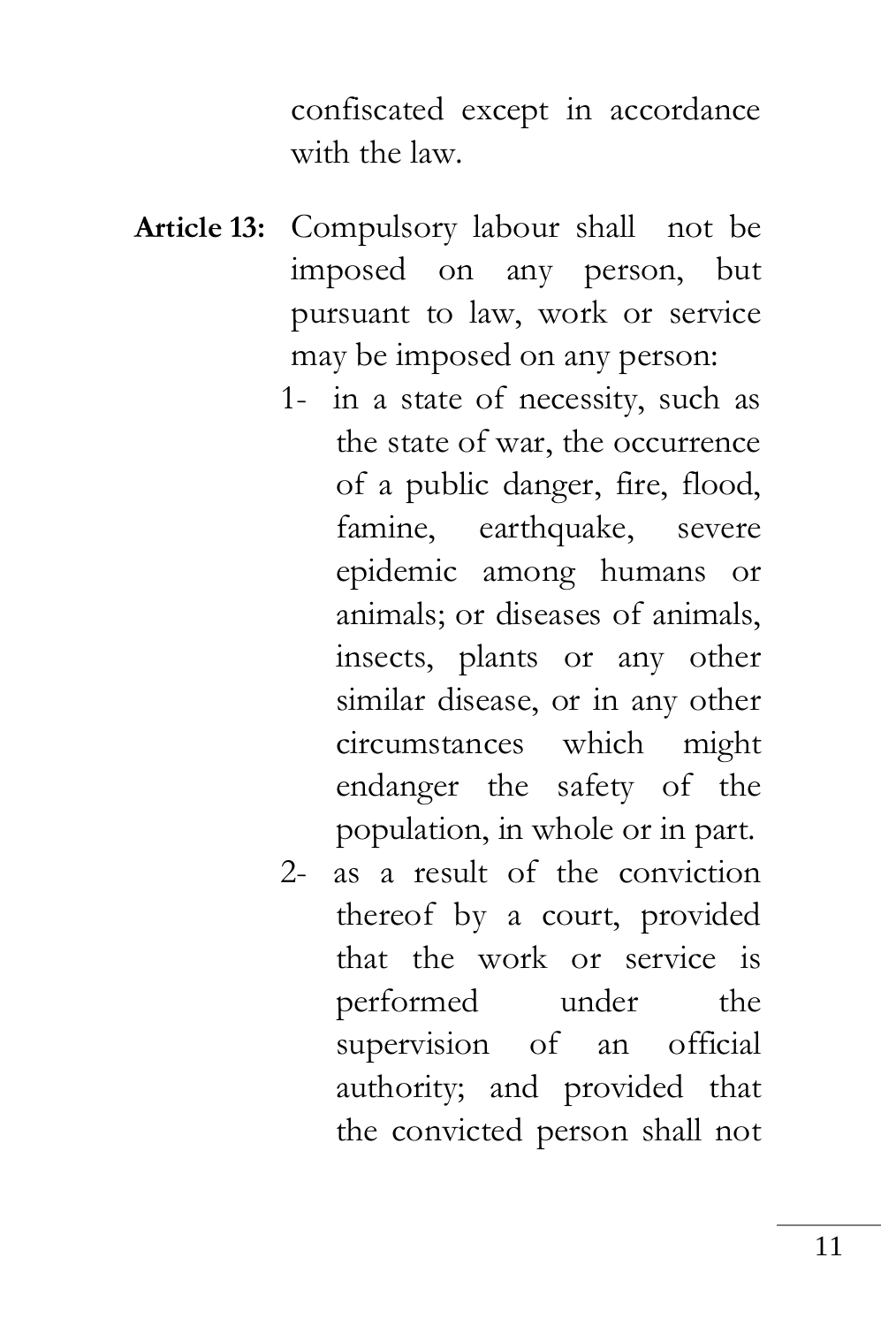confiscated except in accordance with the law.

**Article 13:** Compulsory labour shall not be imposed on any person, but pursuant to law, work or service may be imposed on any person:

1- in a state of necessity, such as the state of war, the occurrence of a public danger, fire, flood, famine, earthquake, severe epidemic among humans or animals; or diseases of animals, insects, plants or any other similar disease, or in any other circumstances which might endanger the safety of the population, in whole or in part.

2- as a result of the conviction thereof by a court, provided that the work or service is performed under the supervision of an official authority; and provided that the convicted person shall not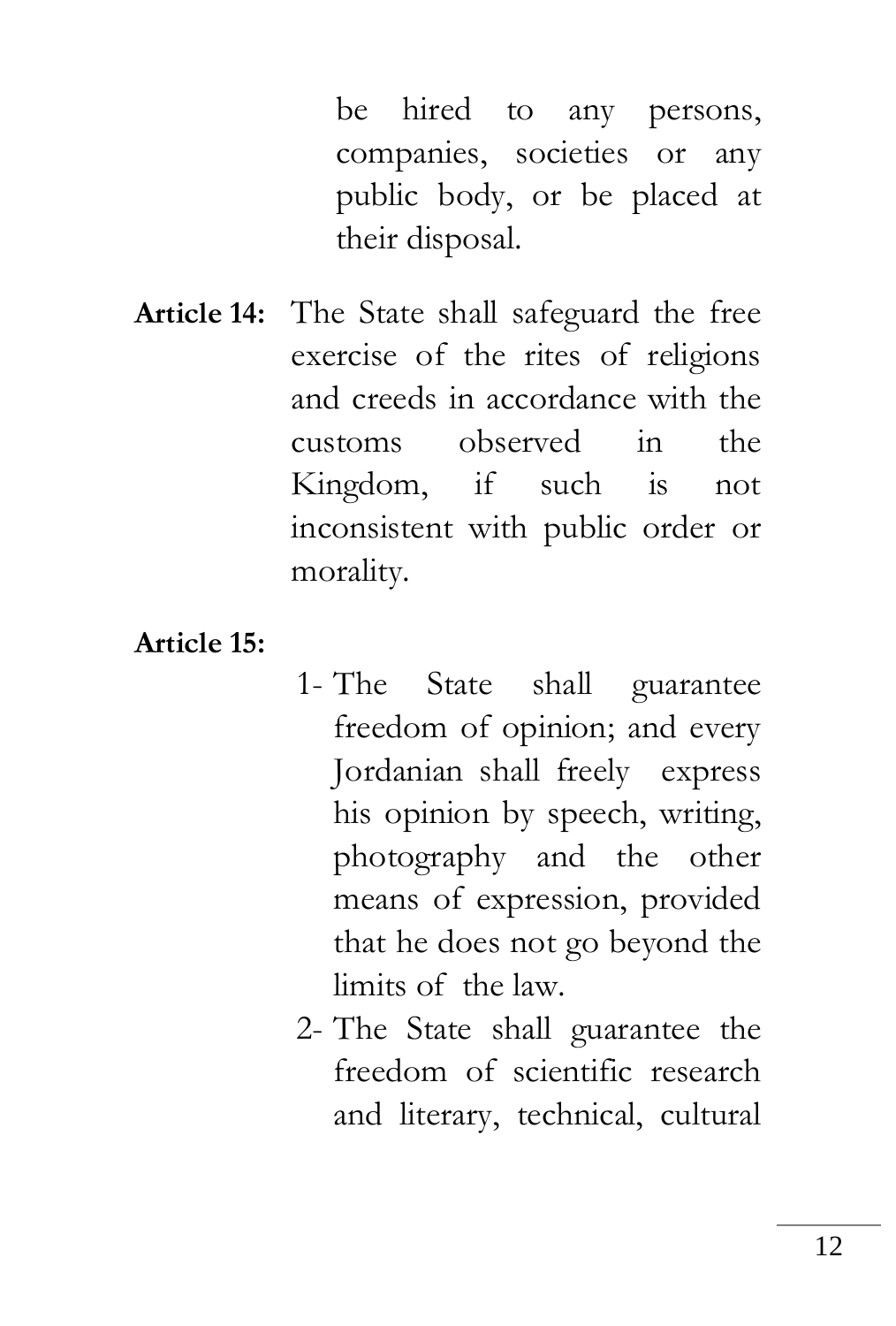be hired to any persons, companies, societies or any public body, or be placed at their disposal.

**Article 14:** The State shall safeguard the free exercise of the rites of religions and creeds in accordance with the customs observed in the Kingdom, if such is not inconsistent with public order or morality.

**Article 15:**

1- The State shall guarantee freedom of opinion; and every Jordanian shall freely express his opinion by speech, writing, photography and the other means of expression, provided that he does not go beyond the limits of the law.

2- The State shall guarantee the freedom of scientific research and literary, technical, cultural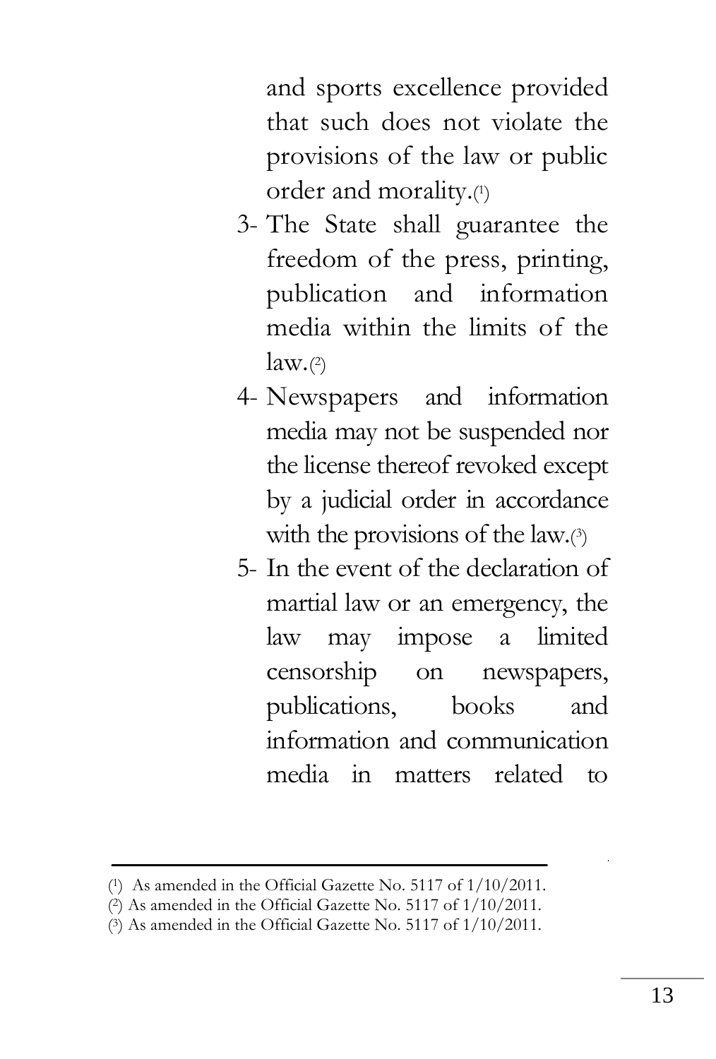and sports excellence provided that such does not violate the provisions of the law or public order and morality.[1]

3- The State shall guarantee the freedom of the press, printing, publication and information media within the limits of the law.[2]

4- Newspapers and information media may not be suspended nor the license thereof revoked except by a judicial order in accordance with the provisions of the law.[3]

5- In the event of the declaration of martial law or an emergency, the law may impose a limited censorship on newspapers, publications, books and information and communication media in matters related to

---

(1) As amended in the Official Gazette No. 5117 of 1/10/2011.

(2) As amended in the Official Gazette No. 5117 of 1/10/2011.

(3) As amended in the Official Gazette No. 5117 of 1/10/2011.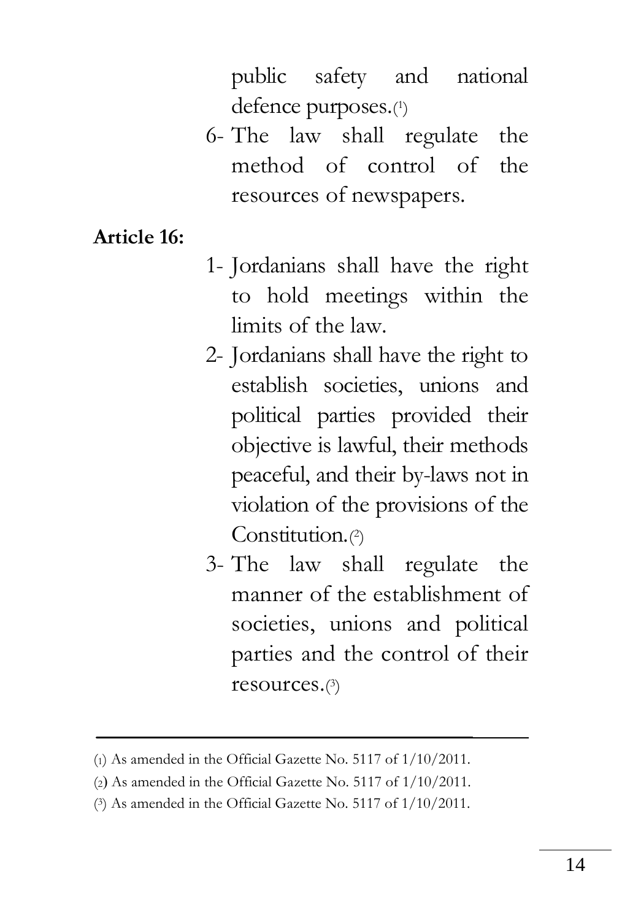public safety and national defence purposes.[1]

6- The law shall regulate the method of control of the resources of newspapers.

**Article 16:**

1- Jordanians shall have the right to hold meetings within the limits of the law.

2- Jordanians shall have the right to establish societies, unions and political parties provided their objective is lawful, their methods peaceful, and their by-laws not in violation of the provisions of the Constitution.[2]

3- The law shall regulate the manner of the establishment of societies, unions and political parties and the control of their resources.[3]

---

(1) As amended in the Official Gazette No. 5117 of 1/10/2011.

(2) As amended in the Official Gazette No. 5117 of 1/10/2011.

(3) As amended in the Official Gazette No. 5117 of 1/10/2011.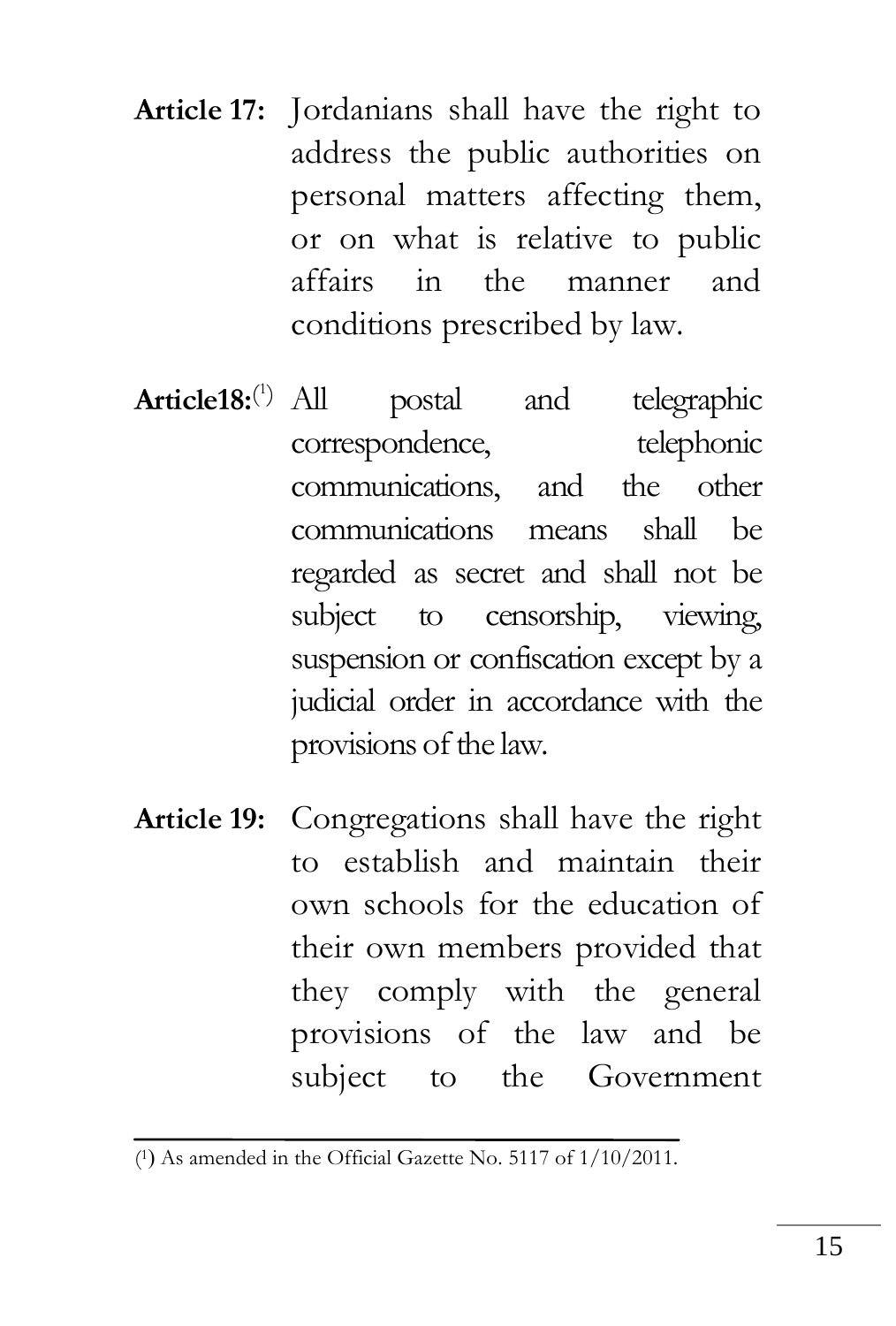**Article 17:** Jordanians shall have the right to address the public authorities on personal matters affecting them, or on what is relative to public affairs in the manner and conditions prescribed by law.

**Article18:**[1] All postal and telegraphic correspondence, telephonic communications, and the other communications means shall be regarded as secret and shall not be subject to censorship, viewing, suspension or confiscation except by a judicial order in accordance with the provisions of the law.

**Article 19:** Congregations shall have the right to establish and maintain their own schools for the education of their own members provided that they comply with the general provisions of the law and be subject to the Government

---

(1) As amended in the Official Gazette No. 5117 of 1/10/2011.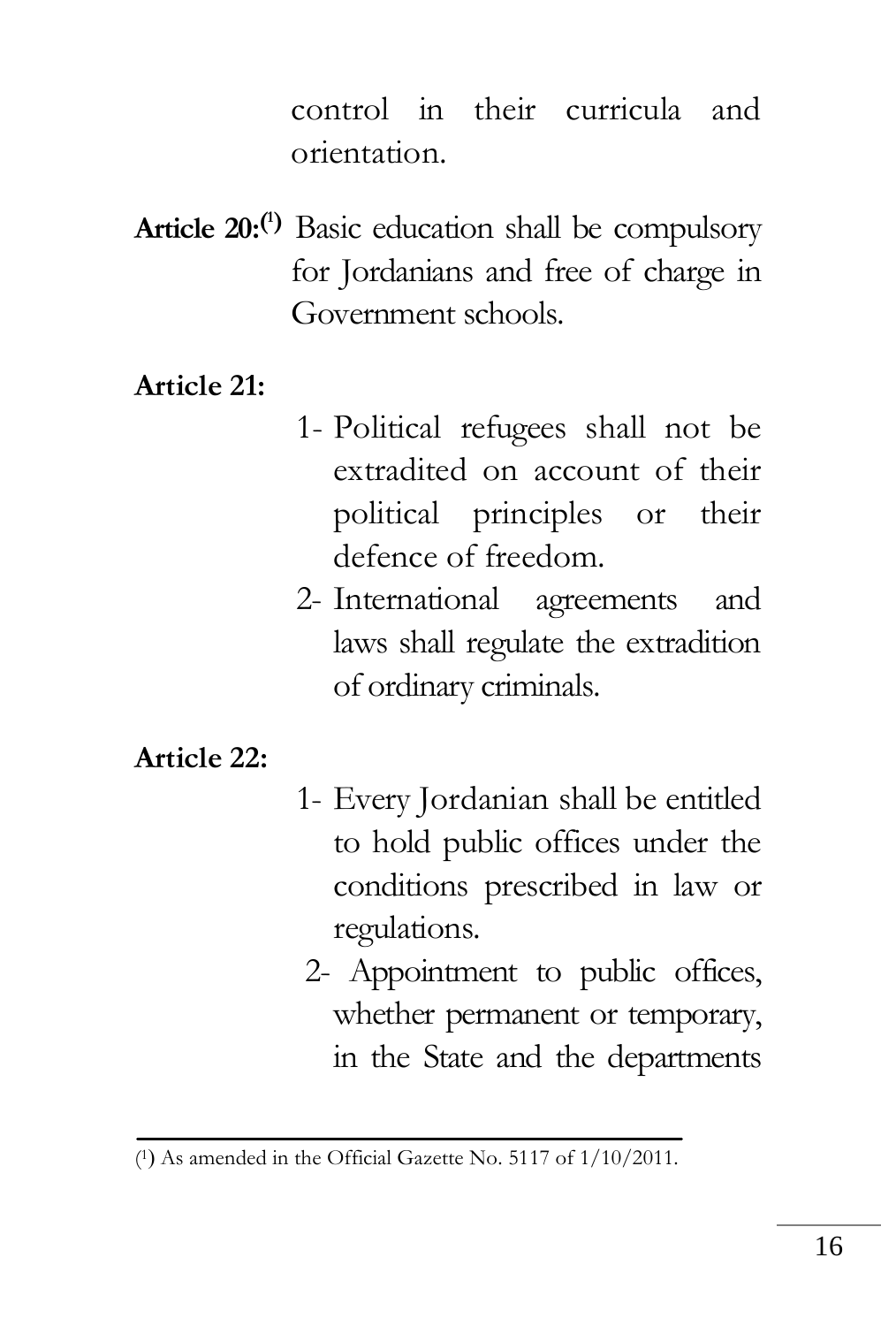control in their curricula and orientation.

**Article 20:**[1] Basic education shall be compulsory for Jordanians and free of charge in Government schools.

**Article 21:**

1- Political refugees shall not be extradited on account of their political principles or their defence of freedom.
2- International agreements and laws shall regulate the extradition of ordinary criminals.

**Article 22:**

1- Every Jordanian shall be entitled to hold public offices under the conditions prescribed in law or regulations.
2- Appointment to public offices, whether permanent or temporary, in the State and the departments

---

(1) As amended in the Official Gazette No. 5117 of 1/10/2011.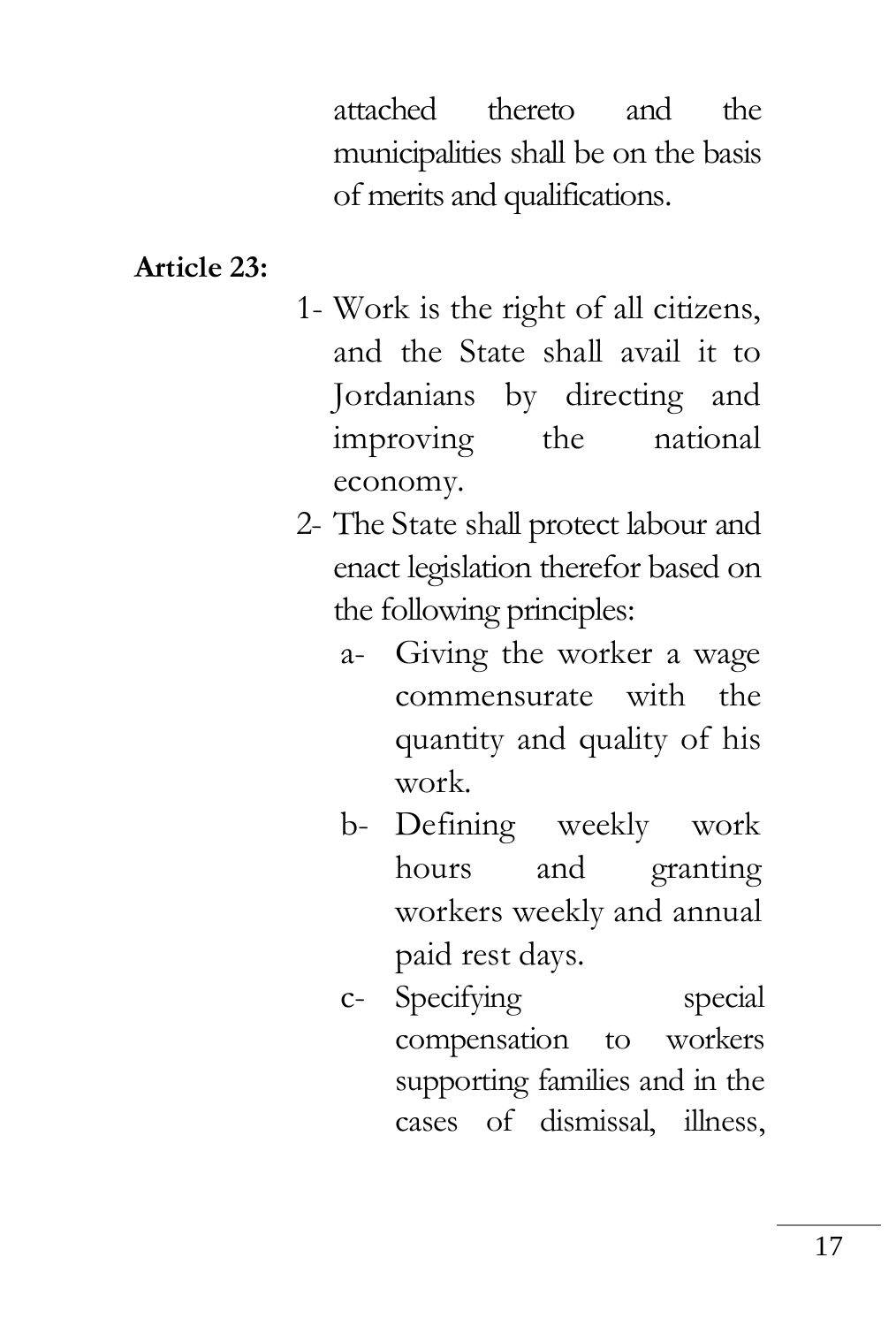attached thereto and the municipalities shall be on the basis of merits and qualifications.

**Article 23:**

1- Work is the right of all citizens, and the State shall avail it to Jordanians by directing and improving the national economy.

2- The State shall protect labour and enact legislation therefor based on the following principles:

   a- Giving the worker a wage commensurate with the quantity and quality of his work.

   b- Defining weekly work hours and granting workers weekly and annual paid rest days.

   c- Specifying special compensation to workers supporting families and in the cases of dismissal, illness,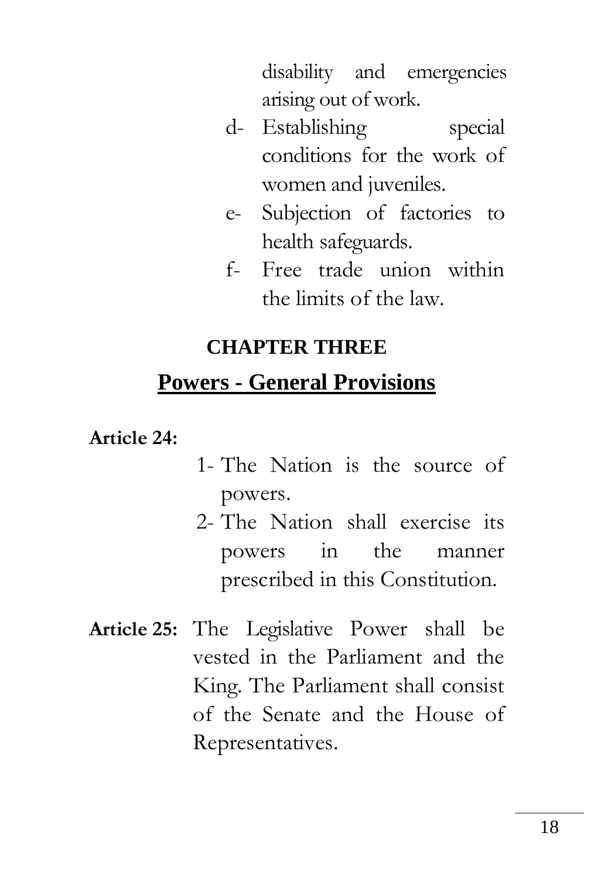disability and emergencies arising out of work.

d- Establishing special conditions for the work of women and juveniles.

e- Subjection of factories to health safeguards.

f- Free trade union within the limits of the law.

## CHAPTER THREE

## Powers - General Provisions

**Article 24:**

1- The Nation is the source of powers.

2- The Nation shall exercise its powers in the manner prescribed in this Constitution.

**Article 25:** The Legislative Power shall be vested in the Parliament and the King. The Parliament shall consist of the Senate and the House of Representatives.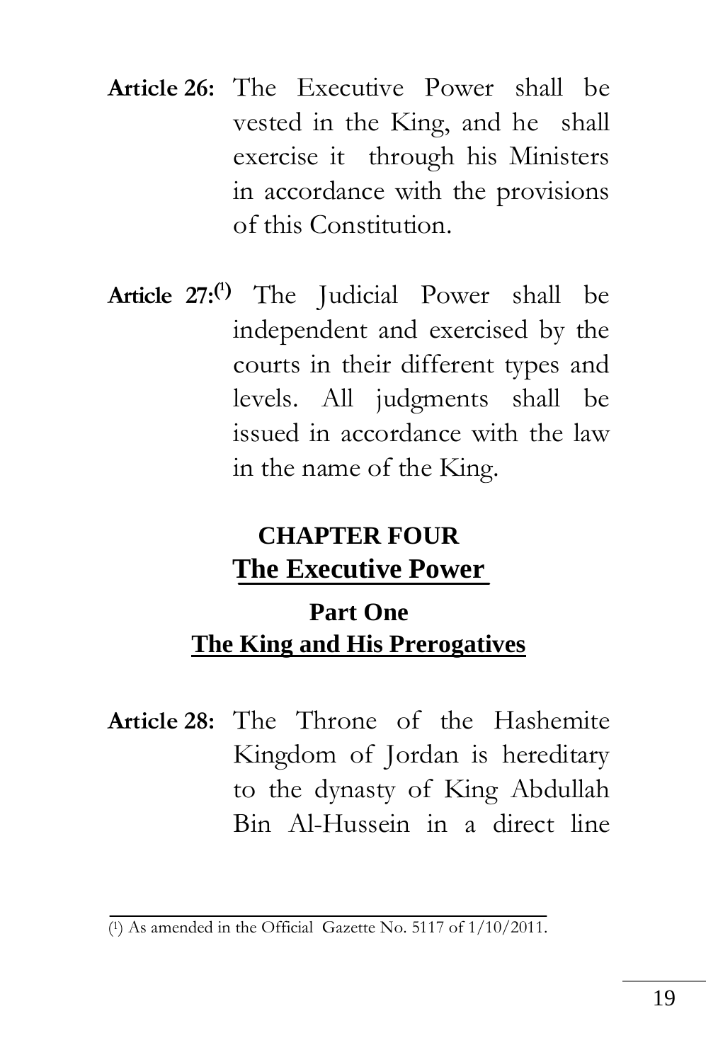**Article 26:** The Executive Power shall be vested in the King, and he shall exercise it through his Ministers in accordance with the provisions of this Constitution.

**Article 27:**[1] The Judicial Power shall be independent and exercised by the courts in their different types and levels. All judgments shall be issued in accordance with the law in the name of the King.

## CHAPTER FOUR
## The Executive Power

### Part One
### The King and His Prerogatives

**Article 28:** The Throne of the Hashemite Kingdom of Jordan is hereditary to the dynasty of King Abdullah Bin Al-Hussein in a direct line

---

(1) As amended in the Official Gazette No. 5117 of 1/10/2011.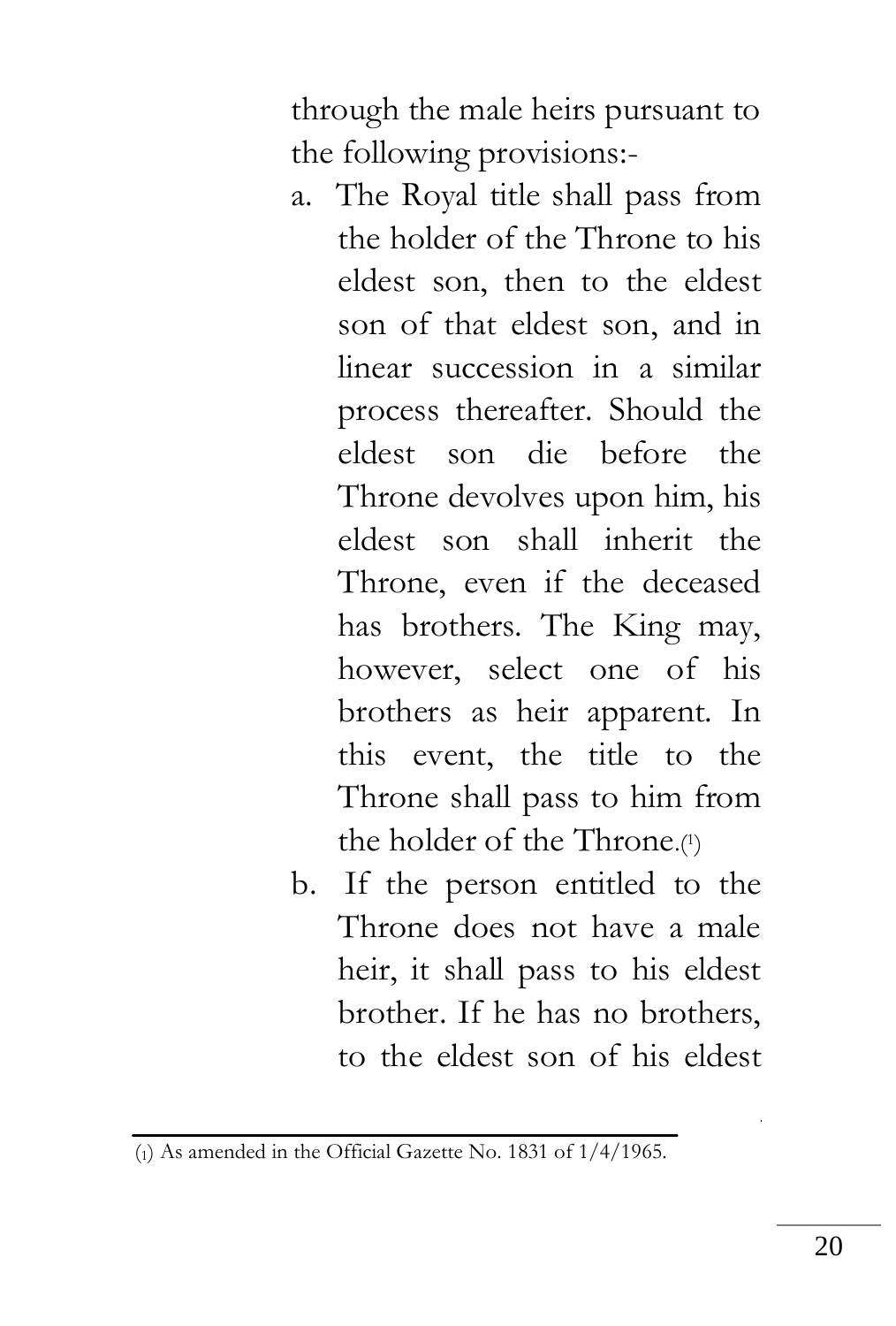through the male heirs pursuant to the following provisions:-

a. The Royal title shall pass from the holder of the Throne to his eldest son, then to the eldest son of that eldest son, and in linear succession in a similar process thereafter. Should the eldest son die before the Throne devolves upon him, his eldest son shall inherit the Throne, even if the deceased has brothers. The King may, however, select one of his brothers as heir apparent. In this event, the title to the Throne shall pass to him from the holder of the Throne.[1]

b. If the person entitled to the Throne does not have a male heir, it shall pass to his eldest brother. If he has no brothers, to the eldest son of his eldest

---

(1) As amended in the Official Gazette No. 1831 of 1/4/1965.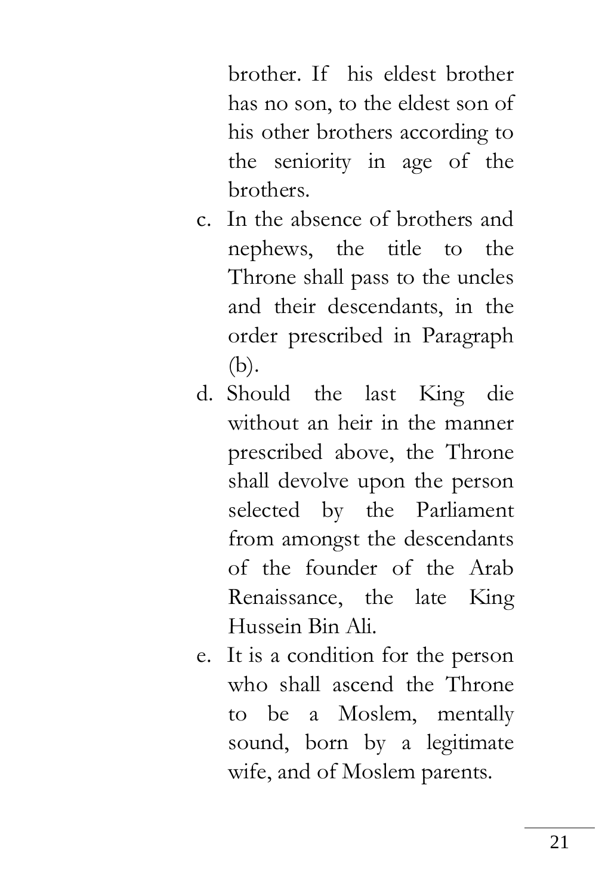brother. If his eldest brother has no son, to the eldest son of his other brothers according to the seniority in age of the brothers.

c. In the absence of brothers and nephews, the title to the Throne shall pass to the uncles and their descendants, in the order prescribed in Paragraph (b).
d. Should the last King die without an heir in the manner prescribed above, the Throne shall devolve upon the person selected by the Parliament from amongst the descendants of the founder of the Arab Renaissance, the late King Hussein Bin Ali.
e. It is a condition for the person who shall ascend the Throne to be a Moslem, mentally sound, born by a legitimate wife, and of Moslem parents.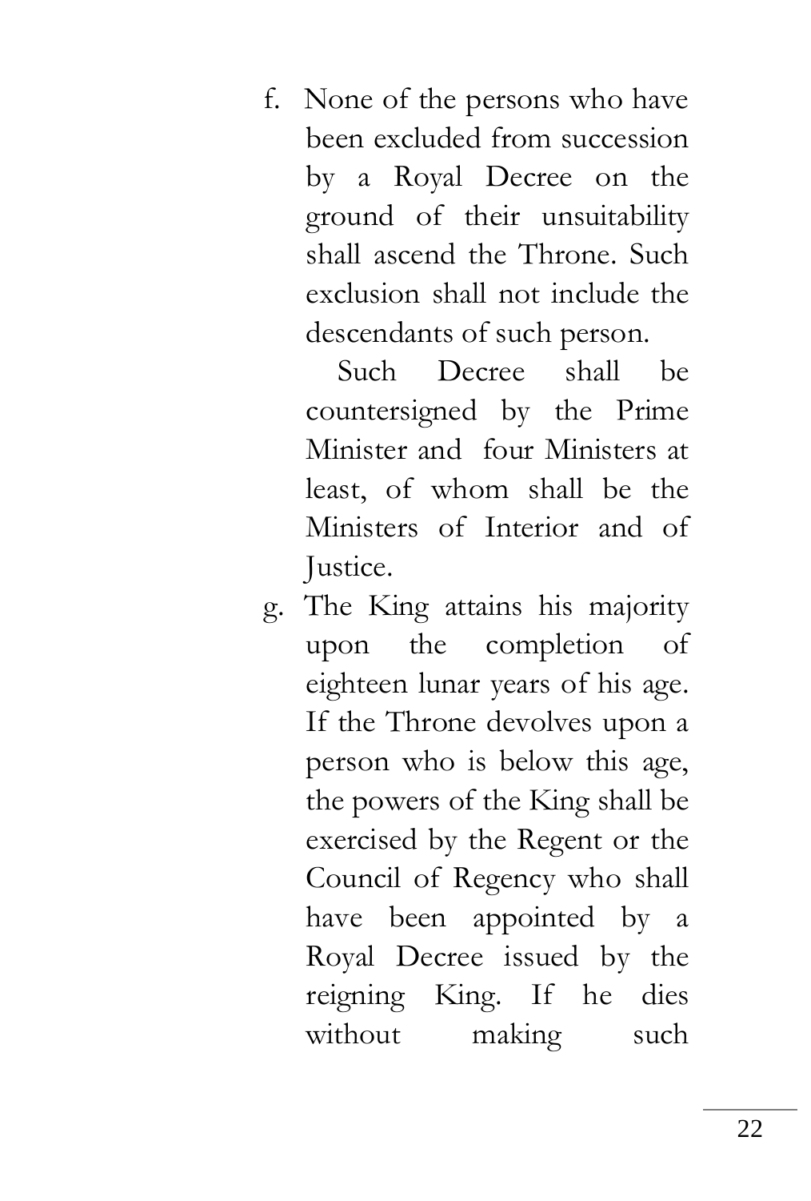f. None of the persons who have been excluded from succession by a Royal Decree on the ground of their unsuitability shall ascend the Throne. Such exclusion shall not include the descendants of such person.

   Such Decree shall be countersigned by the Prime Minister and four Ministers at least, of whom shall be the Ministers of Interior and of Justice.

g. The King attains his majority upon the completion of eighteen lunar years of his age. If the Throne devolves upon a person who is below this age, the powers of the King shall be exercised by the Regent or the Council of Regency who shall have been appointed by a Royal Decree issued by the reigning King. If he dies without making such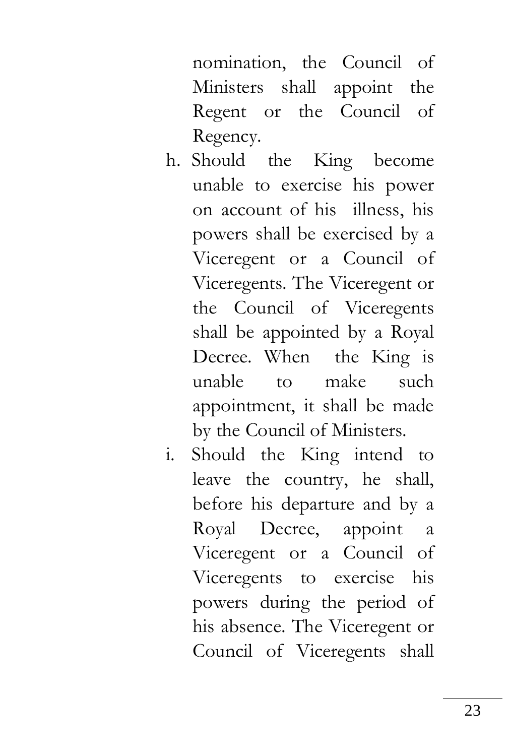nomination, the Council of Ministers shall appoint the Regent or the Council of Regency.

h. Should the King become unable to exercise his power on account of his illness, his powers shall be exercised by a Viceregent or a Council of Viceregents. The Viceregent or the Council of Viceregents shall be appointed by a Royal Decree. When the King is unable to make such appointment, it shall be made by the Council of Ministers.

i. Should the King intend to leave the country, he shall, before his departure and by a Royal Decree, appoint a Viceregent or a Council of Viceregents to exercise his powers during the period of his absence. The Viceregent or Council of Viceregents shall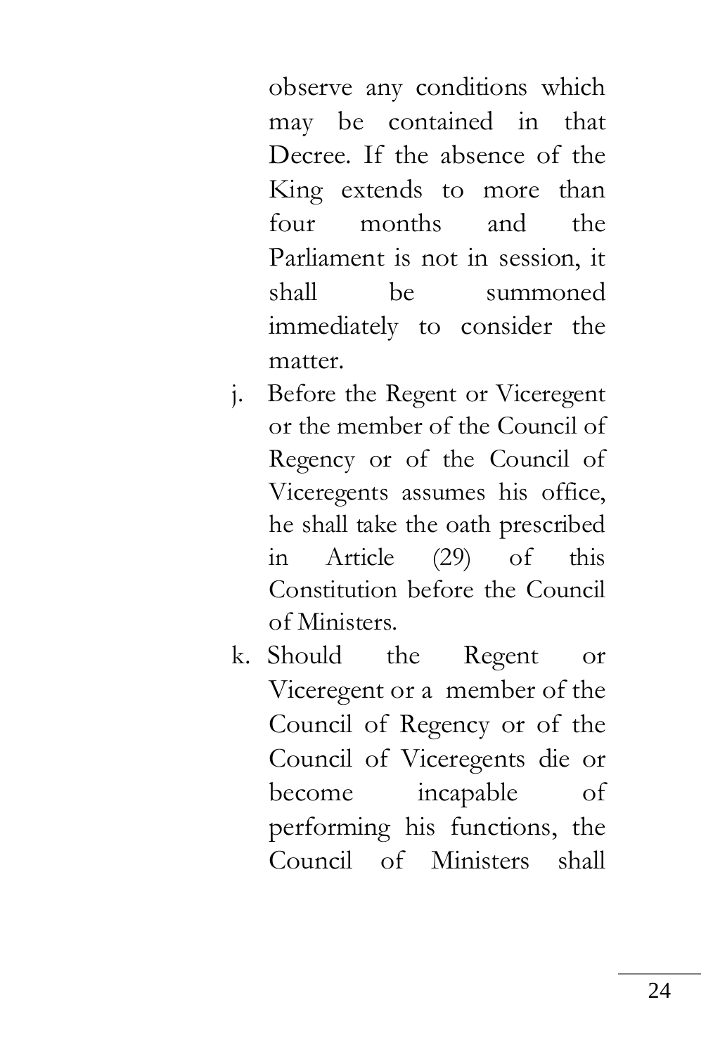observe any conditions which may be contained in that Decree. If the absence of the King extends to more than four months and the Parliament is not in session, it shall be summoned immediately to consider the matter.

j. Before the Regent or Viceregent or the member of the Council of Regency or of the Council of Viceregents assumes his office, he shall take the oath prescribed in Article (29) of this Constitution before the Council of Ministers.

k. Should the Regent or Viceregent or a member of the Council of Regency or of the Council of Viceregents die or become incapable of performing his functions, the Council of Ministers shall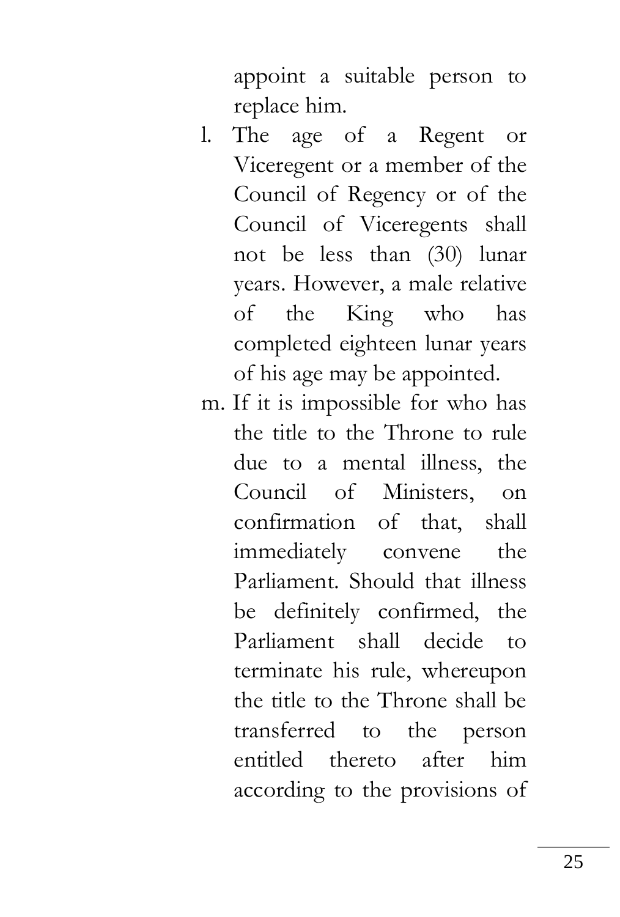appoint a suitable person to replace him.

l. The age of a Regent or Viceregent or a member of the Council of Regency or of the Council of Viceregents shall not be less than (30) lunar years. However, a male relative of the King who has completed eighteen lunar years of his age may be appointed.

m. If it is impossible for who has the title to the Throne to rule due to a mental illness, the Council of Ministers, on confirmation of that, shall immediately convene the Parliament. Should that illness be definitely confirmed, the Parliament shall decide to terminate his rule, whereupon the title to the Throne shall be transferred to the person entitled thereto after him according to the provisions of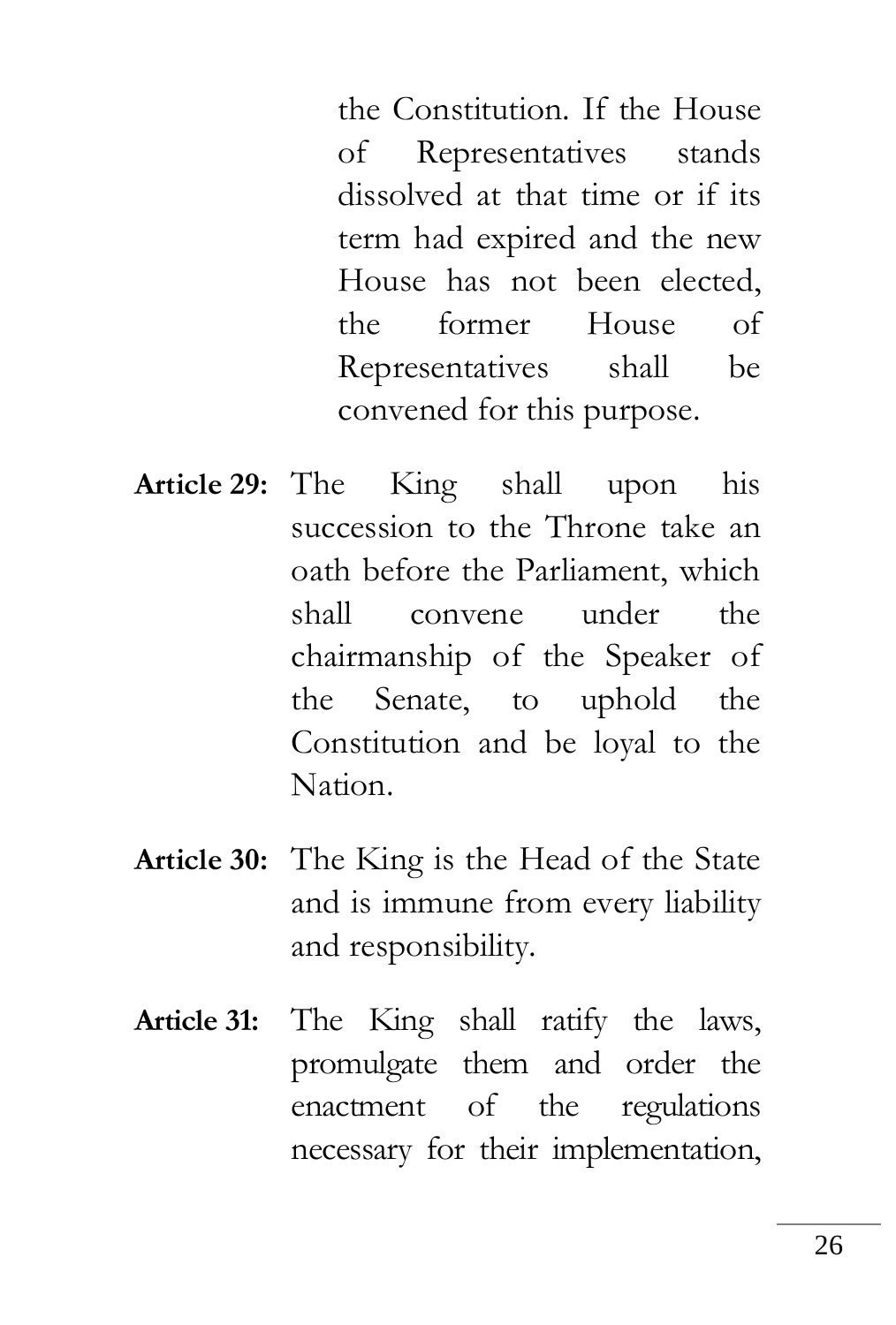the Constitution. If the House of Representatives stands dissolved at that time or if its term had expired and the new House has not been elected, the former House of Representatives shall be convened for this purpose.

**Article 29:** The King shall upon his succession to the Throne take an oath before the Parliament, which shall convene under the chairmanship of the Speaker of the Senate, to uphold the Constitution and be loyal to the Nation.

**Article 30:** The King is the Head of the State and is immune from every liability and responsibility.

**Article 31:** The King shall ratify the laws, promulgate them and order the enactment of the regulations necessary for their implementation,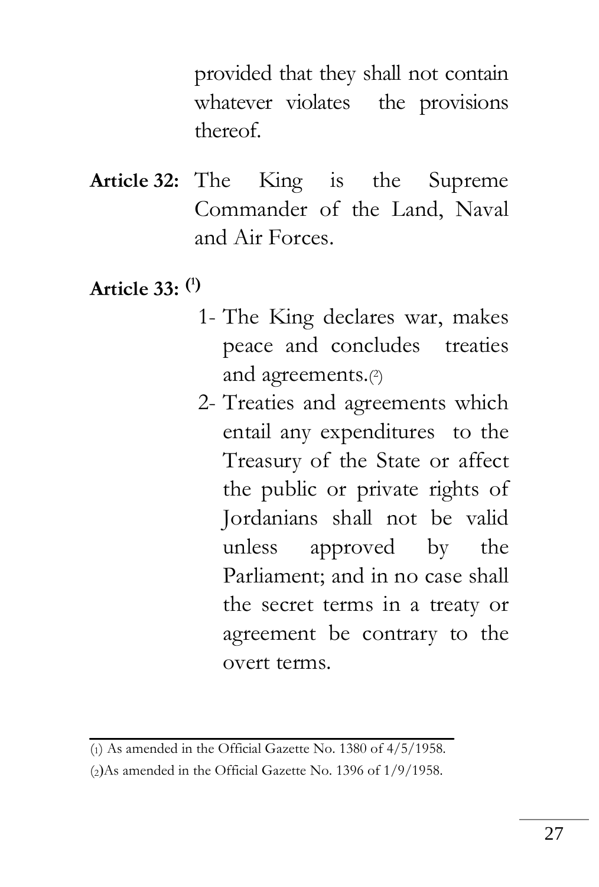provided that they shall not contain whatever violates the provisions thereof.

**Article 32:** The King is the Supreme Commander of the Land, Naval and Air Forces.

**Article 33:** [1]

1- The King declares war, makes peace and concludes treaties and agreements.[2]

2- Treaties and agreements which entail any expenditures to the Treasury of the State or affect the public or private rights of Jordanians shall not be valid unless approved by the Parliament; and in no case shall the secret terms in a treaty or agreement be contrary to the overt terms.

---

(1) As amended in the Official Gazette No. 1380 of 4/5/1958.

(2) As amended in the Official Gazette No. 1396 of 1/9/1958.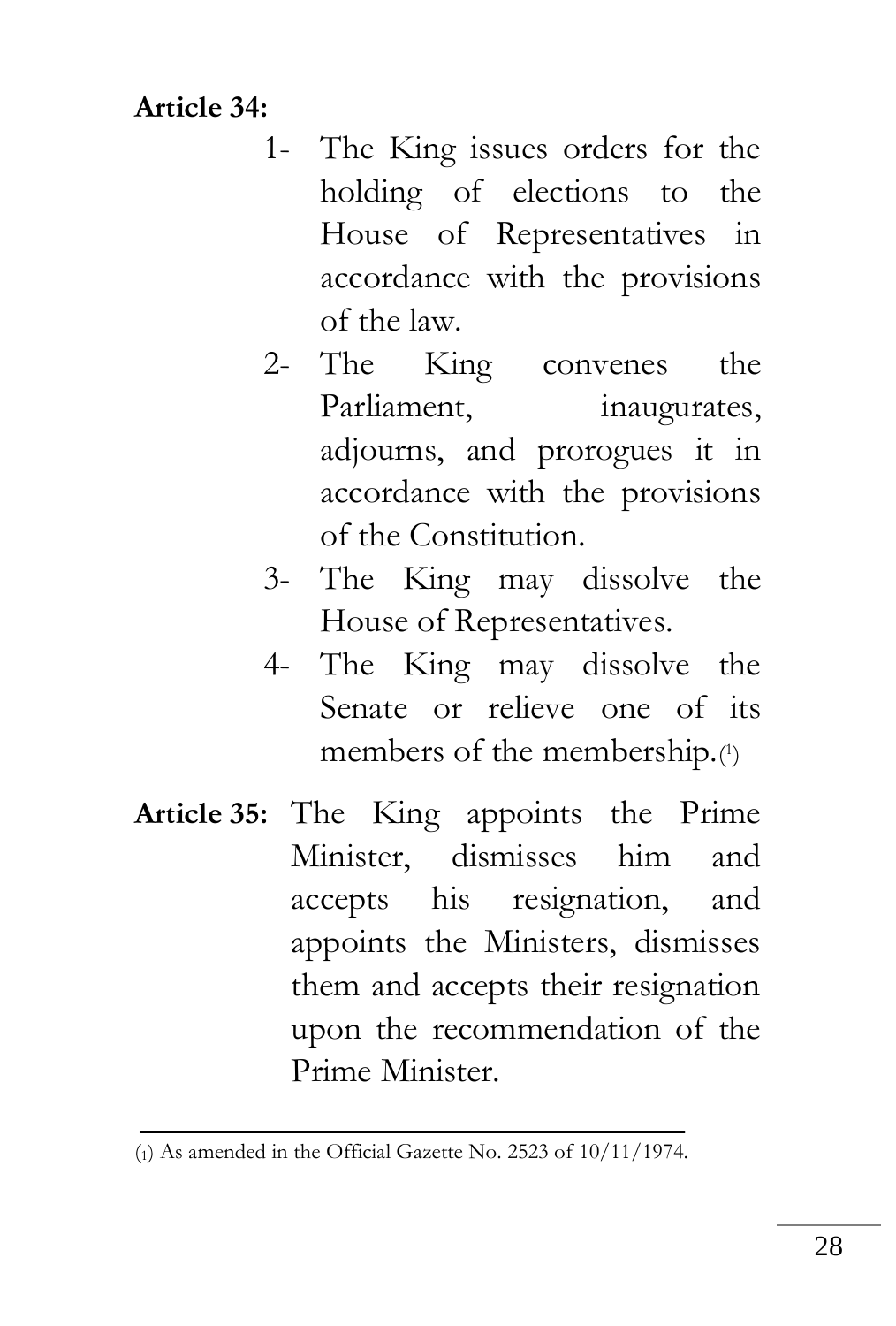**Article 34:**

1- The King issues orders for the holding of elections to the House of Representatives in accordance with the provisions of the law.
2- The King convenes the Parliament, inaugurates, adjourns, and prorogues it in accordance with the provisions of the Constitution.
3- The King may dissolve the House of Representatives.
4- The King may dissolve the Senate or relieve one of its members of the membership.[1]

**Article 35:** The King appoints the Prime Minister, dismisses him and accepts his resignation, and appoints the Ministers, dismisses them and accepts their resignation upon the recommendation of the Prime Minister.

---

(1) As amended in the Official Gazette No. 2523 of 10/11/1974.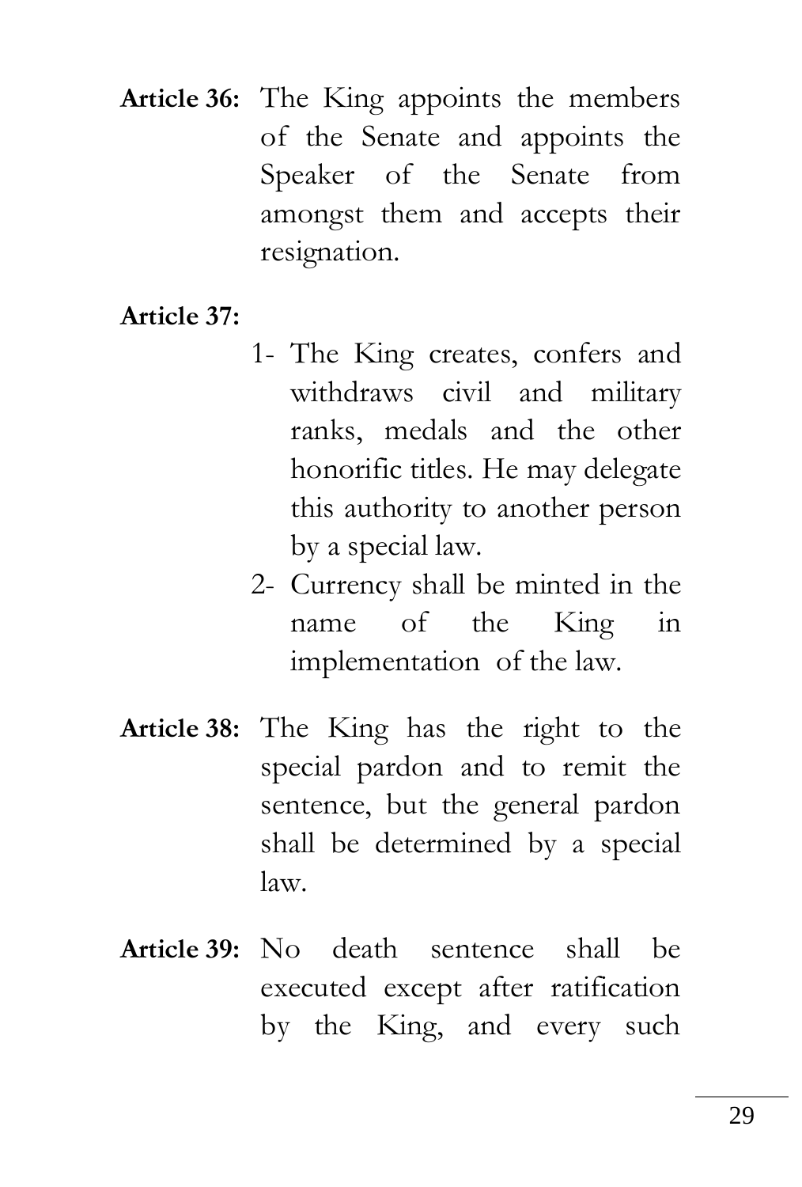**Article 36:** The King appoints the members of the Senate and appoints the Speaker of the Senate from amongst them and accepts their resignation.

**Article 37:**

1- The King creates, confers and withdraws civil and military ranks, medals and the other honorific titles. He may delegate this authority to another person by a special law.
2- Currency shall be minted in the name of the King in implementation of the law.

**Article 38:** The King has the right to the special pardon and to remit the sentence, but the general pardon shall be determined by a special law.

**Article 39:** No death sentence shall be executed except after ratification by the King, and every such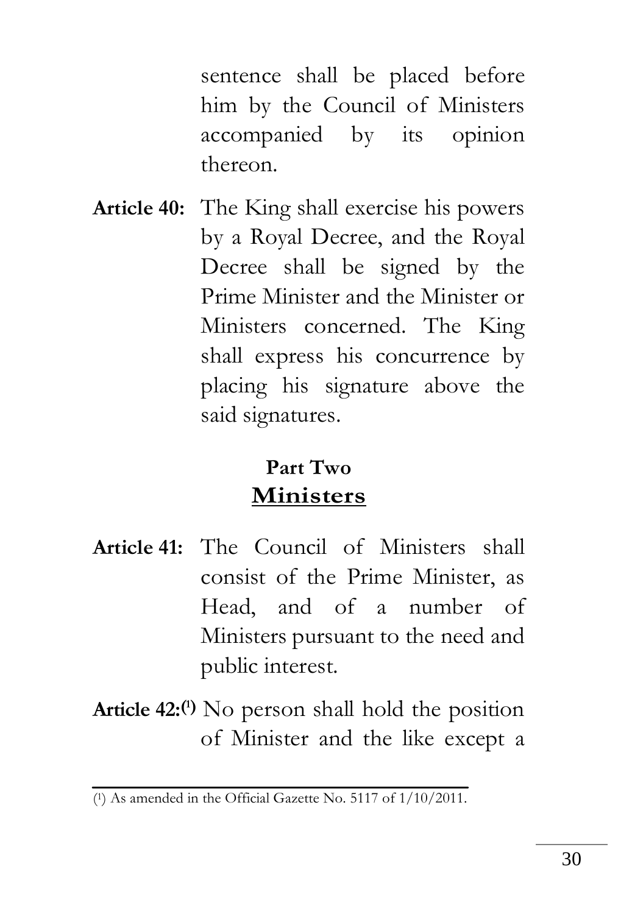sentence shall be placed before him by the Council of Ministers accompanied by its opinion thereon.

**Article 40:** The King shall exercise his powers by a Royal Decree, and the Royal Decree shall be signed by the Prime Minister and the Minister or Ministers concerned. The King shall express his concurrence by placing his signature above the said signatures.

## Part Two
## Ministers

**Article 41:** The Council of Ministers shall consist of the Prime Minister, as Head, and of a number of Ministers pursuant to the need and public interest.

**Article 42:**[1] No person shall hold the position of Minister and the like except a

---

(1) As amended in the Official Gazette No. 5117 of 1/10/2011.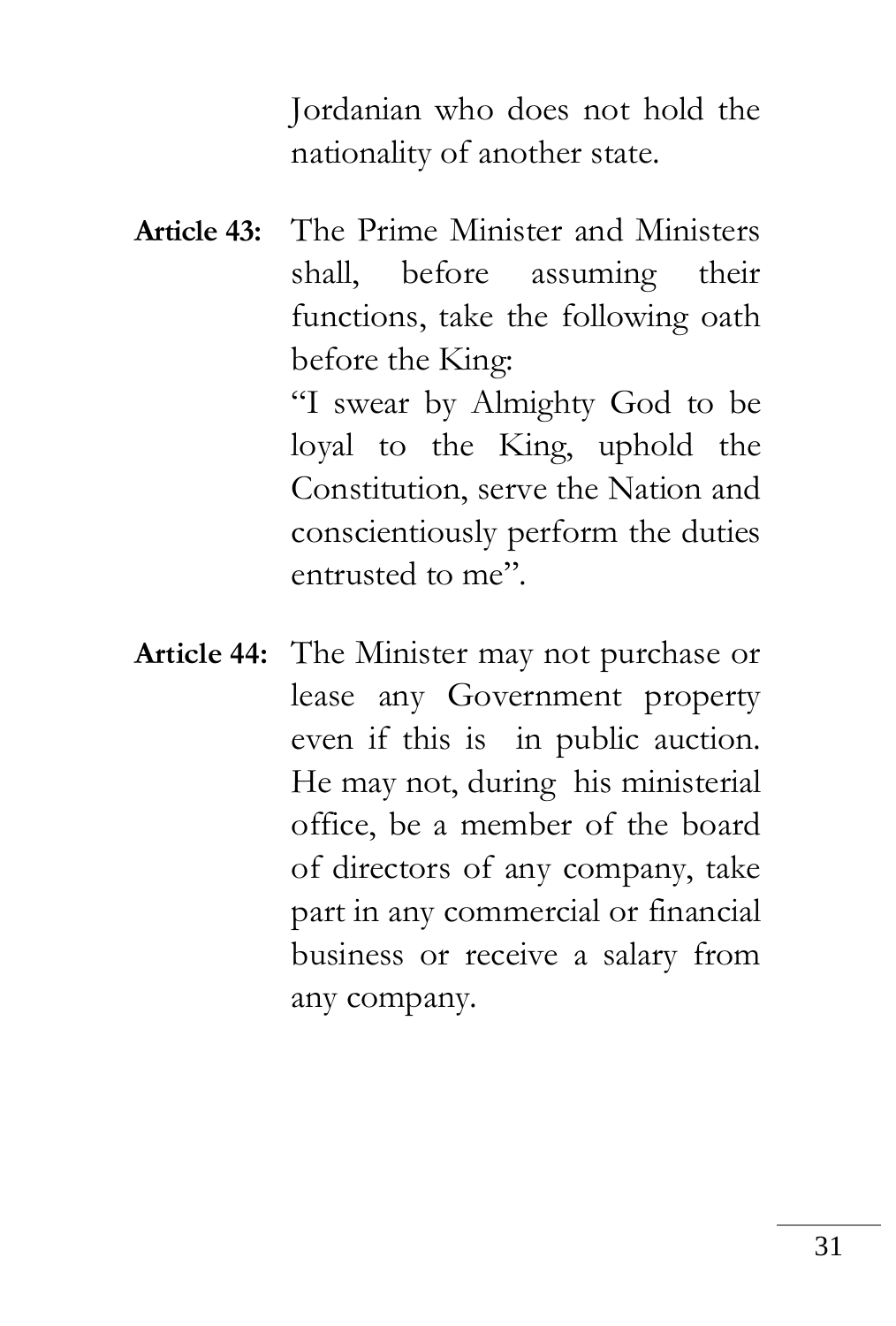Jordanian who does not hold the nationality of another state.

**Article 43:** The Prime Minister and Ministers shall, before assuming their functions, take the following oath before the King:

"I swear by Almighty God to be loyal to the King, uphold the Constitution, serve the Nation and conscientiously perform the duties entrusted to me".

**Article 44:** The Minister may not purchase or lease any Government property even if this is in public auction. He may not, during his ministerial office, be a member of the board of directors of any company, take part in any commercial or financial business or receive a salary from any company.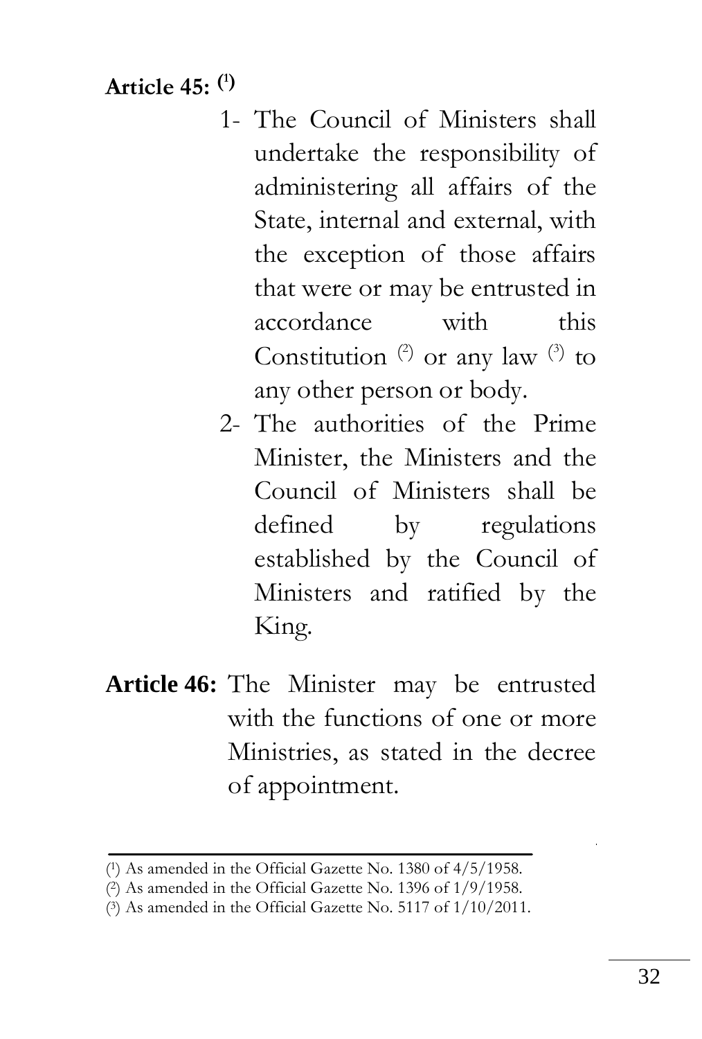**Article 45:** [(1)]

1- The Council of Ministers shall undertake the responsibility of administering all affairs of the State, internal and external, with the exception of those affairs that were or may be entrusted in accordance with this Constitution [(2)] or any law [(3)] to any other person or body.

2- The authorities of the Prime Minister, the Ministers and the Council of Ministers shall be defined by regulations established by the Council of Ministers and ratified by the King.

**Article 46:** The Minister may be entrusted with the functions of one or more Ministries, as stated in the decree of appointment.

---

(1) As amended in the Official Gazette No. 1380 of 4/5/1958.

(2) As amended in the Official Gazette No. 1396 of 1/9/1958.

(3) As amended in the Official Gazette No. 5117 of 1/10/2011.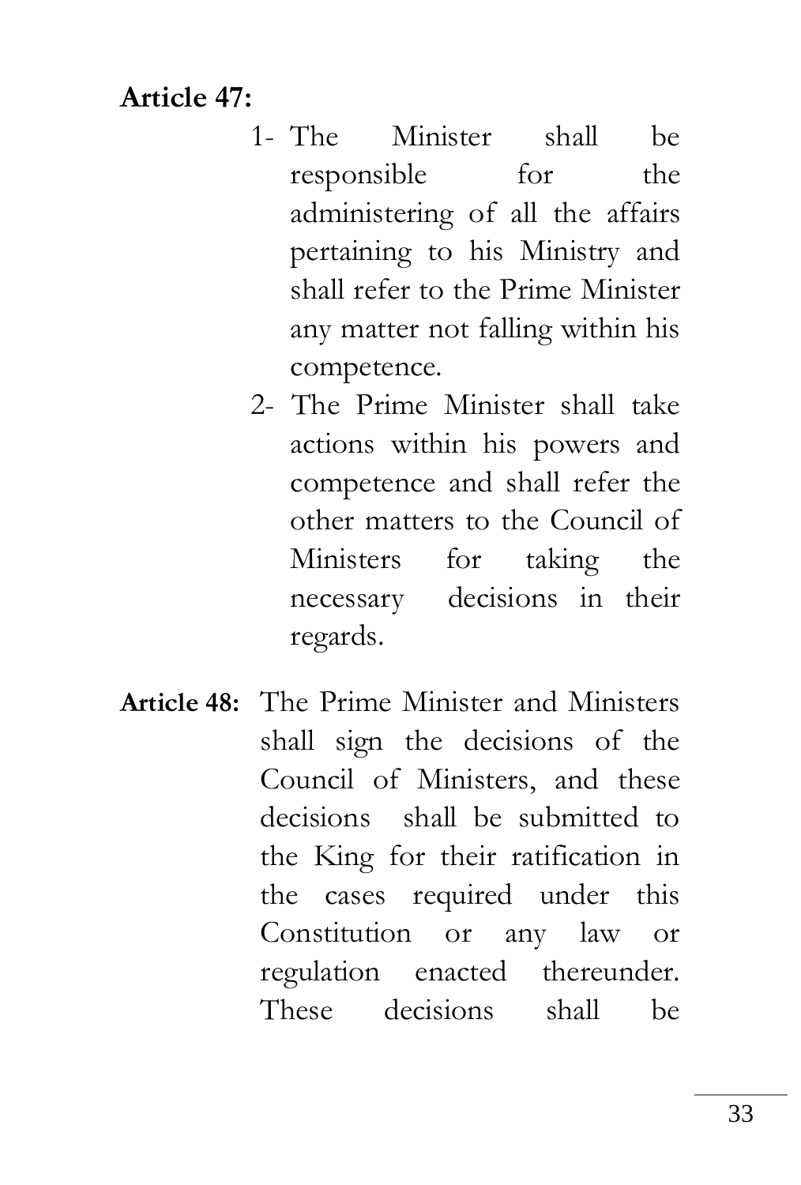**Article 47:**

1- The Minister shall be responsible for the administering of all the affairs pertaining to his Ministry and shall refer to the Prime Minister any matter not falling within his competence.

2- The Prime Minister shall take actions within his powers and competence and shall refer the other matters to the Council of Ministers for taking the necessary decisions in their regards.

**Article 48:** The Prime Minister and Ministers shall sign the decisions of the Council of Ministers, and these decisions shall be submitted to the King for their ratification in the cases required under this Constitution or any law or regulation enacted thereunder. These decisions shall be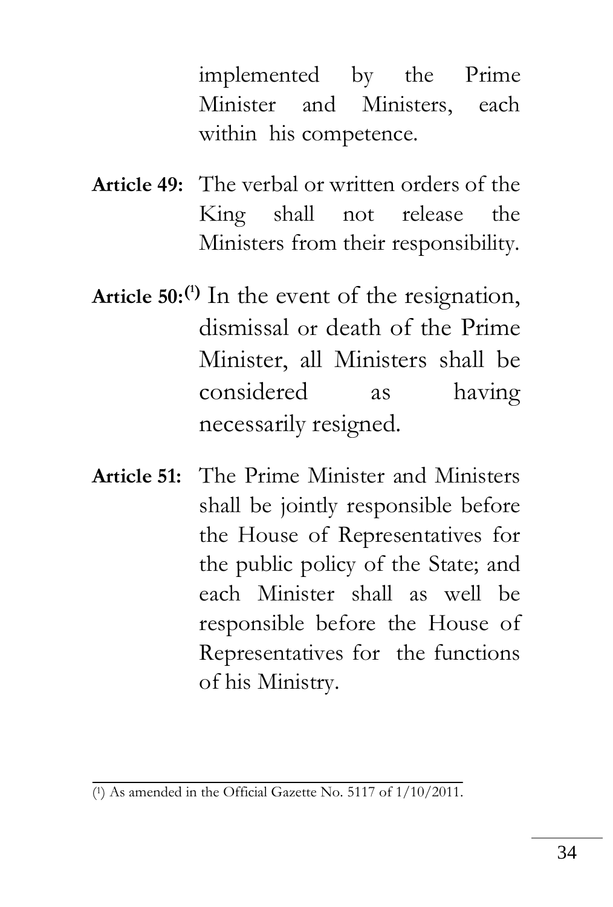implemented by the Prime Minister and Ministers, each within his competence.

**Article 49:** The verbal or written orders of the King shall not release the Ministers from their responsibility.

**Article 50:**[1] In the event of the resignation, dismissal or death of the Prime Minister, all Ministers shall be considered as having necessarily resigned.

**Article 51:** The Prime Minister and Ministers shall be jointly responsible before the House of Representatives for the public policy of the State; and each Minister shall as well be responsible before the House of Representatives for the functions of his Ministry.

---

(1) As amended in the Official Gazette No. 5117 of 1/10/2011.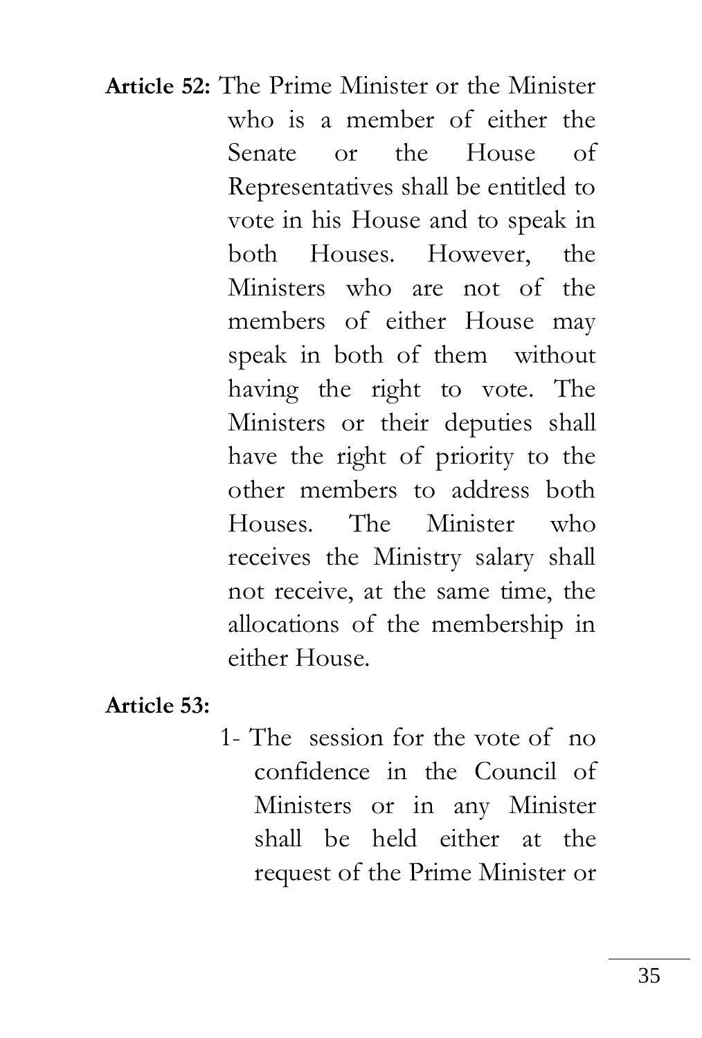**Article 52:** The Prime Minister or the Minister who is a member of either the Senate or the House of Representatives shall be entitled to vote in his House and to speak in both Houses. However, the Ministers who are not of the members of either House may speak in both of them without having the right to vote. The Ministers or their deputies shall have the right of priority to the other members to address both Houses. The Minister who receives the Ministry salary shall not receive, at the same time, the allocations of the membership in either House.

**Article 53:**

1- The session for the vote of no confidence in the Council of Ministers or in any Minister shall be held either at the request of the Prime Minister or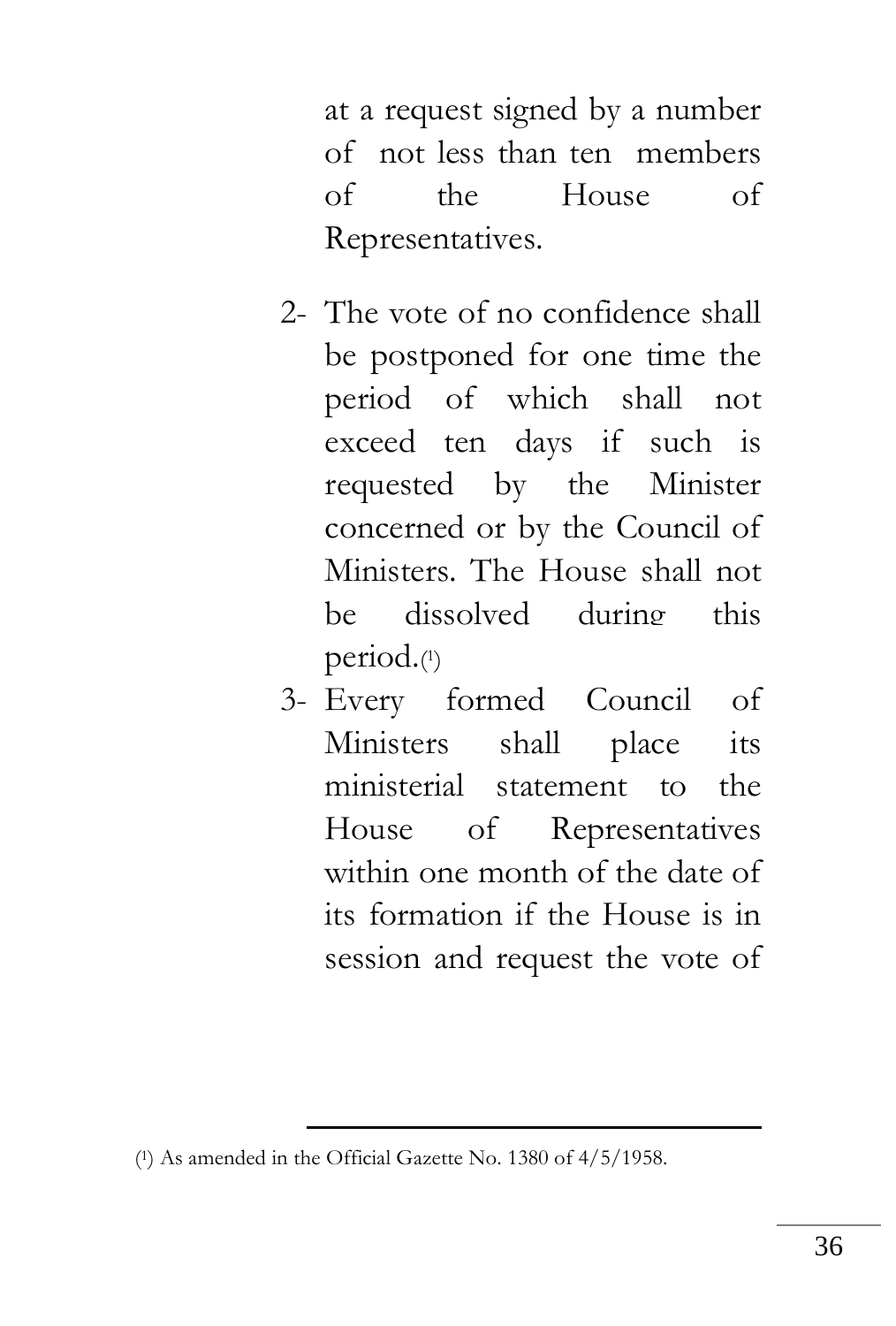at a request signed by a number of not less than ten members of the House of Representatives.

2- The vote of no confidence shall be postponed for one time the period of which shall not exceed ten days if such is requested by the Minister concerned or by the Council of Ministers. The House shall not be dissolved during this period.[1]

3- Every formed Council of Ministers shall place its ministerial statement to the House of Representatives within one month of the date of its formation if the House is in session and request the vote of

---

[1] As amended in the Official Gazette No. 1380 of 4/5/1958.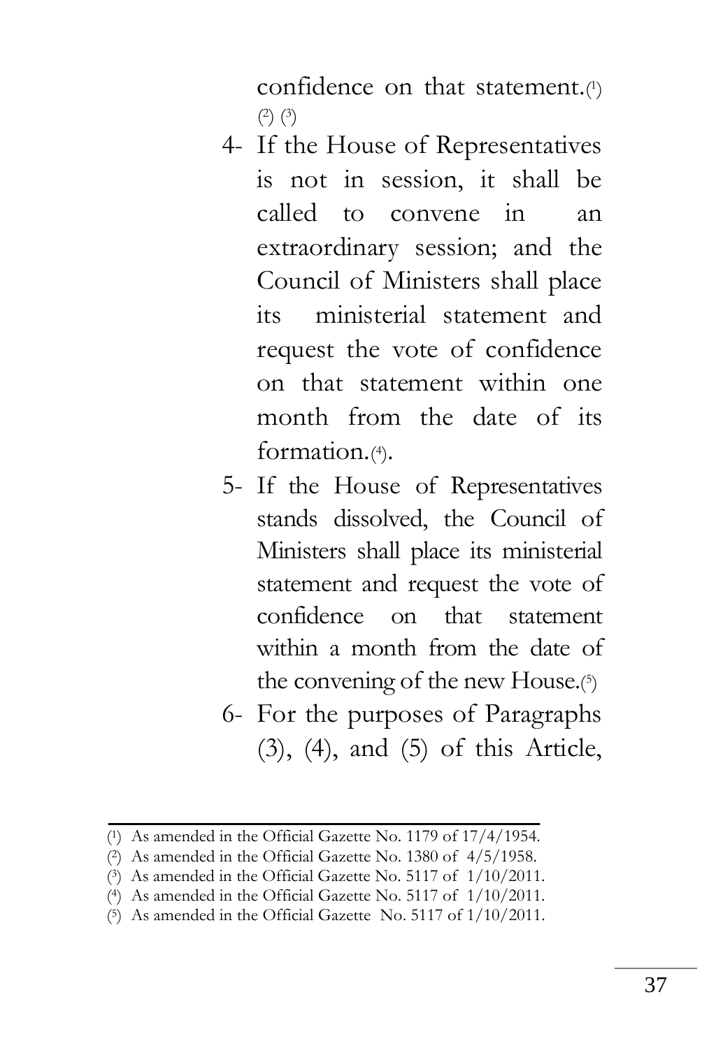confidence on that statement.(1) (2) (3)

4- If the House of Representatives is not in session, it shall be called to convene in an extraordinary session; and the Council of Ministers shall place its ministerial statement and request the vote of confidence on that statement within one month from the date of its formation.(4).

5- If the House of Representatives stands dissolved, the Council of Ministers shall place its ministerial statement and request the vote of confidence on that statement within a month from the date of the convening of the new House.(5)

6- For the purposes of Paragraphs (3), (4), and (5) of this Article,

---

(1) As amended in the Official Gazette No. 1179 of 17/4/1954.

(2) As amended in the Official Gazette No. 1380 of 4/5/1958.

(3) As amended in the Official Gazette No. 5117 of 1/10/2011.

(4) As amended in the Official Gazette No. 5117 of 1/10/2011.

(5) As amended in the Official Gazette No. 5117 of 1/10/2011.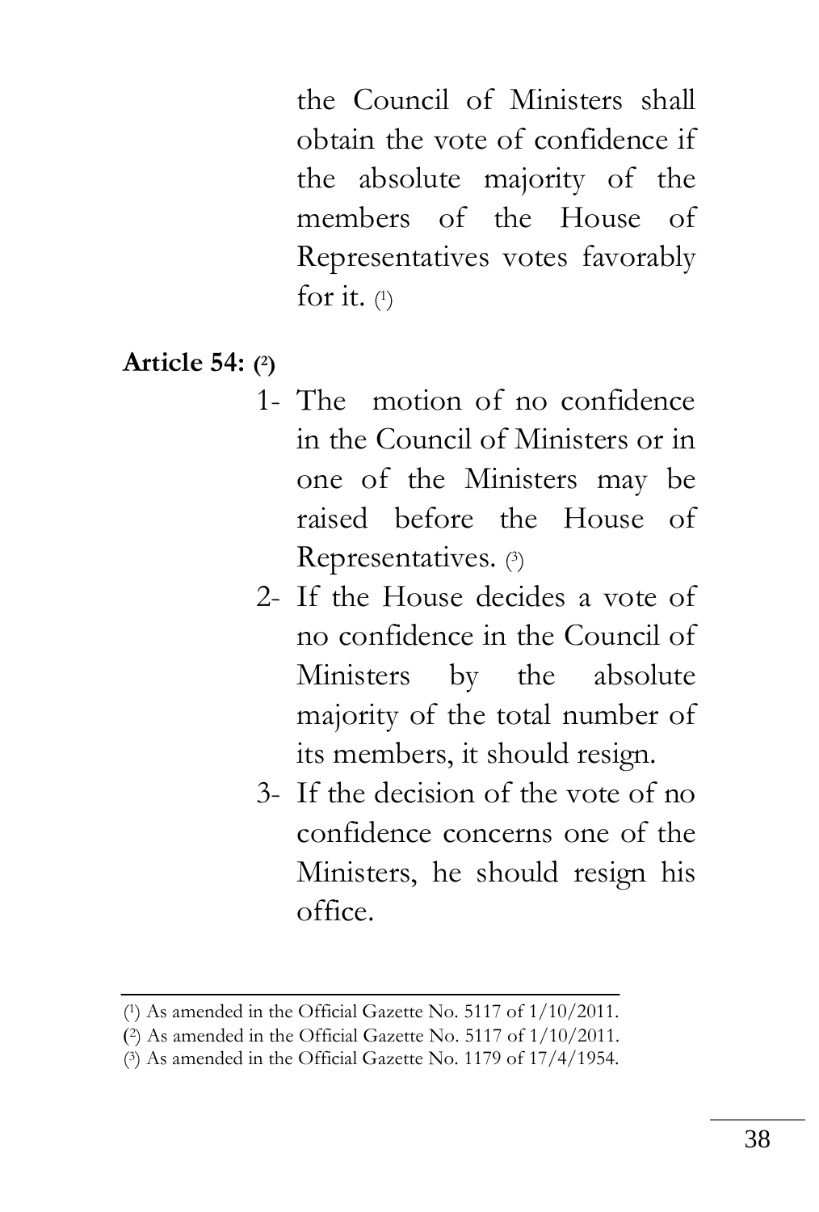the Council of Ministers shall obtain the vote of confidence if the absolute majority of the members of the House of Representatives votes favorably for it. [1]

**Article 54: [2]**

1- The motion of no confidence in the Council of Ministers or in one of the Ministers may be raised before the House of Representatives. [3]

2- If the House decides a vote of no confidence in the Council of Ministers by the absolute majority of the total number of its members, it should resign.

3- If the decision of the vote of no confidence concerns one of the Ministers, he should resign his office.

---

[1] As amended in the Official Gazette No. 5117 of 1/10/2011.

[2] As amended in the Official Gazette No. 5117 of 1/10/2011.

[3] As amended in the Official Gazette No. 1179 of 17/4/1954.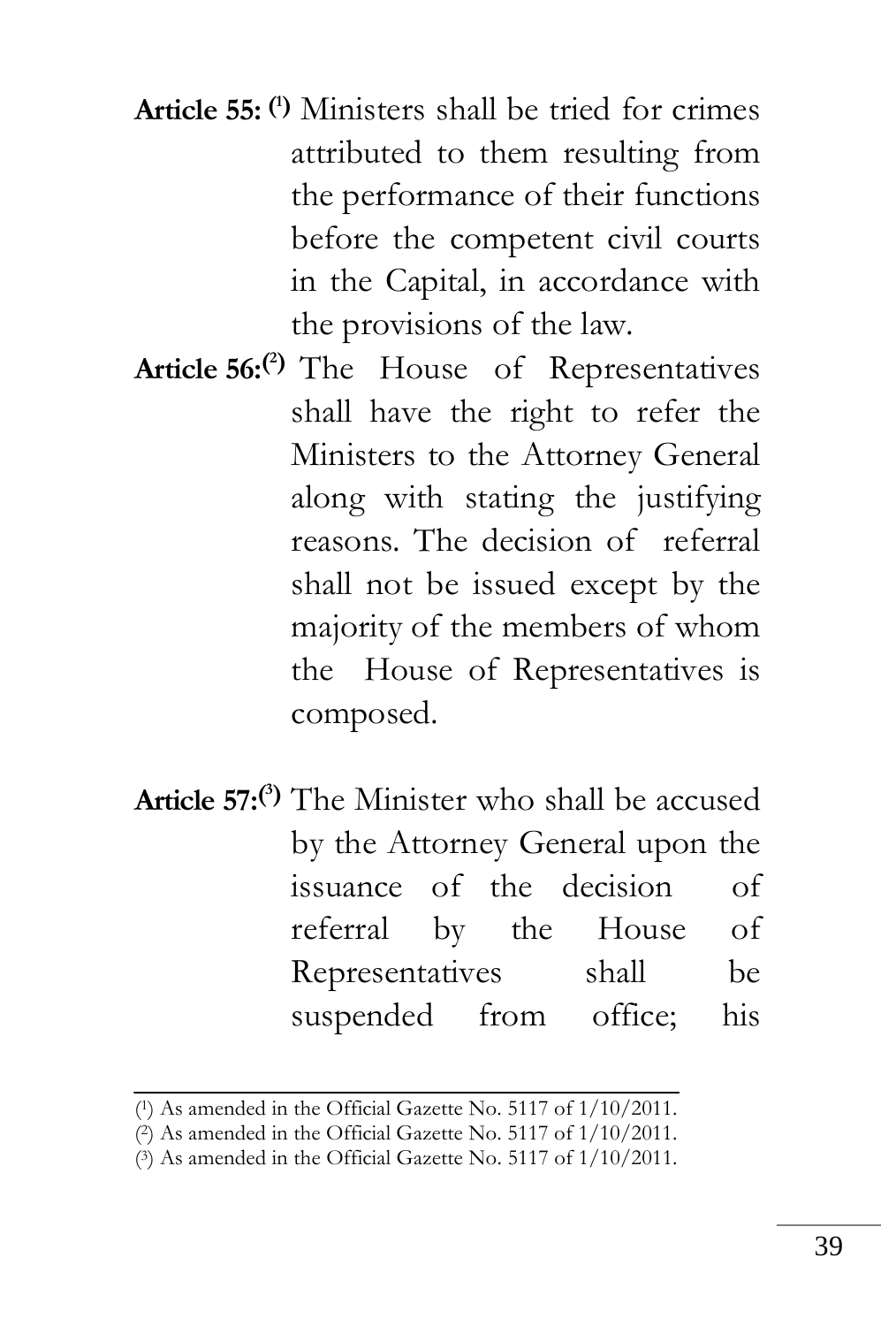**Article 55:** [1] Ministers shall be tried for crimes attributed to them resulting from the performance of their functions before the competent civil courts in the Capital, in accordance with the provisions of the law.

**Article 56:** [2] The House of Representatives shall have the right to refer the Ministers to the Attorney General along with stating the justifying reasons. The decision of referral shall not be issued except by the majority of the members of whom the House of Representatives is composed.

**Article 57:** [3] The Minister who shall be accused by the Attorney General upon the issuance of the decision of referral by the House of Representatives shall be suspended from office; his

---

(1) As amended in the Official Gazette No. 5117 of 1/10/2011.

(2) As amended in the Official Gazette No. 5117 of 1/10/2011.

(3) As amended in the Official Gazette No. 5117 of 1/10/2011.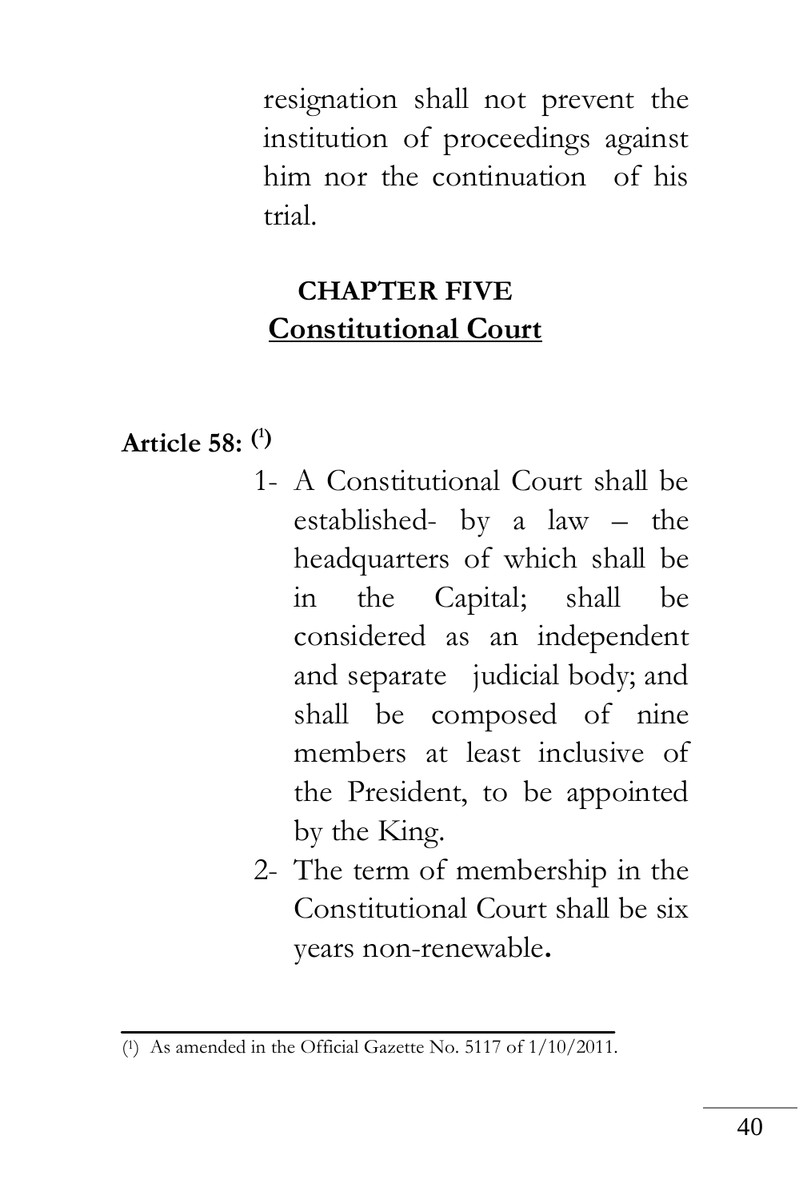resignation shall not prevent the institution of proceedings against him nor the continuation of his trial.

## CHAPTER FIVE
## Constitutional Court

**Article 58:** [1]

1- A Constitutional Court shall be established- by a law – the headquarters of which shall be in the Capital; shall be considered as an independent and separate judicial body; and shall be composed of nine members at least inclusive of the President, to be appointed by the King.

2- The term of membership in the Constitutional Court shall be six years non-renewable.

---

[1] As amended in the Official Gazette No. 5117 of 1/10/2011.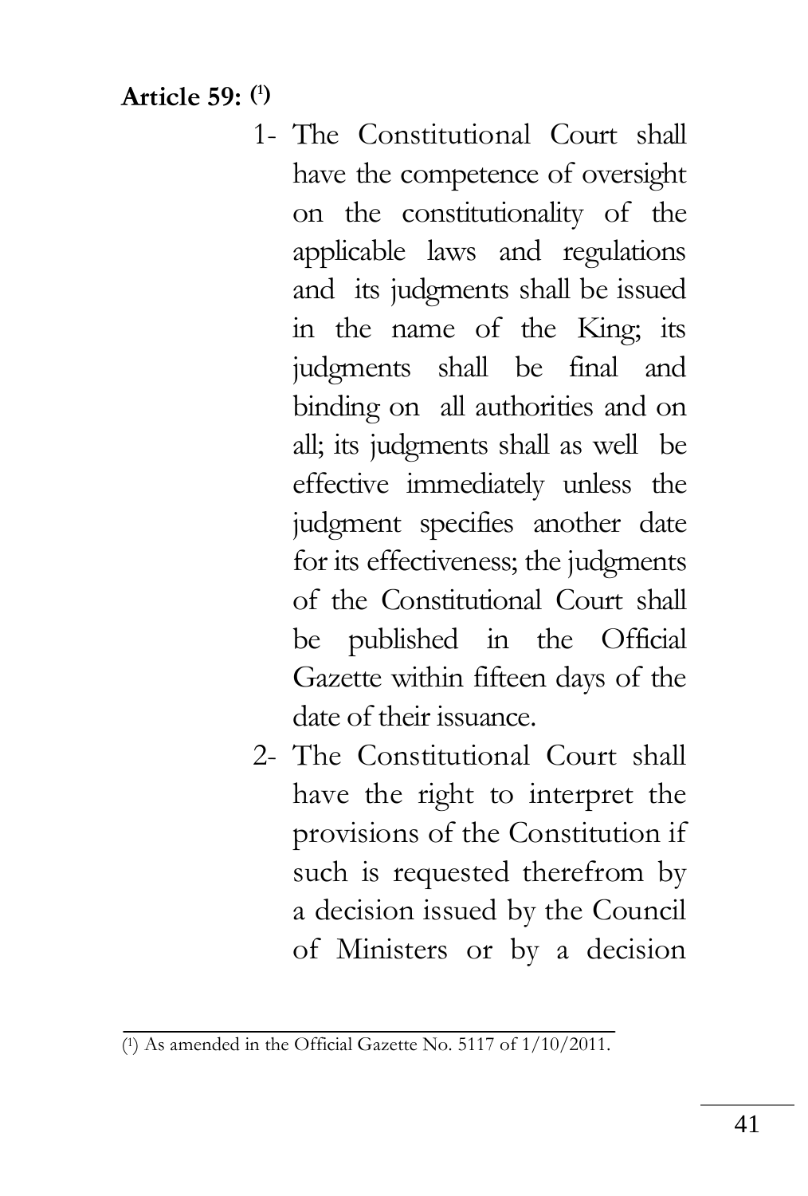**Article 59:** [1]

1- The Constitutional Court shall have the competence of oversight on the constitutionality of the applicable laws and regulations and its judgments shall be issued in the name of the King; its judgments shall be final and binding on all authorities and on all; its judgments shall as well be effective immediately unless the judgment specifies another date for its effectiveness; the judgments of the Constitutional Court shall be published in the Official Gazette within fifteen days of the date of their issuance.

2- The Constitutional Court shall have the right to interpret the provisions of the Constitution if such is requested therefrom by a decision issued by the Council of Ministers or by a decision

---

[1] As amended in the Official Gazette No. 5117 of 1/10/2011.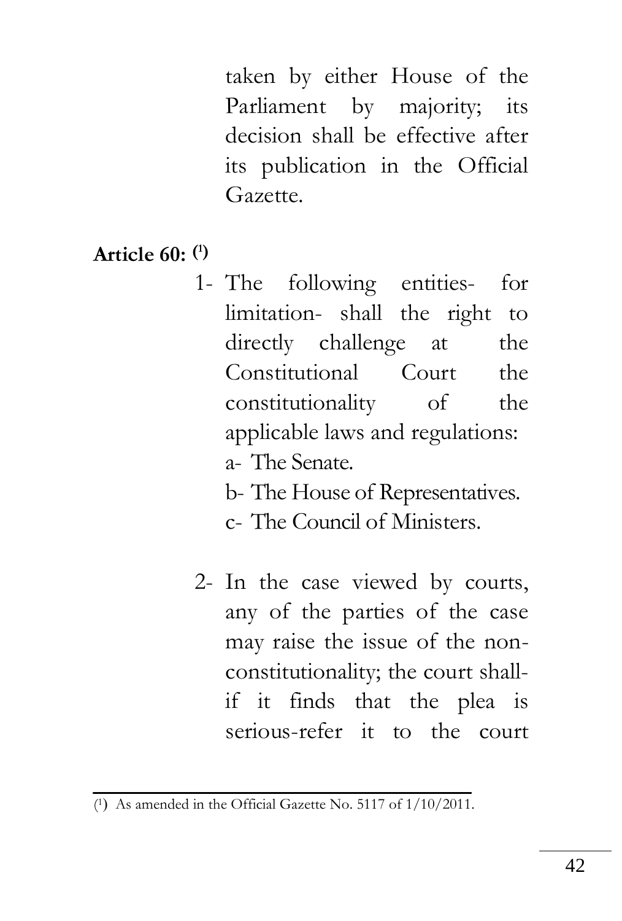taken by either House of the Parliament by majority; its decision shall be effective after its publication in the Official Gazette.

**Article 60: [1]**

1- The following entities- for limitation- shall the right to directly challenge at the Constitutional Court the constitutionality of the applicable laws and regulations:
   a- The Senate.
   b- The House of Representatives.
   c- The Council of Ministers.

2- In the case viewed by courts, any of the parties of the case may raise the issue of the non-constitutionality; the court shall- if it finds that the plea is serious-refer it to the court

---

[1] As amended in the Official Gazette No. 5117 of 1/10/2011.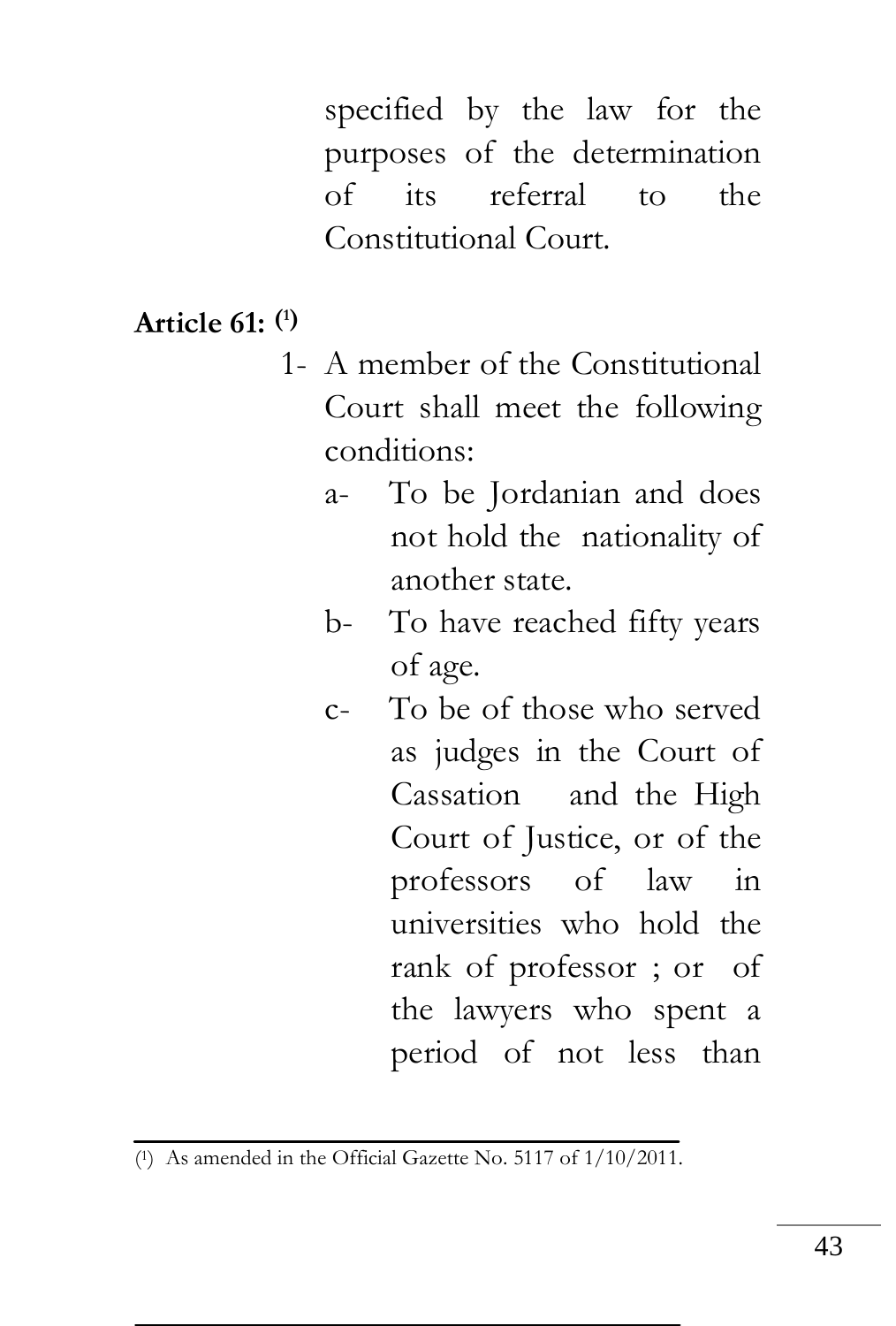specified by the law for the purposes of the determination of its referral to the Constitutional Court.

**Article 61: [1]**

1- A member of the Constitutional Court shall meet the following conditions:

   a- To be Jordanian and does not hold the nationality of another state.

   b- To have reached fifty years of age.

   c- To be of those who served as judges in the Court of Cassation and the High Court of Justice, or of the professors of law in universities who hold the rank of professor ; or of the lawyers who spent a period of not less than

---

[1] As amended in the Official Gazette No. 5117 of 1/10/2011.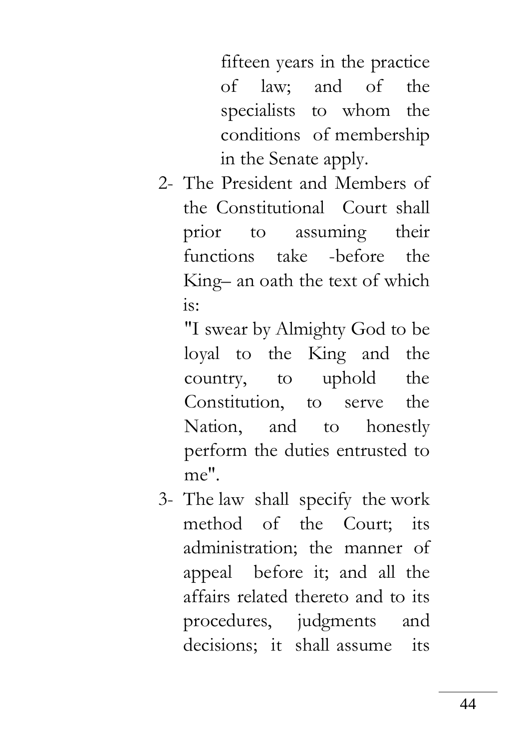fifteen years in the practice of law; and of the specialists to whom the conditions of membership in the Senate apply.

2- The President and Members of the Constitutional Court shall prior to assuming their functions take -before the King– an oath the text of which is:

   "I swear by Almighty God to be loyal to the King and the country, to uphold the Constitution, to serve the Nation, and to honestly perform the duties entrusted to me".

3- The law shall specify the work method of the Court; its administration; the manner of appeal before it; and all the affairs related thereto and to its procedures, judgments and decisions; it shall assume its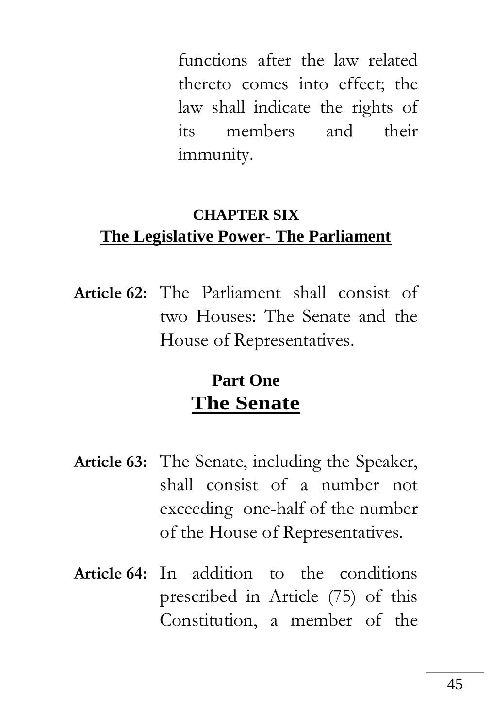functions after the law related thereto comes into effect; the law shall indicate the rights of its members and their immunity.

## CHAPTER SIX
## The Legislative Power- The Parliament

**Article 62:** The Parliament shall consist of two Houses: The Senate and the House of Representatives.

### Part One
### The Senate

**Article 63:** The Senate, including the Speaker, shall consist of a number not exceeding one-half of the number of the House of Representatives.

**Article 64:** In addition to the conditions prescribed in Article (75) of this Constitution, a member of the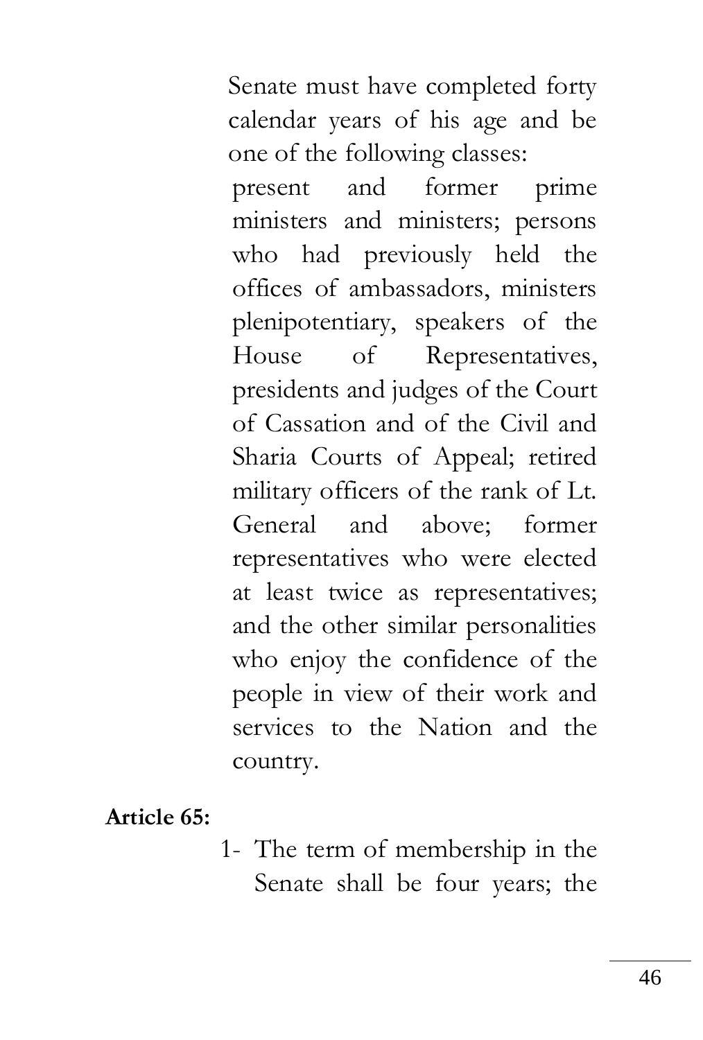Senate must have completed forty calendar years of his age and be one of the following classes:

present and former prime ministers and ministers; persons who had previously held the offices of ambassadors, ministers plenipotentiary, speakers of the House of Representatives, presidents and judges of the Court of Cassation and of the Civil and Sharia Courts of Appeal; retired military officers of the rank of Lt. General and above; former representatives who were elected at least twice as representatives; and the other similar personalities who enjoy the confidence of the people in view of their work and services to the Nation and the country.

**Article 65:**

1- The term of membership in the Senate shall be four years; the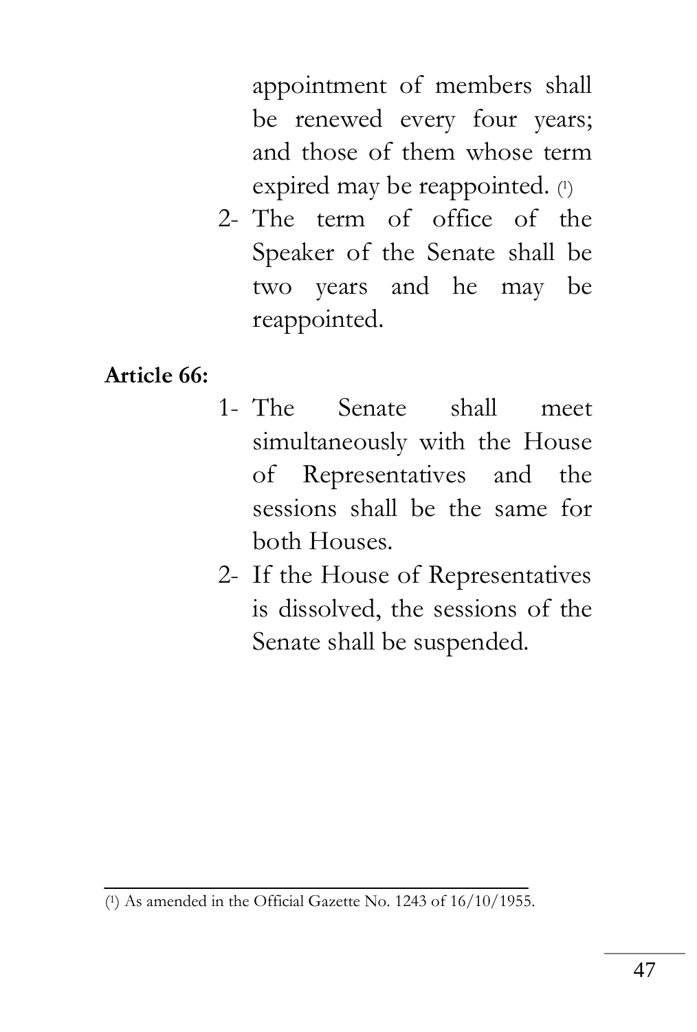appointment of members shall be renewed every four years; and those of them whose term expired may be reappointed. [1]

2- The term of office of the Speaker of the Senate shall be two years and he may be reappointed.

**Article 66:**

1- The Senate shall meet simultaneously with the House of Representatives and the sessions shall be the same for both Houses.

2- If the House of Representatives is dissolved, the sessions of the Senate shall be suspended.

---

[1] As amended in the Official Gazette No. 1243 of 16/10/1955.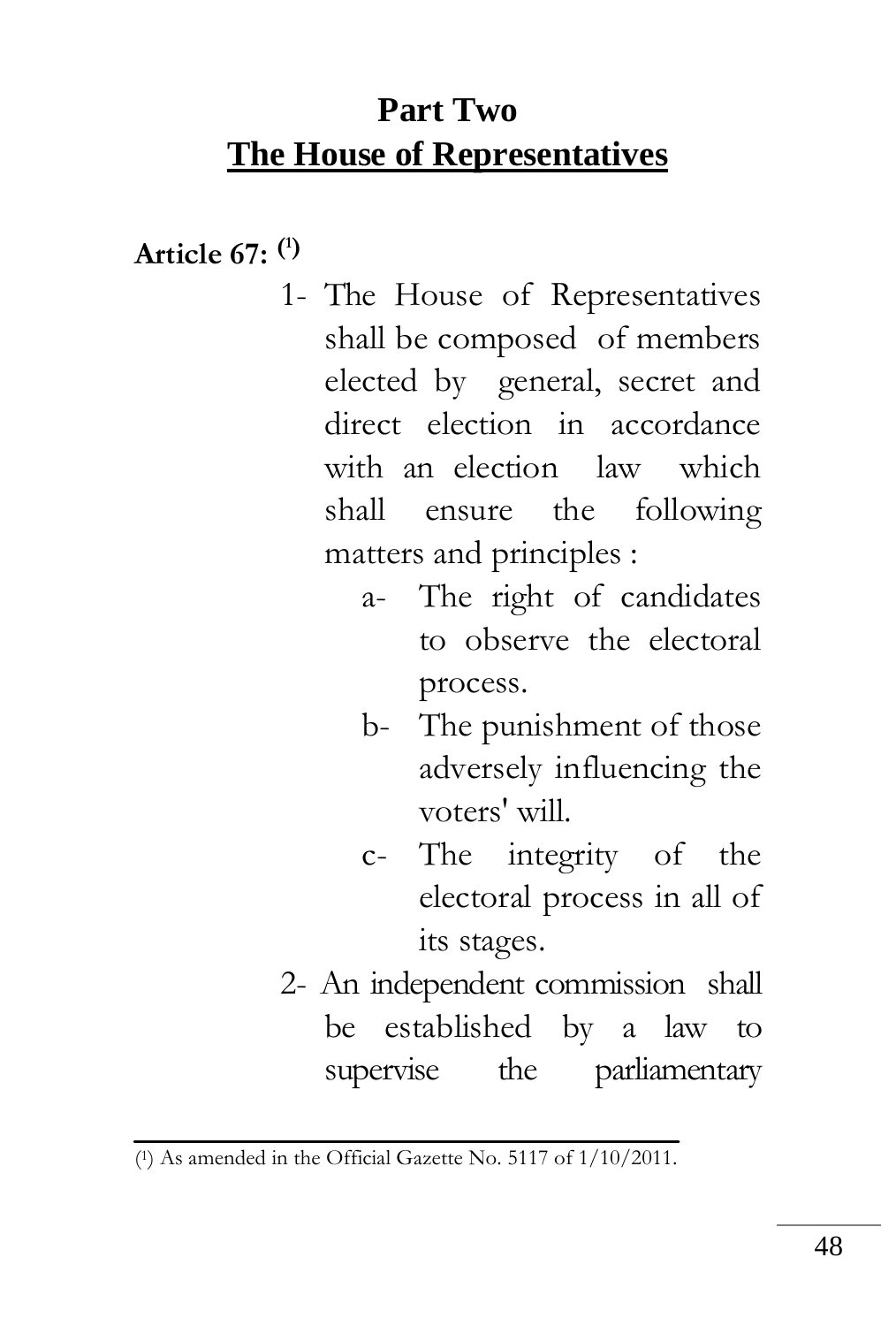# Part Two

## The House of Representatives

**Article 67:** [1]

1- The House of Representatives shall be composed of members elected by general, secret and direct election in accordance with an election law which shall ensure the following matters and principles :

   a- The right of candidates to observe the electoral process.

   b- The punishment of those adversely influencing the voters' will.

   c- The integrity of the electoral process in all of its stages.

2- An independent commission shall be established by a law to supervise the parliamentary

---

(1) As amended in the Official Gazette No. 5117 of 1/10/2011.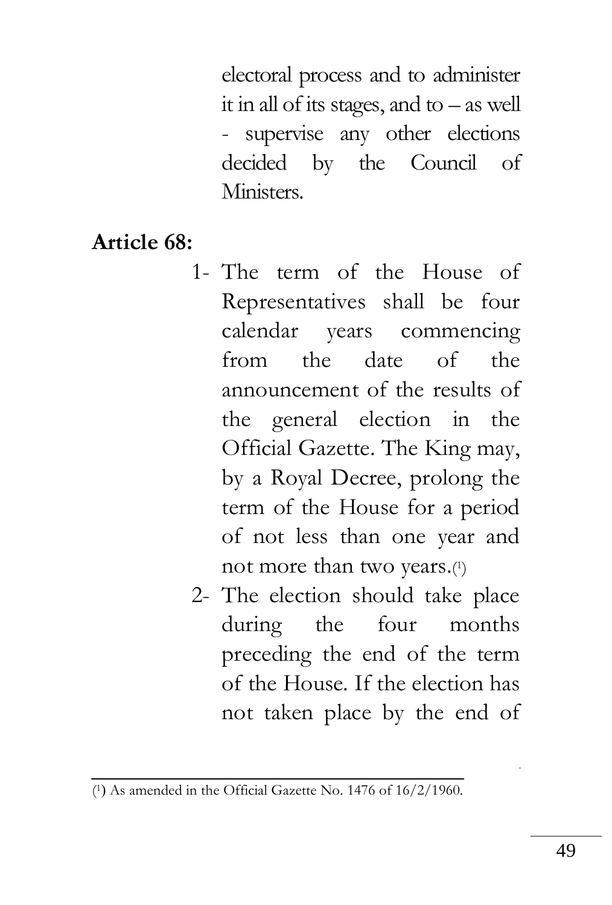electoral process and to administer it in all of its stages, and to – as well - supervise any other elections decided by the Council of Ministers.

**Article 68:**

1- The term of the House of Representatives shall be four calendar years commencing from the date of the announcement of the results of the general election in the Official Gazette. The King may, by a Royal Decree, prolong the term of the House for a period of not less than one year and not more than two years.(1)

2- The election should take place during the four months preceding the end of the term of the House. If the election has not taken place by the end of

(1) As amended in the Official Gazette No. 1476 of 16/2/1960.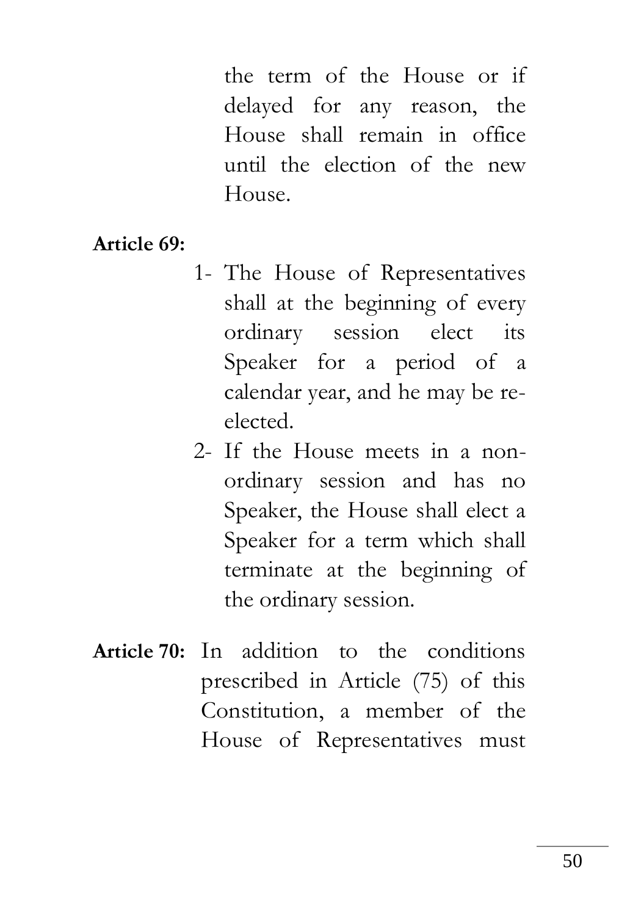the term of the House or if delayed for any reason, the House shall remain in office until the election of the new House.

**Article 69:**

1- The House of Representatives shall at the beginning of every ordinary session elect its Speaker for a period of a calendar year, and he may be re-elected.

2- If the House meets in a non-ordinary session and has no Speaker, the House shall elect a Speaker for a term which shall terminate at the beginning of the ordinary session.

**Article 70:** In addition to the conditions prescribed in Article (75) of this Constitution, a member of the House of Representatives must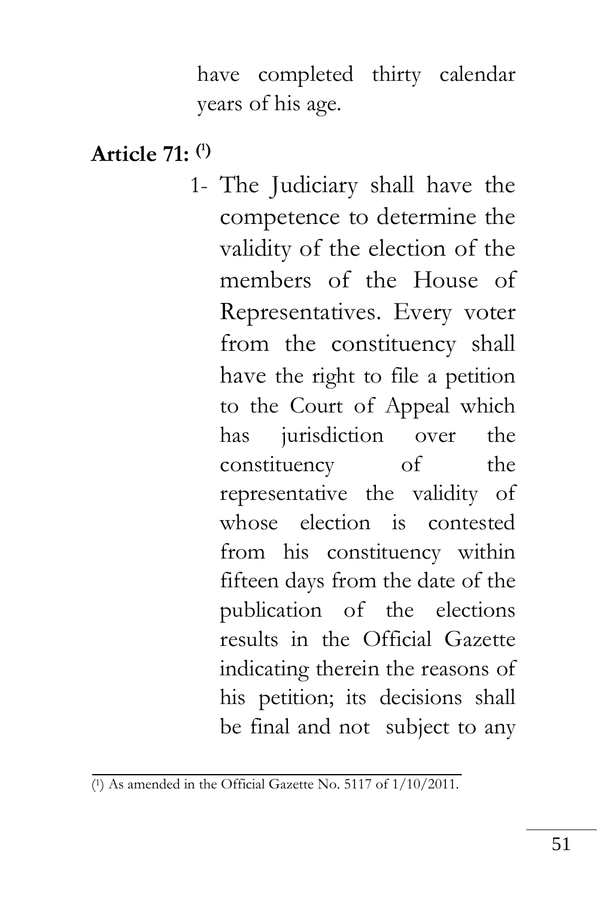have completed thirty calendar years of his age.

**Article 71: [1]**

1- The Judiciary shall have the competence to determine the validity of the election of the members of the House of Representatives. Every voter from the constituency shall have the right to file a petition to the Court of Appeal which has jurisdiction over the constituency of the representative the validity of whose election is contested from his constituency within fifteen days from the date of the publication of the elections results in the Official Gazette indicating therein the reasons of his petition; its decisions shall be final and not subject to any

---

[1] As amended in the Official Gazette No. 5117 of 1/10/2011.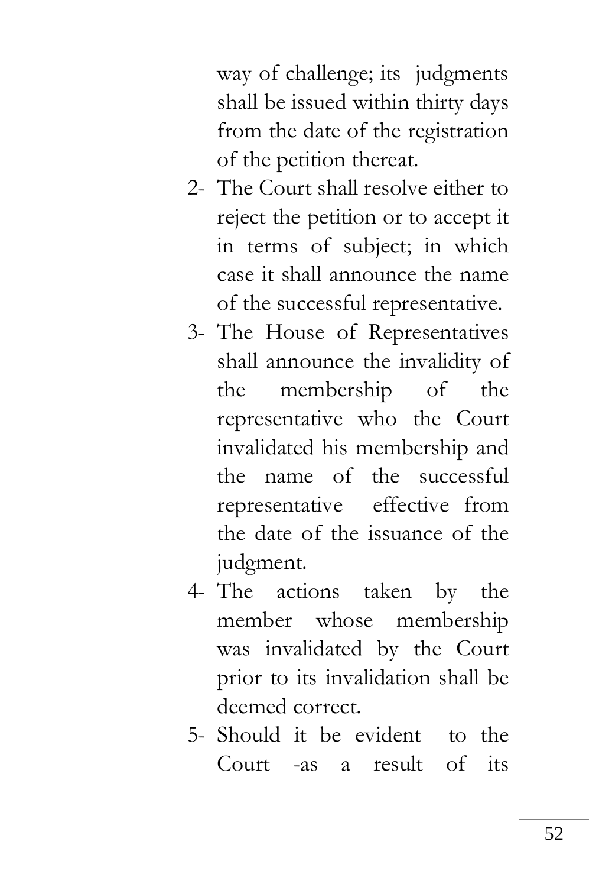way of challenge; its judgments shall be issued within thirty days from the date of the registration of the petition thereat.

2- The Court shall resolve either to reject the petition or to accept it in terms of subject; in which case it shall announce the name of the successful representative.

3- The House of Representatives shall announce the invalidity of the membership of the representative who the Court invalidated his membership and the name of the successful representative effective from the date of the issuance of the judgment.

4- The actions taken by the member whose membership was invalidated by the Court prior to its invalidation shall be deemed correct.

5- Should it be evident to the Court -as a result of its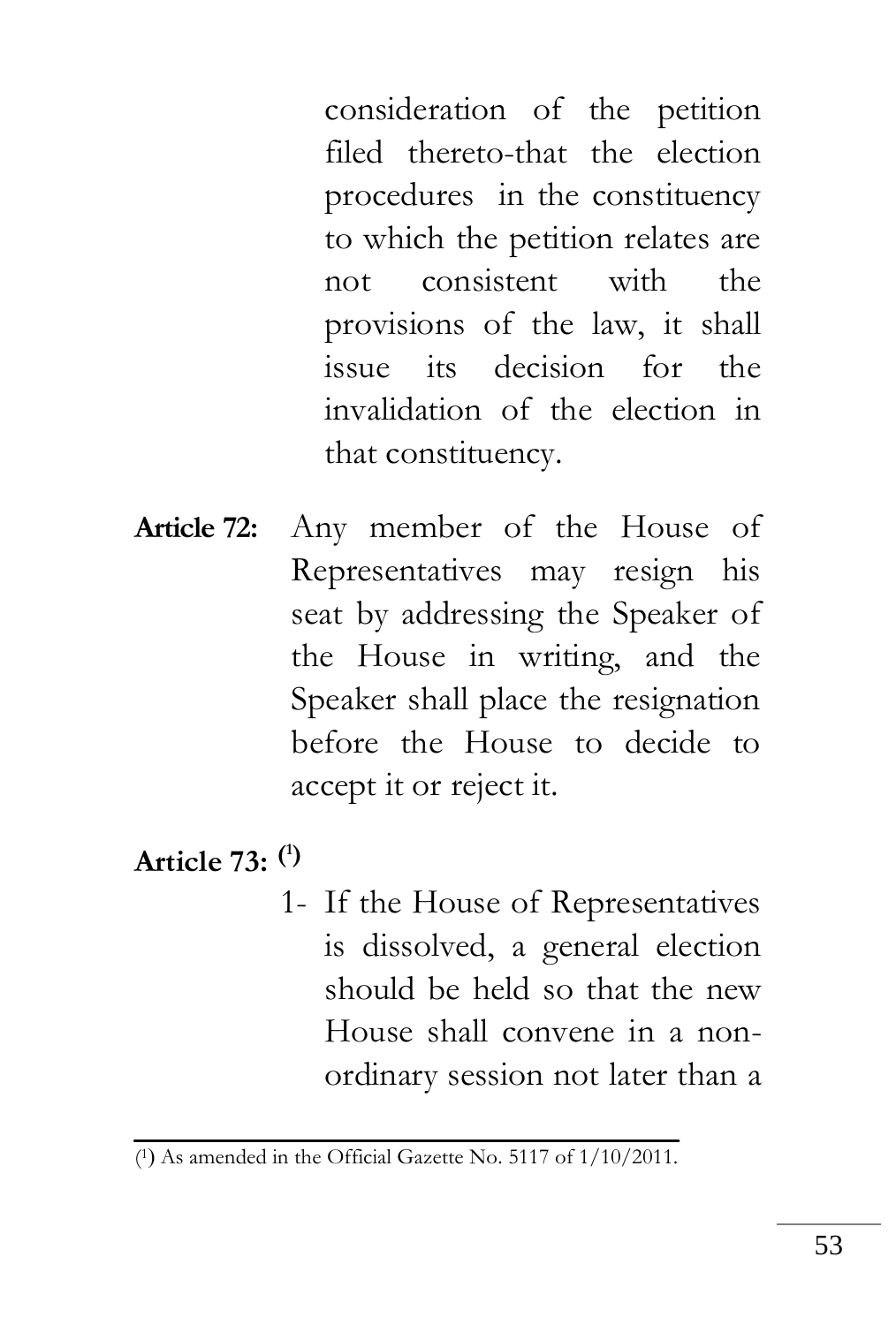consideration of the petition filed thereto-that the election procedures in the constituency to which the petition relates are not consistent with the provisions of the law, it shall issue its decision for the invalidation of the election in that constituency.

**Article 72:** Any member of the House of Representatives may resign his seat by addressing the Speaker of the House in writing, and the Speaker shall place the resignation before the House to decide to accept it or reject it.

**Article 73:** [1]

1- If the House of Representatives is dissolved, a general election should be held so that the new House shall convene in a non-ordinary session not later than a

---

[1] As amended in the Official Gazette No. 5117 of 1/10/2011.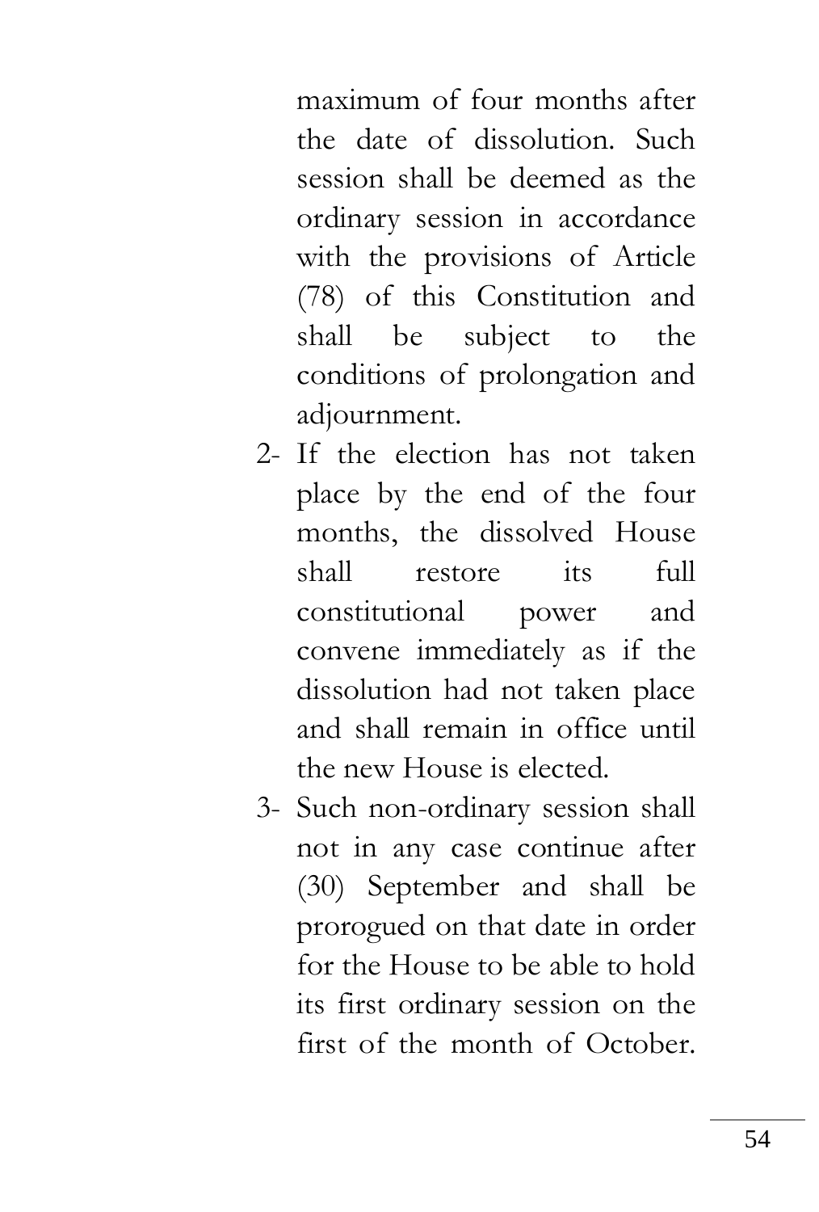maximum of four months after the date of dissolution. Such session shall be deemed as the ordinary session in accordance with the provisions of Article (78) of this Constitution and shall be subject to the conditions of prolongation and adjournment.

2- If the election has not taken place by the end of the four months, the dissolved House shall restore its full constitutional power and convene immediately as if the dissolution had not taken place and shall remain in office until the new House is elected.

3- Such non-ordinary session shall not in any case continue after (30) September and shall be prorogued on that date in order for the House to be able to hold its first ordinary session on the first of the month of October.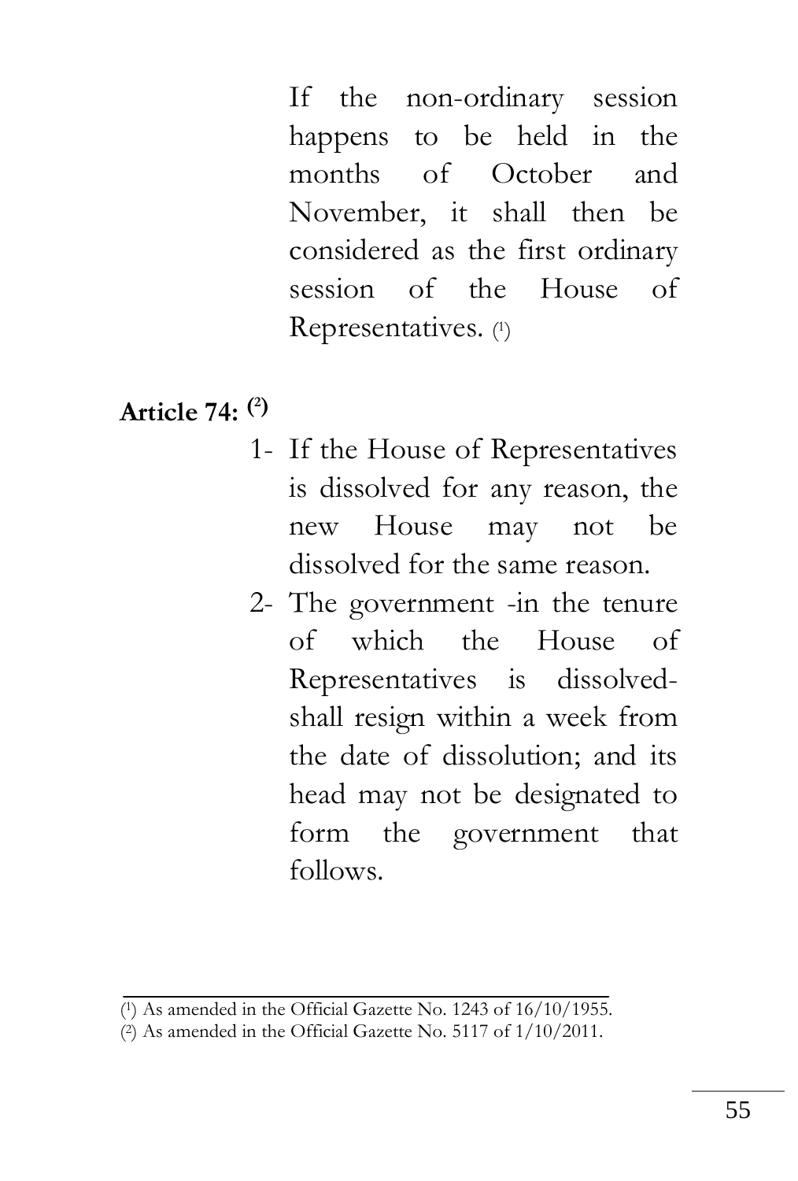If the non-ordinary session happens to be held in the months of October and November, it shall then be considered as the first ordinary session of the House of Representatives. [1]

**Article 74: [2]**

1- If the House of Representatives is dissolved for any reason, the new House may not be dissolved for the same reason.
2- The government -in the tenure of which the House of Representatives is dissolved- shall resign within a week from the date of dissolution; and its head may not be designated to form the government that follows.

---

(1) As amended in the Official Gazette No. 1243 of 16/10/1955.
(2) As amended in the Official Gazette No. 5117 of 1/10/2011.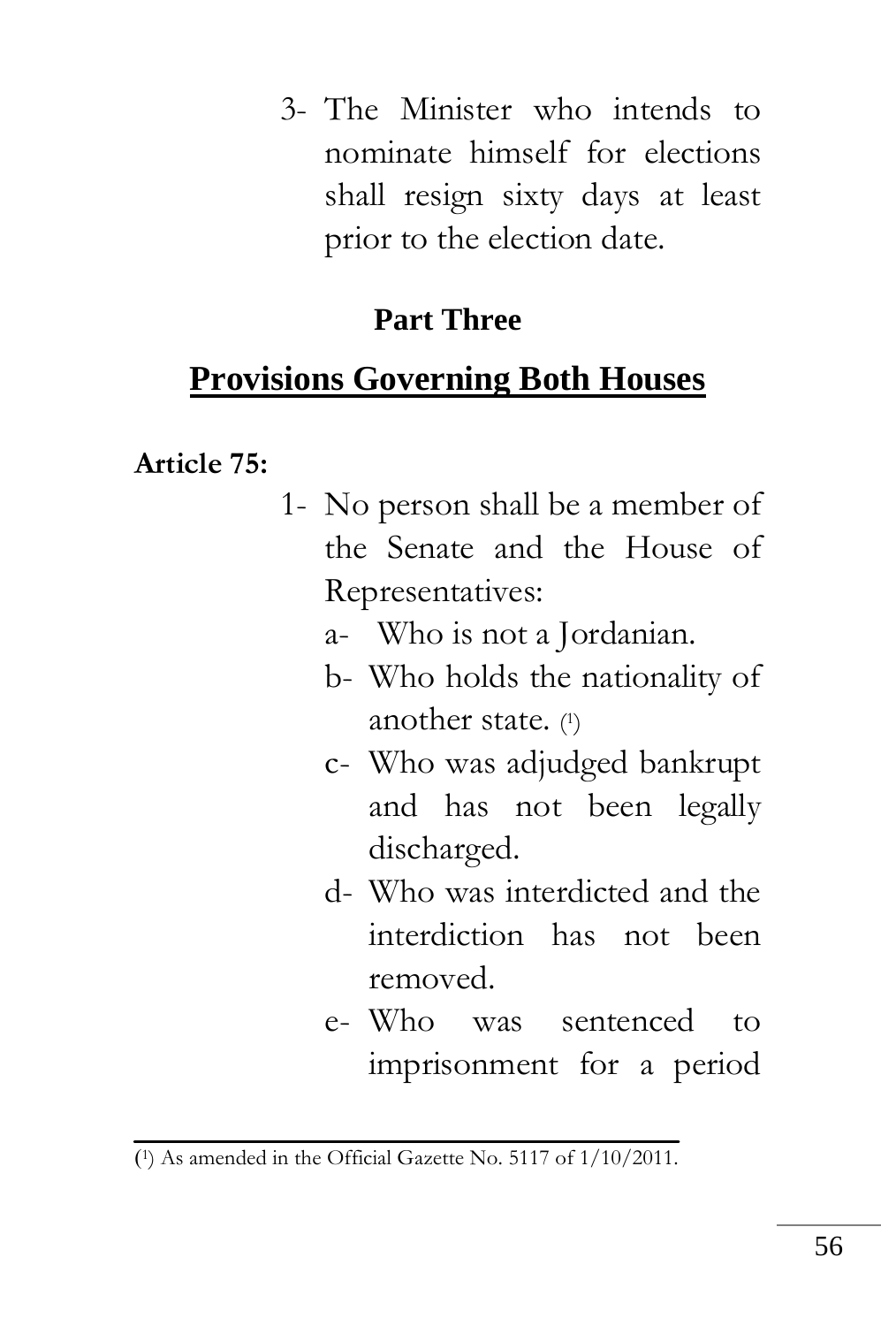3- The Minister who intends to nominate himself for elections shall resign sixty days at least prior to the election date.

## Part Three

## Provisions Governing Both Houses

**Article 75:**

1- No person shall be a member of the Senate and the House of Representatives:

   a- Who is not a Jordanian.

   b- Who holds the nationality of another state. [1]

   c- Who was adjudged bankrupt and has not been legally discharged.

   d- Who was interdicted and the interdiction has not been removed.

   e- Who was sentenced to imprisonment for a period

---

[1] As amended in the Official Gazette No. 5117 of 1/10/2011.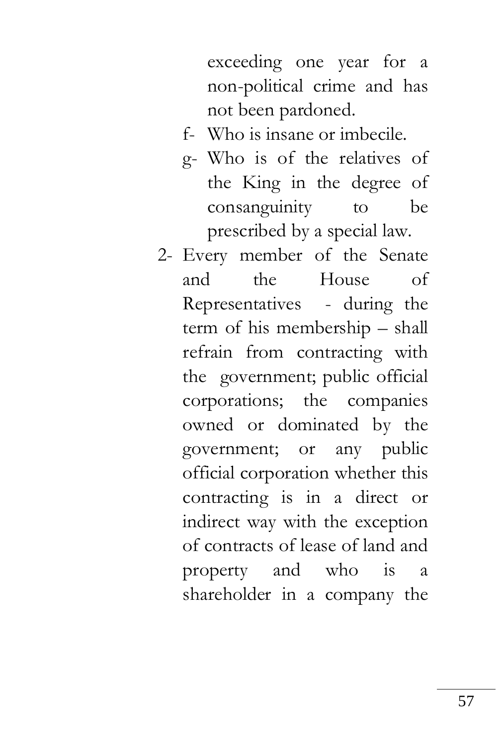exceeding one year for a non-political crime and has not been pardoned.

f- Who is insane or imbecile.

g- Who is of the relatives of the King in the degree of consanguinity to be prescribed by a special law.

2- Every member of the Senate and the House of Representatives - during the term of his membership – shall refrain from contracting with the government; public official corporations; the companies owned or dominated by the government; or any public official corporation whether this contracting is in a direct or indirect way with the exception of contracts of lease of land and property and who is a shareholder in a company the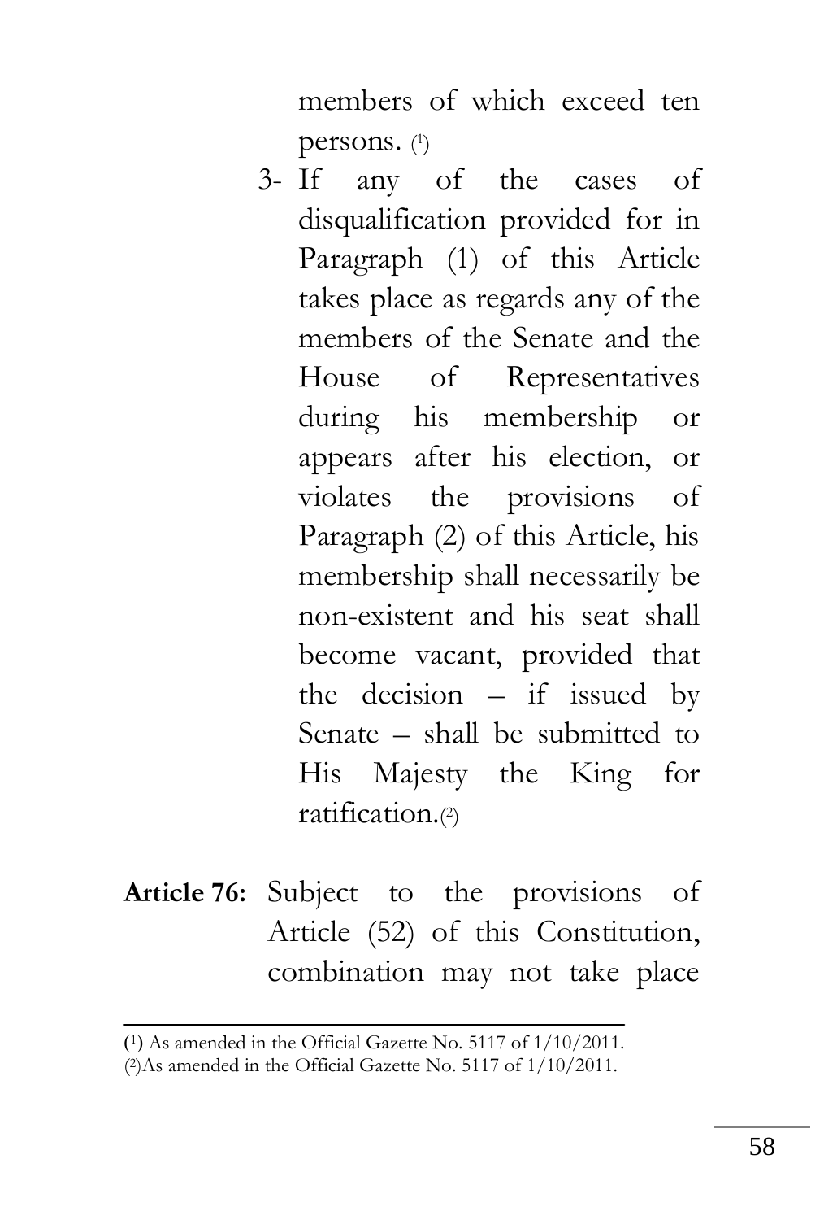members of which exceed ten persons. [1]

3- If any of the cases of disqualification provided for in Paragraph (1) of this Article takes place as regards any of the members of the Senate and the House of Representatives during his membership or appears after his election, or violates the provisions of Paragraph (2) of this Article, his membership shall necessarily be non-existent and his seat shall become vacant, provided that the decision – if issued by Senate – shall be submitted to His Majesty the King for ratification.[2]

**Article 76:** Subject to the provisions of Article (52) of this Constitution, combination may not take place

---

[1] As amended in the Official Gazette No. 5117 of 1/10/2011.

[2] As amended in the Official Gazette No. 5117 of 1/10/2011.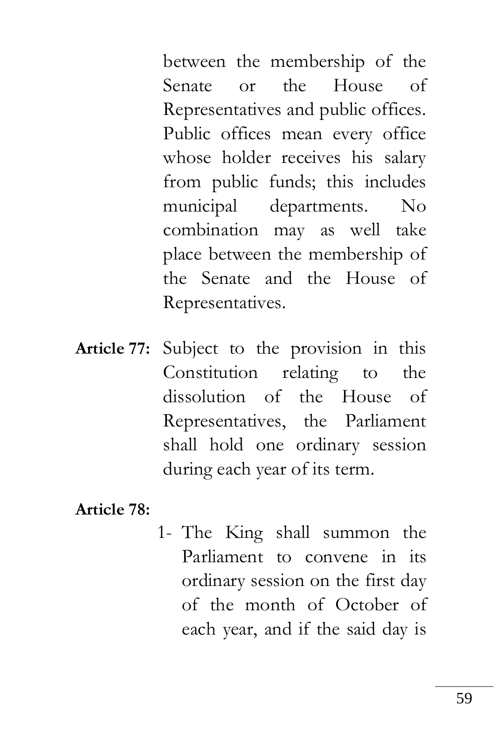between the membership of the Senate or the House of Representatives and public offices. Public offices mean every office whose holder receives his salary from public funds; this includes municipal departments. No combination may as well take place between the membership of the Senate and the House of Representatives.

**Article 77:** Subject to the provision in this Constitution relating to the dissolution of the House of Representatives, the Parliament shall hold one ordinary session during each year of its term.

**Article 78:**

1- The King shall summon the Parliament to convene in its ordinary session on the first day of the month of October of each year, and if the said day is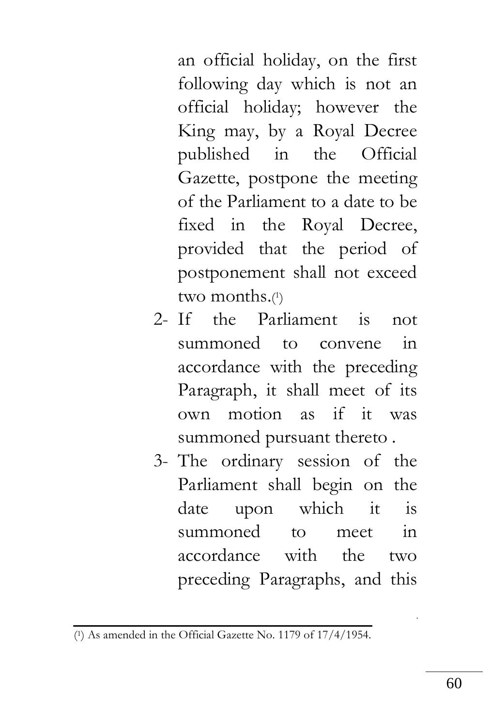an official holiday, on the first following day which is not an official holiday; however the King may, by a Royal Decree published in the Official Gazette, postpone the meeting of the Parliament to a date to be fixed in the Royal Decree, provided that the period of postponement shall not exceed two months.[1]

2- If the Parliament is not summoned to convene in accordance with the preceding Paragraph, it shall meet of its own motion as if it was summoned pursuant thereto .

3- The ordinary session of the Parliament shall begin on the date upon which it is summoned to meet in accordance with the two preceding Paragraphs, and this

---

[1] As amended in the Official Gazette No. 1179 of 17/4/1954.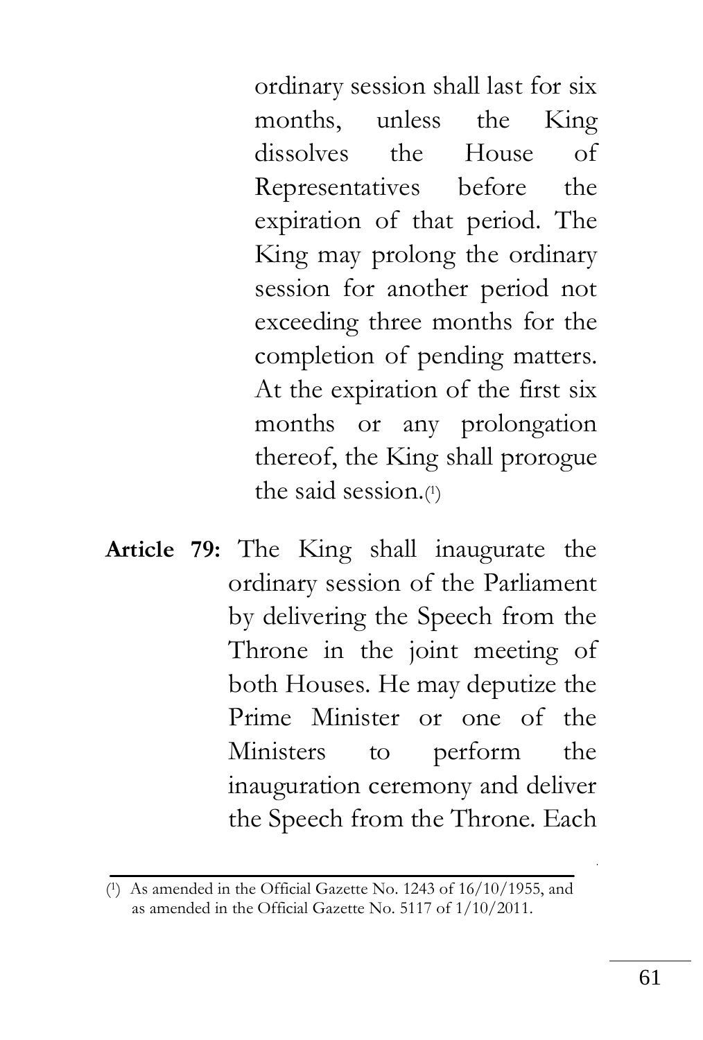ordinary session shall last for six months, unless the King dissolves the House of Representatives before the expiration of that period. The King may prolong the ordinary session for another period not exceeding three months for the completion of pending matters. At the expiration of the first six months or any prolongation thereof, the King shall prorogue the said session.[1]

**Article 79:** The King shall inaugurate the ordinary session of the Parliament by delivering the Speech from the Throne in the joint meeting of both Houses. He may deputize the Prime Minister or one of the Ministers to perform the inauguration ceremony and deliver the Speech from the Throne. Each

---

[1] As amended in the Official Gazette No. 1243 of 16/10/1955, and as amended in the Official Gazette No. 5117 of 1/10/2011.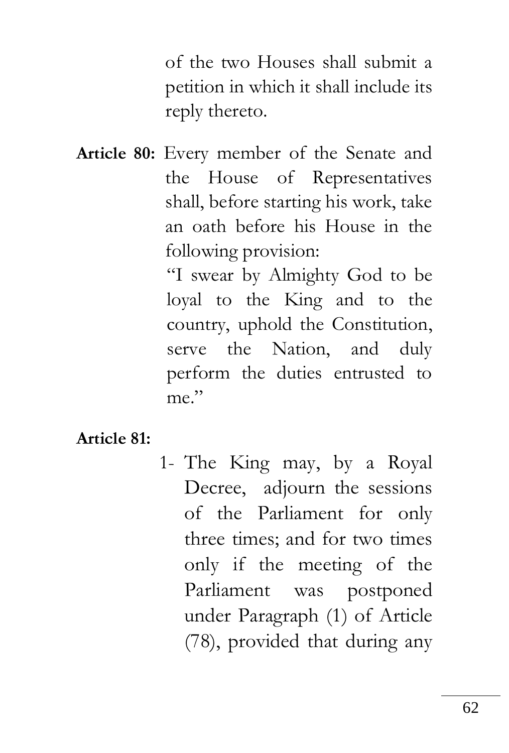of the two Houses shall submit a petition in which it shall include its reply thereto.

**Article 80:** Every member of the Senate and the House of Representatives shall, before starting his work, take an oath before his House in the following provision:

"I swear by Almighty God to be loyal to the King and to the country, uphold the Constitution, serve the Nation, and duly perform the duties entrusted to me."

**Article 81:**

1- The King may, by a Royal Decree, adjourn the sessions of the Parliament for only three times; and for two times only if the meeting of the Parliament was postponed under Paragraph (1) of Article (78), provided that during any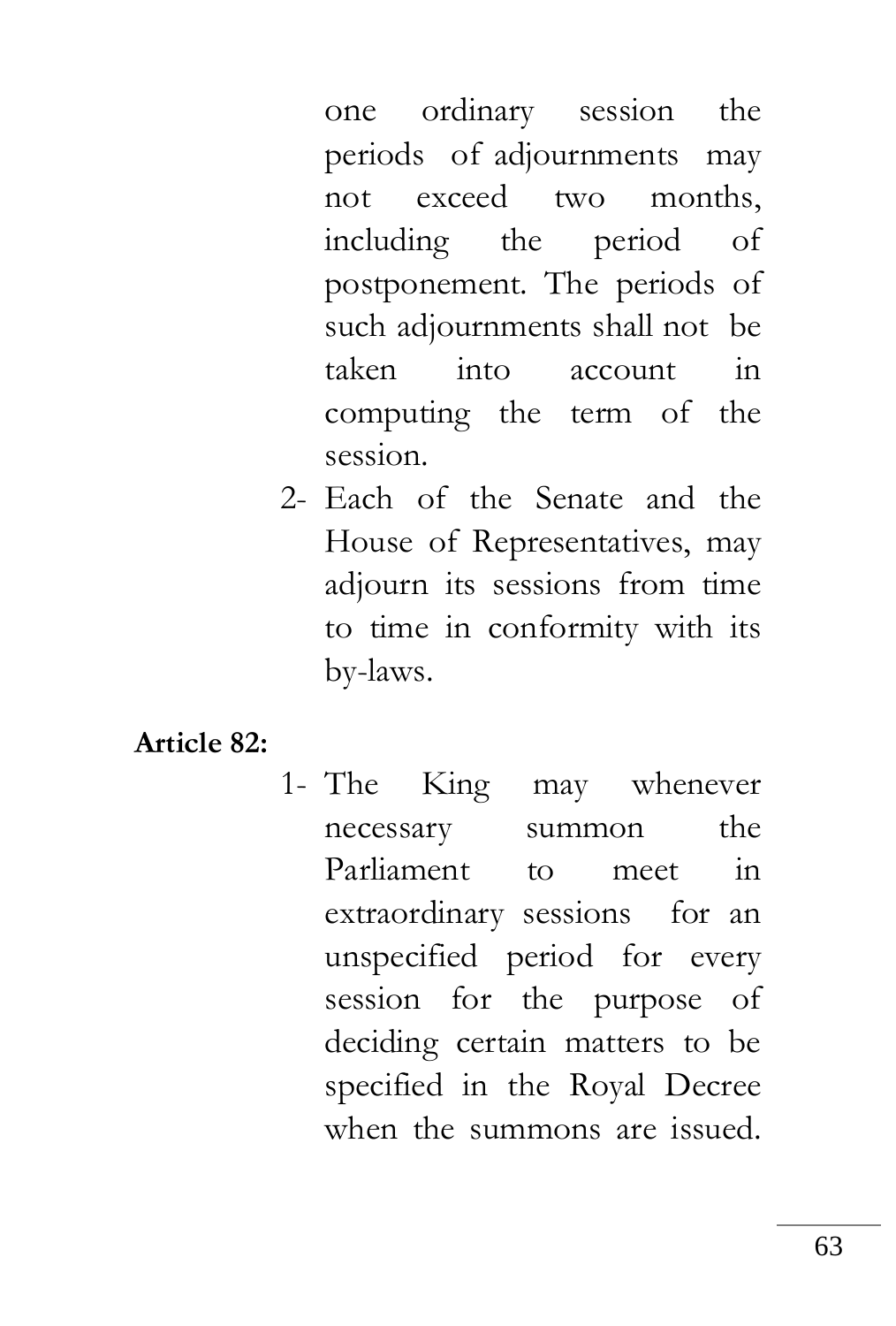one ordinary session the periods of adjournments may not exceed two months, including the period of postponement. The periods of such adjournments shall not be taken into account in computing the term of the session.

2- Each of the Senate and the House of Representatives, may adjourn its sessions from time to time in conformity with its by-laws.

**Article 82:**

1- The King may whenever necessary summon the Parliament to meet in extraordinary sessions for an unspecified period for every session for the purpose of deciding certain matters to be specified in the Royal Decree when the summons are issued.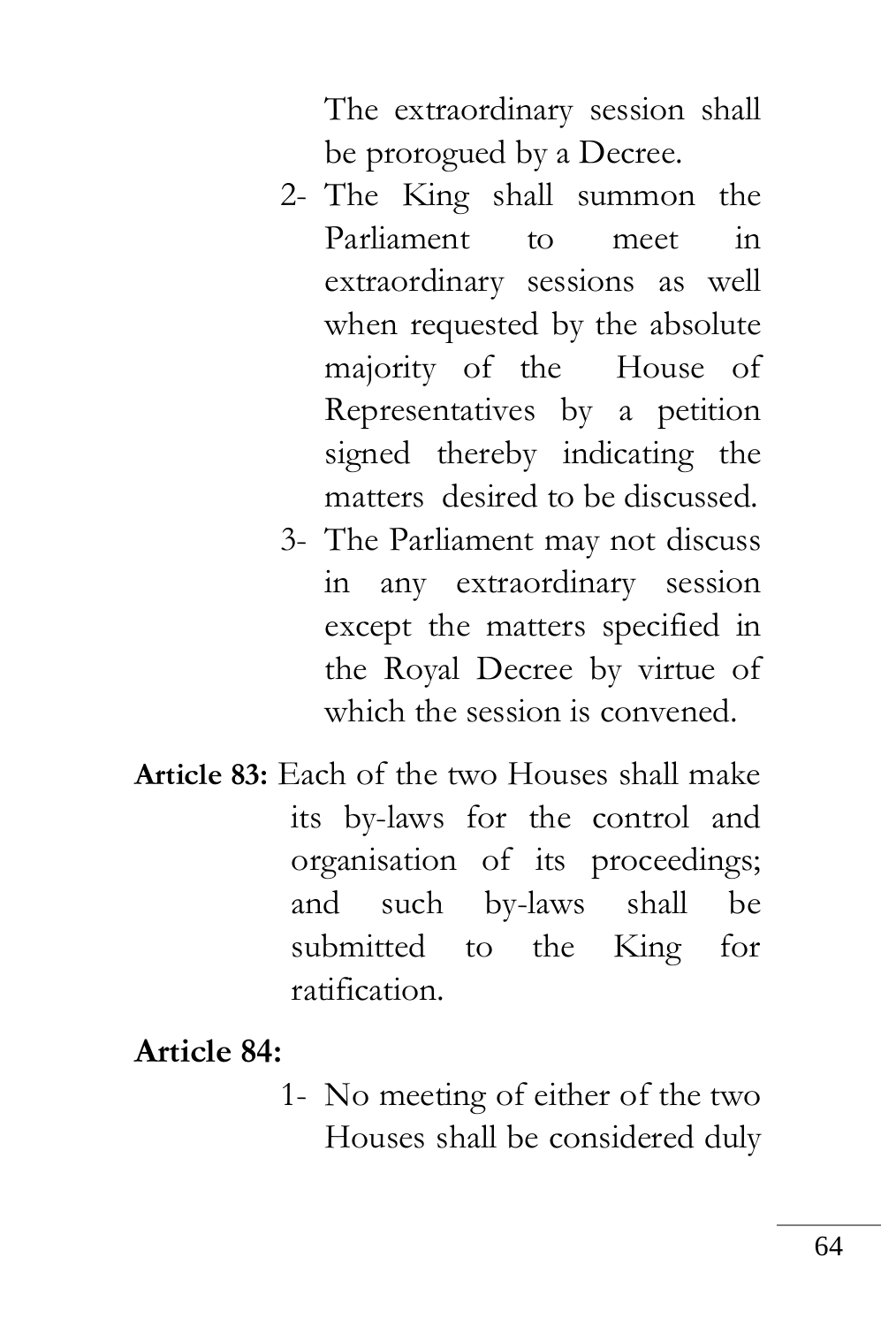The extraordinary session shall be prorogued by a Decree.

2- The King shall summon the Parliament to meet in extraordinary sessions as well when requested by the absolute majority of the House of Representatives by a petition signed thereby indicating the matters desired to be discussed.
3- The Parliament may not discuss in any extraordinary session except the matters specified in the Royal Decree by virtue of which the session is convened.

**Article 83:** Each of the two Houses shall make its by-laws for the control and organisation of its proceedings; and such by-laws shall be submitted to the King for ratification.

**Article 84:**

1- No meeting of either of the two Houses shall be considered duly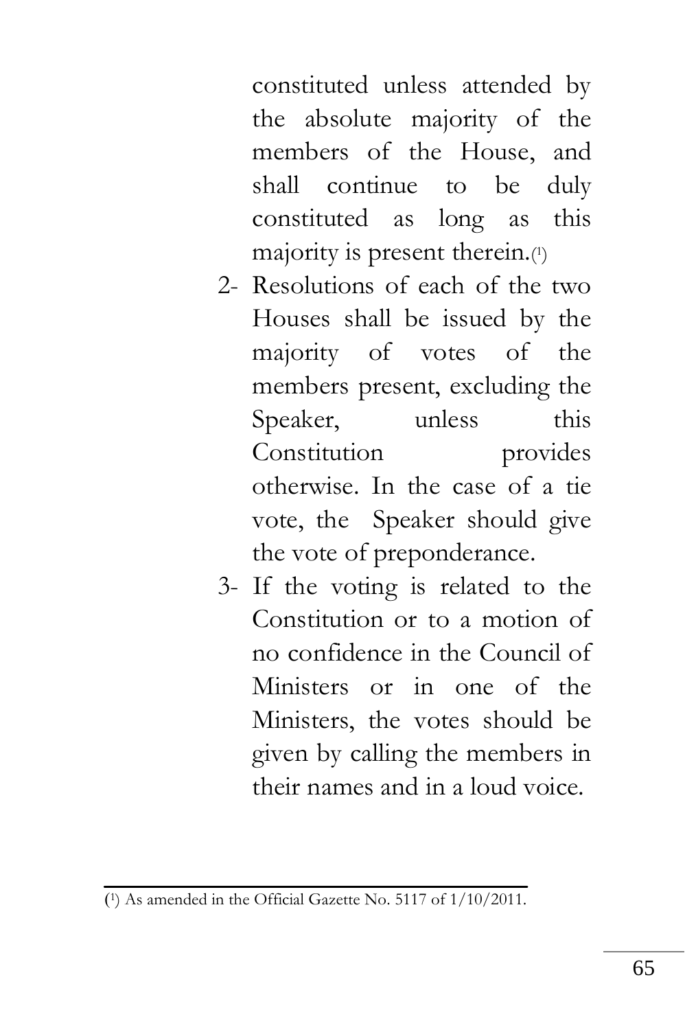constituted unless attended by the absolute majority of the members of the House, and shall continue to be duly constituted as long as this majority is present therein.[1]

2- Resolutions of each of the two Houses shall be issued by the majority of votes of the members present, excluding the Speaker, unless this Constitution provides otherwise. In the case of a tie vote, the Speaker should give the vote of preponderance.

3- If the voting is related to the Constitution or to a motion of no confidence in the Council of Ministers or in one of the Ministers, the votes should be given by calling the members in their names and in a loud voice.

---

([1]) As amended in the Official Gazette No. 5117 of 1/10/2011.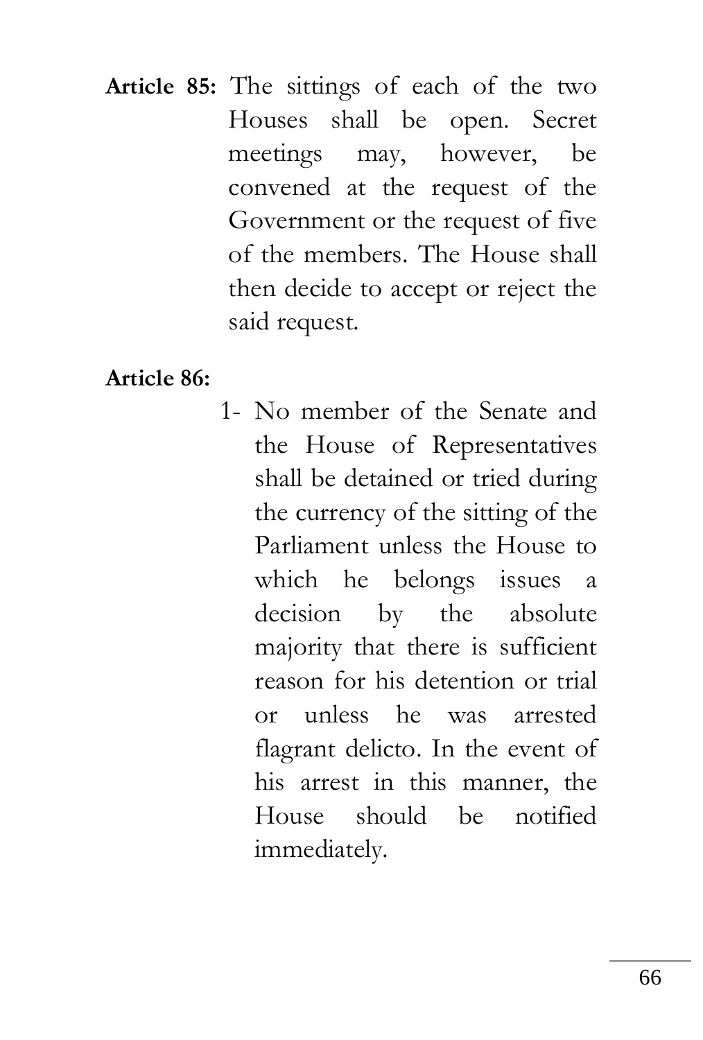**Article 85:** The sittings of each of the two Houses shall be open. Secret meetings may, however, be convened at the request of the Government or the request of five of the members. The House shall then decide to accept or reject the said request.

**Article 86:**

1- No member of the Senate and the House of Representatives shall be detained or tried during the currency of the sitting of the Parliament unless the House to which he belongs issues a decision by the absolute majority that there is sufficient reason for his detention or trial or unless he was arrested flagrant delicto. In the event of his arrest in this manner, the House should be notified immediately.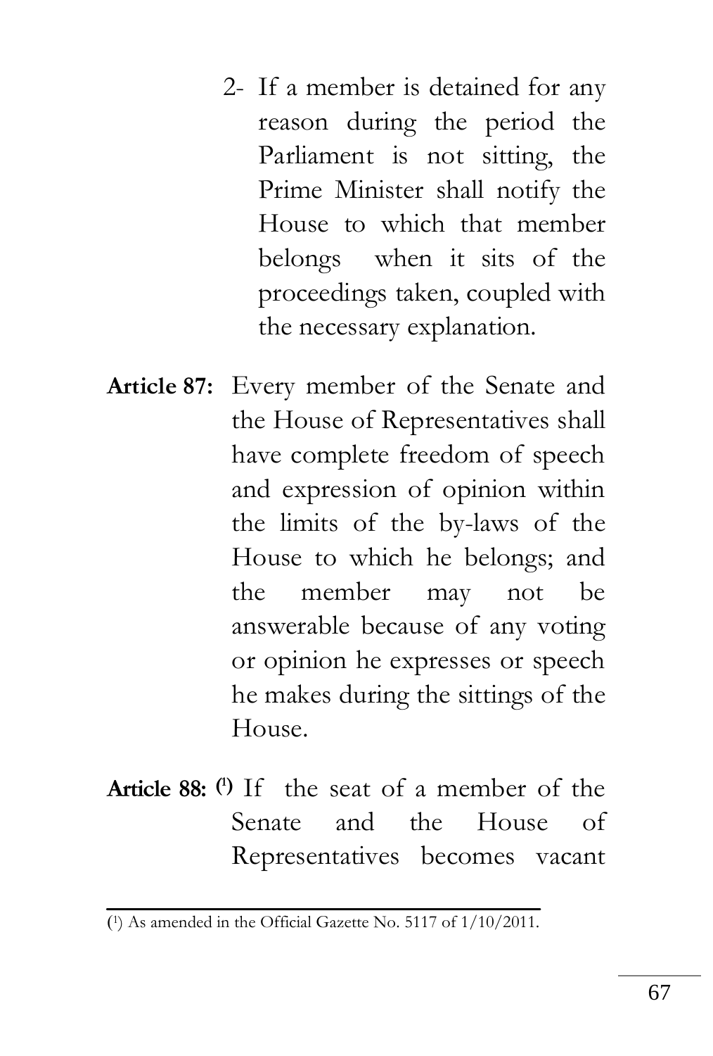2- If a member is detained for any reason during the period the Parliament is not sitting, the Prime Minister shall notify the House to which that member belongs when it sits of the proceedings taken, coupled with the necessary explanation.

**Article 87:** Every member of the Senate and the House of Representatives shall have complete freedom of speech and expression of opinion within the limits of the by-laws of the House to which he belongs; and the member may not be answerable because of any voting or opinion he expresses or speech he makes during the sittings of the House.

**Article 88:** [1] If the seat of a member of the Senate and the House of Representatives becomes vacant

---

(1) As amended in the Official Gazette No. 5117 of 1/10/2011.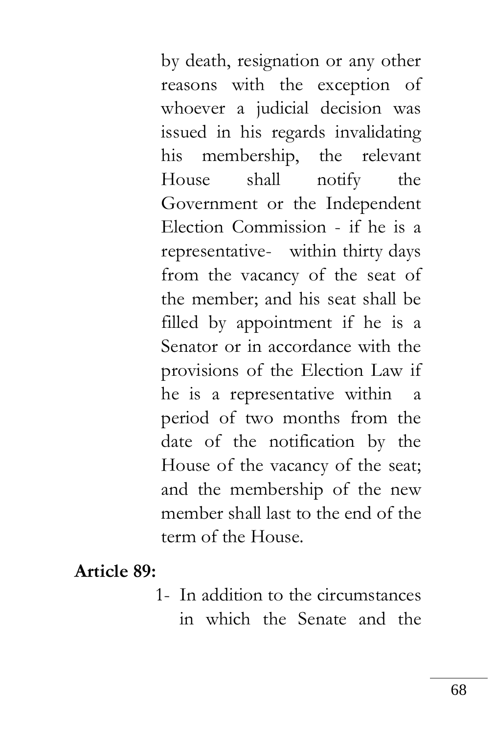by death, resignation or any other reasons with the exception of whoever a judicial decision was issued in his regards invalidating his membership, the relevant House shall notify the Government or the Independent Election Commission - if he is a representative- within thirty days from the vacancy of the seat of the member; and his seat shall be filled by appointment if he is a Senator or in accordance with the provisions of the Election Law if he is a representative within a period of two months from the date of the notification by the House of the vacancy of the seat; and the membership of the new member shall last to the end of the term of the House.

**Article 89:**

1- In addition to the circumstances in which the Senate and the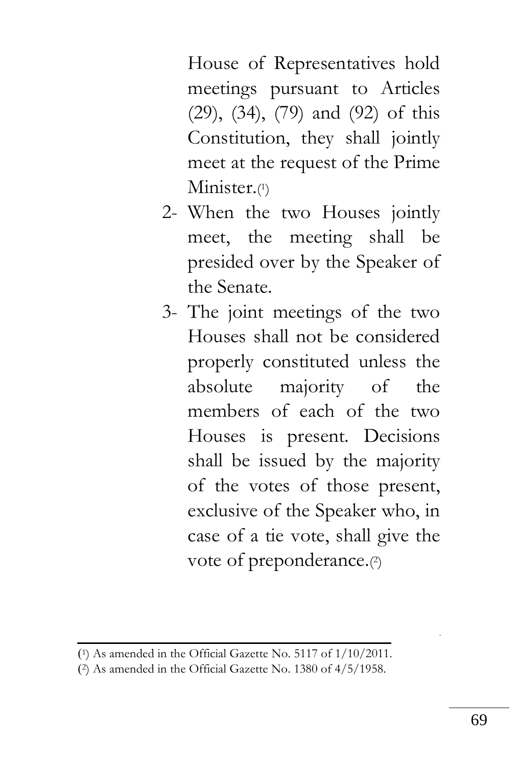House of Representatives hold meetings pursuant to Articles (29), (34), (79) and (92) of this Constitution, they shall jointly meet at the request of the Prime Minister.[1]

2- When the two Houses jointly meet, the meeting shall be presided over by the Speaker of the Senate.

3- The joint meetings of the two Houses shall not be considered properly constituted unless the absolute majority of the members of each of the two Houses is present. Decisions shall be issued by the majority of the votes of those present, exclusive of the Speaker who, in case of a tie vote, shall give the vote of preponderance.[2]

---

(1) As amended in the Official Gazette No. 5117 of 1/10/2011.

(2) As amended in the Official Gazette No. 1380 of 4/5/1958.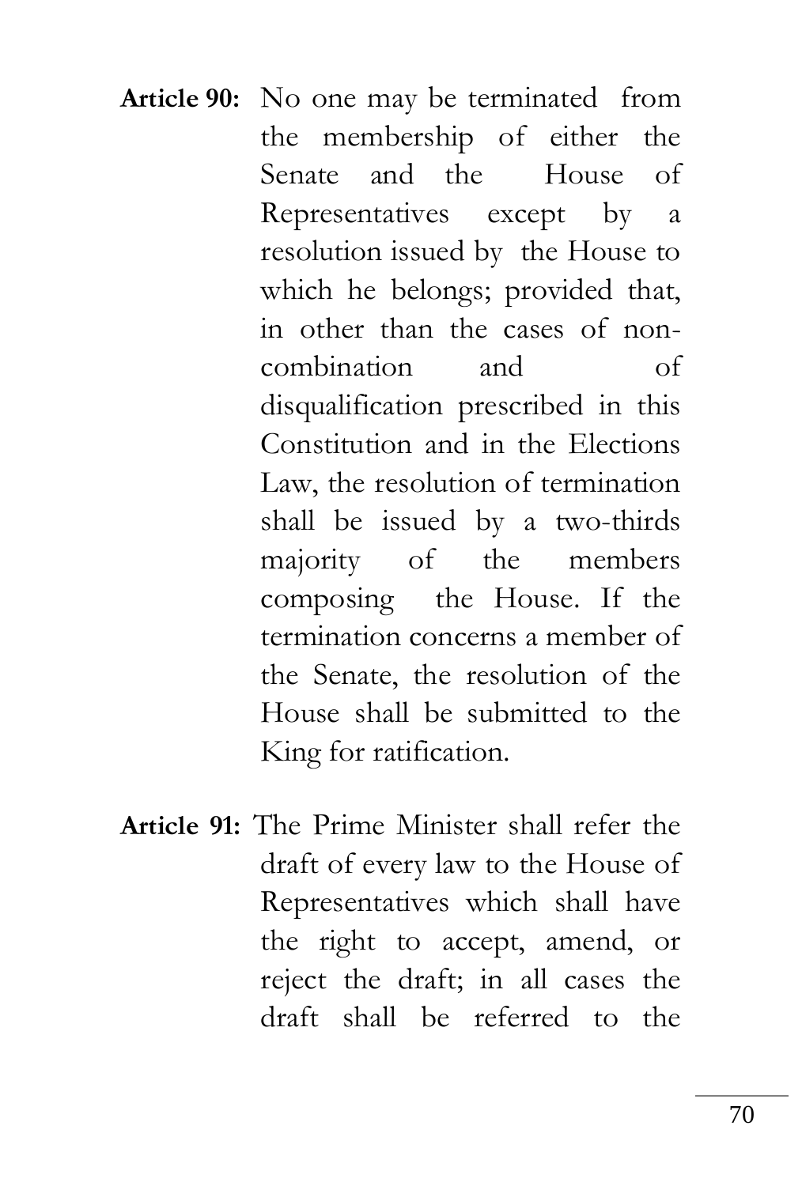**Article 90:** No one may be terminated from the membership of either the Senate and the House of Representatives except by a resolution issued by the House to which he belongs; provided that, in other than the cases of non-combination and of disqualification prescribed in this Constitution and in the Elections Law, the resolution of termination shall be issued by a two-thirds majority of the members composing the House. If the termination concerns a member of the Senate, the resolution of the House shall be submitted to the King for ratification.

**Article 91:** The Prime Minister shall refer the draft of every law to the House of Representatives which shall have the right to accept, amend, or reject the draft; in all cases the draft shall be referred to the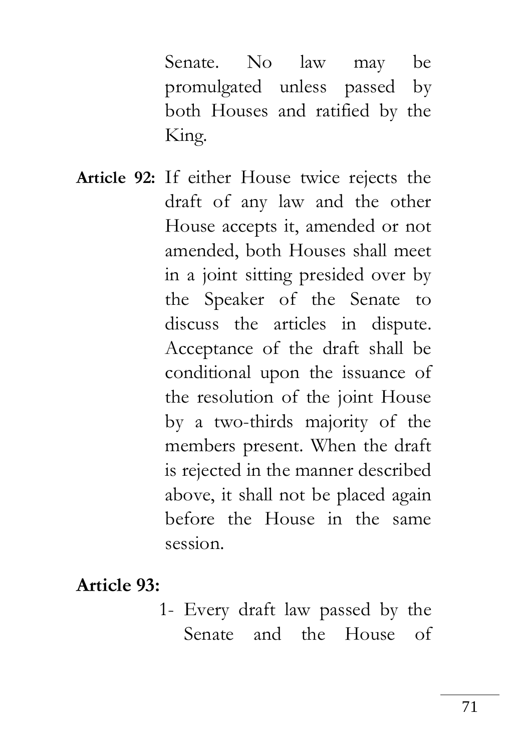Senate. No law may be promulgated unless passed by both Houses and ratified by the King.

**Article 92:** If either House twice rejects the draft of any law and the other House accepts it, amended or not amended, both Houses shall meet in a joint sitting presided over by the Speaker of the Senate to discuss the articles in dispute. Acceptance of the draft shall be conditional upon the issuance of the resolution of the joint House by a two-thirds majority of the members present. When the draft is rejected in the manner described above, it shall not be placed again before the House in the same session.

**Article 93:**

1- Every draft law passed by the Senate and the House of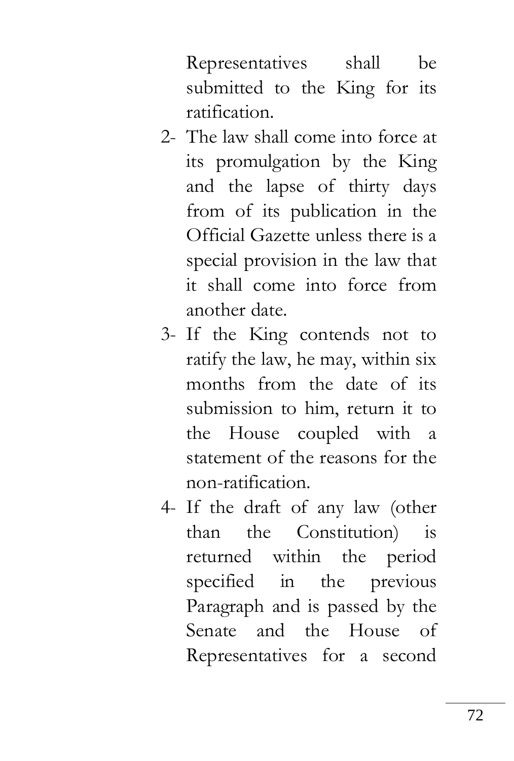Representatives shall be submitted to the King for its ratification.

2- The law shall come into force at its promulgation by the King and the lapse of thirty days from of its publication in the Official Gazette unless there is a special provision in the law that it shall come into force from another date.

3- If the King contends not to ratify the law, he may, within six months from the date of its submission to him, return it to the House coupled with a statement of the reasons for the non-ratification.

4- If the draft of any law (other than the Constitution) is returned within the period specified in the previous Paragraph and is passed by the Senate and the House of Representatives for a second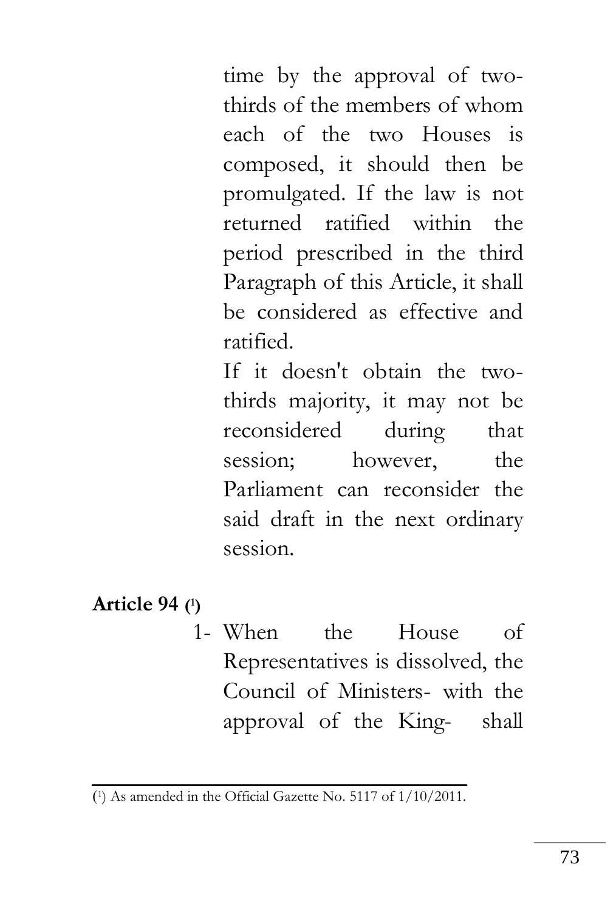time by the approval of two-thirds of the members of whom each of the two Houses is composed, it should then be promulgated. If the law is not returned ratified within the period prescribed in the third Paragraph of this Article, it shall be considered as effective and ratified.

If it doesn't obtain the two-thirds majority, it may not be reconsidered during that session; however, the Parliament can reconsider the said draft in the next ordinary session.

**Article 94** [1]

1- When the House of Representatives is dissolved, the Council of Ministers- with the approval of the King- shall

---

([1]) As amended in the Official Gazette No. 5117 of 1/10/2011.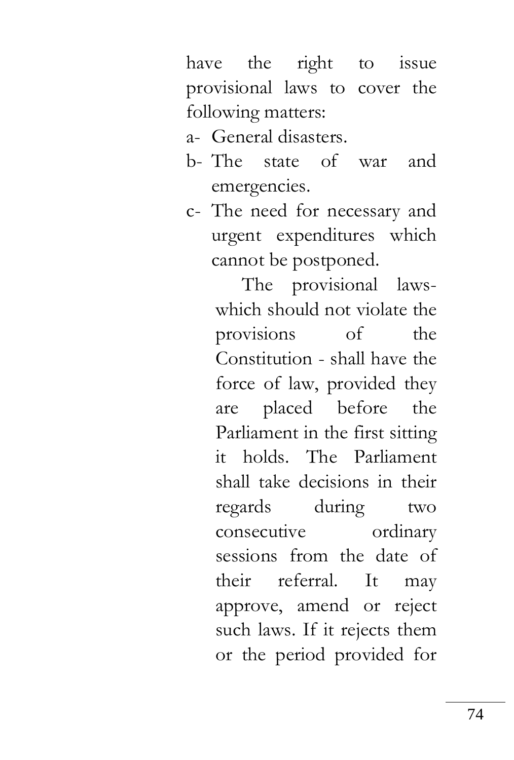have the right to issue provisional laws to cover the following matters:

a- General disasters.
b- The state of war and emergencies.
c- The need for necessary and urgent expenditures which cannot be postponed.

  The provisional laws- which should not violate the provisions of the Constitution - shall have the force of law, provided they are placed before the Parliament in the first sitting it holds. The Parliament shall take decisions in their regards during two consecutive ordinary sessions from the date of their referral. It may approve, amend or reject such laws. If it rejects them or the period provided for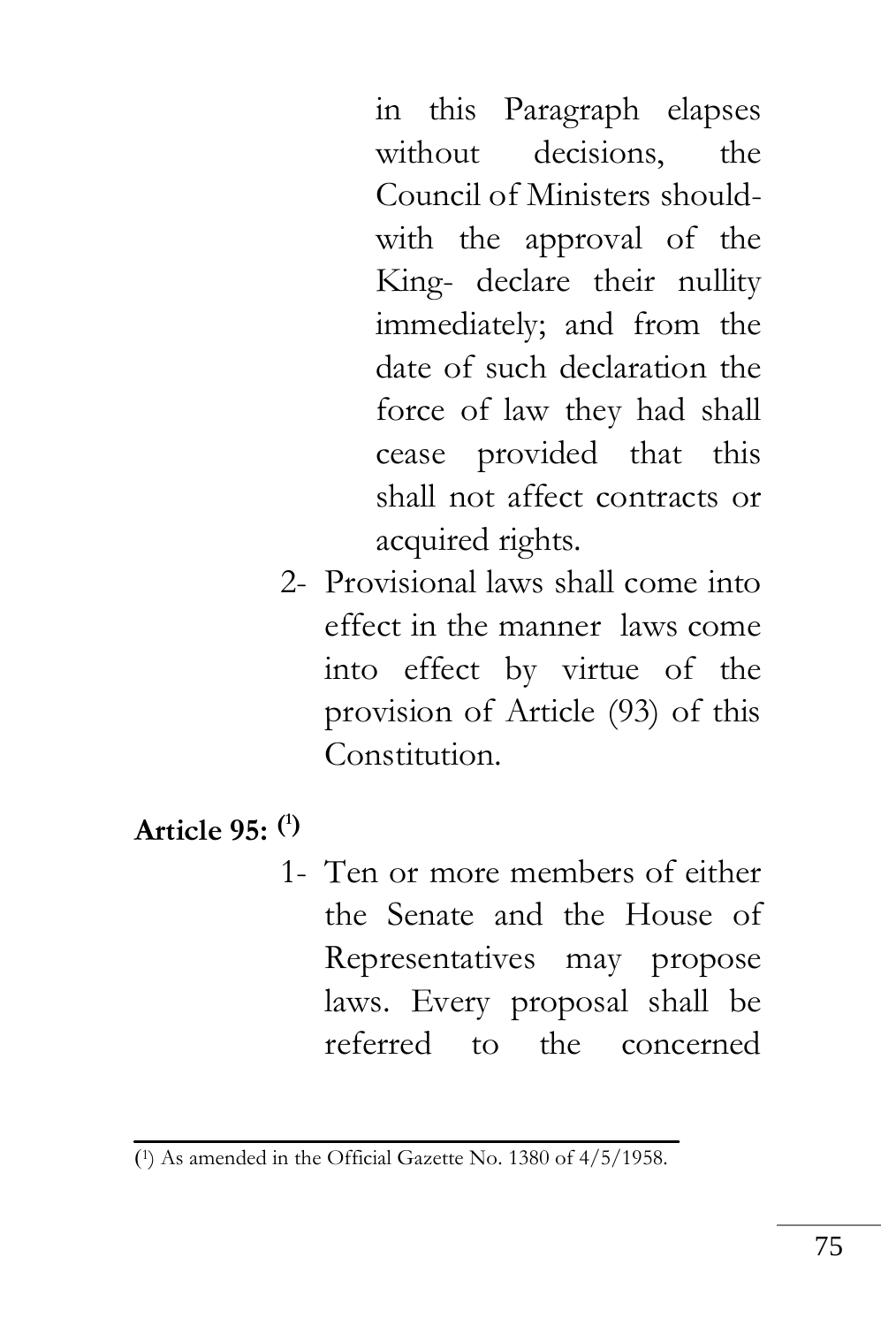in this Paragraph elapses without decisions, the Council of Ministers should- with the approval of the King- declare their nullity immediately; and from the date of such declaration the force of law they had shall cease provided that this shall not affect contracts or acquired rights.

2- Provisional laws shall come into effect in the manner laws come into effect by virtue of the provision of Article (93) of this Constitution.

**Article 95:** [1]

1- Ten or more members of either the Senate and the House of Representatives may propose laws. Every proposal shall be referred to the concerned

---

[1] As amended in the Official Gazette No. 1380 of 4/5/1958.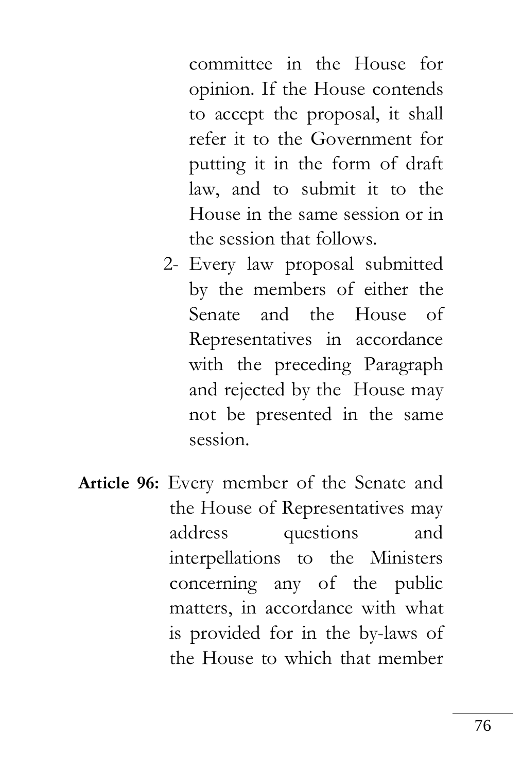committee in the House for opinion. If the House contends to accept the proposal, it shall refer it to the Government for putting it in the form of draft law, and to submit it to the House in the same session or in the session that follows.

2- Every law proposal submitted by the members of either the Senate and the House of Representatives in accordance with the preceding Paragraph and rejected by the House may not be presented in the same session.

**Article 96:** Every member of the Senate and the House of Representatives may address questions and interpellations to the Ministers concerning any of the public matters, in accordance with what is provided for in the by-laws of the House to which that member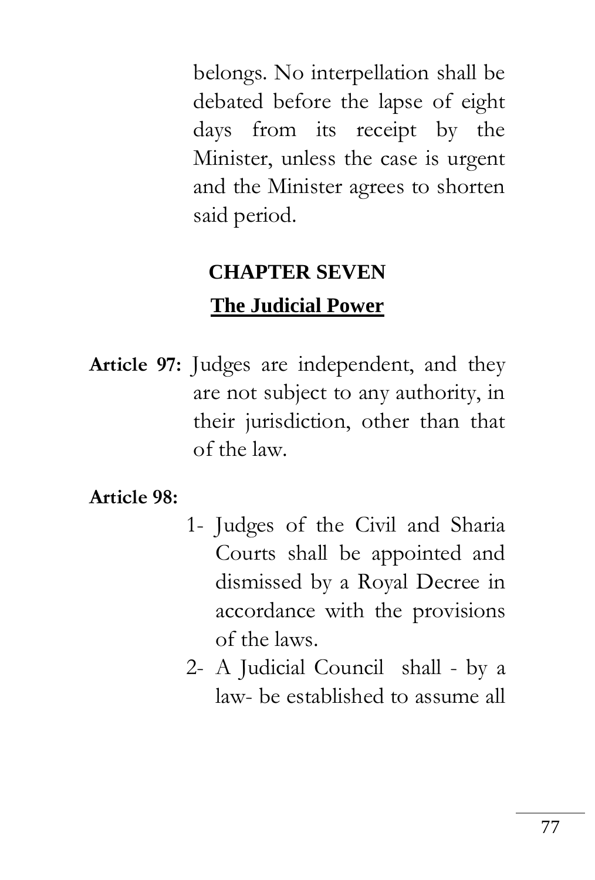belongs. No interpellation shall be debated before the lapse of eight days from its receipt by the Minister, unless the case is urgent and the Minister agrees to shorten said period.

## CHAPTER SEVEN

## The Judicial Power

**Article 97:** Judges are independent, and they are not subject to any authority, in their jurisdiction, other than that of the law.

**Article 98:**

1- Judges of the Civil and Sharia Courts shall be appointed and dismissed by a Royal Decree in accordance with the provisions of the laws.

2- A Judicial Council shall - by a law- be established to assume all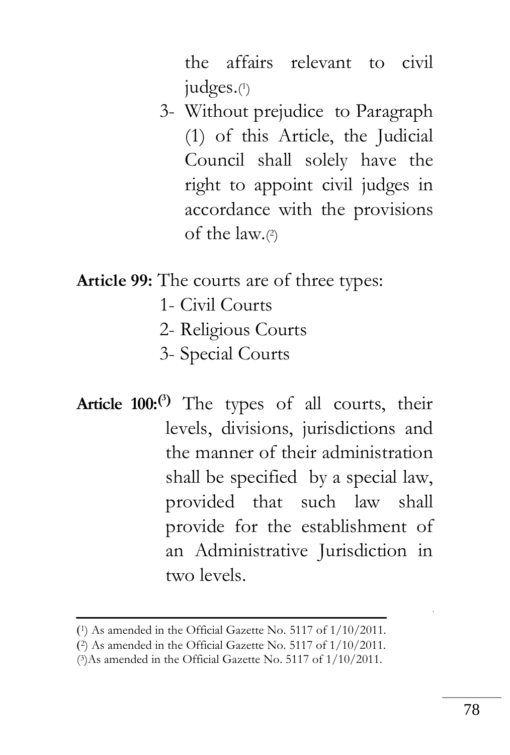the affairs relevant to civil judges.[1]

3- Without prejudice to Paragraph (1) of this Article, the Judicial Council shall solely have the right to appoint civil judges in accordance with the provisions of the law.[2]

**Article 99:** The courts are of three types:

1- Civil Courts

2- Religious Courts

3- Special Courts

**Article 100:**[3] The types of all courts, their levels, divisions, jurisdictions and the manner of their administration shall be specified by a special law, provided that such law shall provide for the establishment of an Administrative Jurisdiction in two levels.

---

(1) As amended in the Official Gazette No. 5117 of 1/10/2011.

(2) As amended in the Official Gazette No. 5117 of 1/10/2011.

(3) As amended in the Official Gazette No. 5117 of 1/10/2011.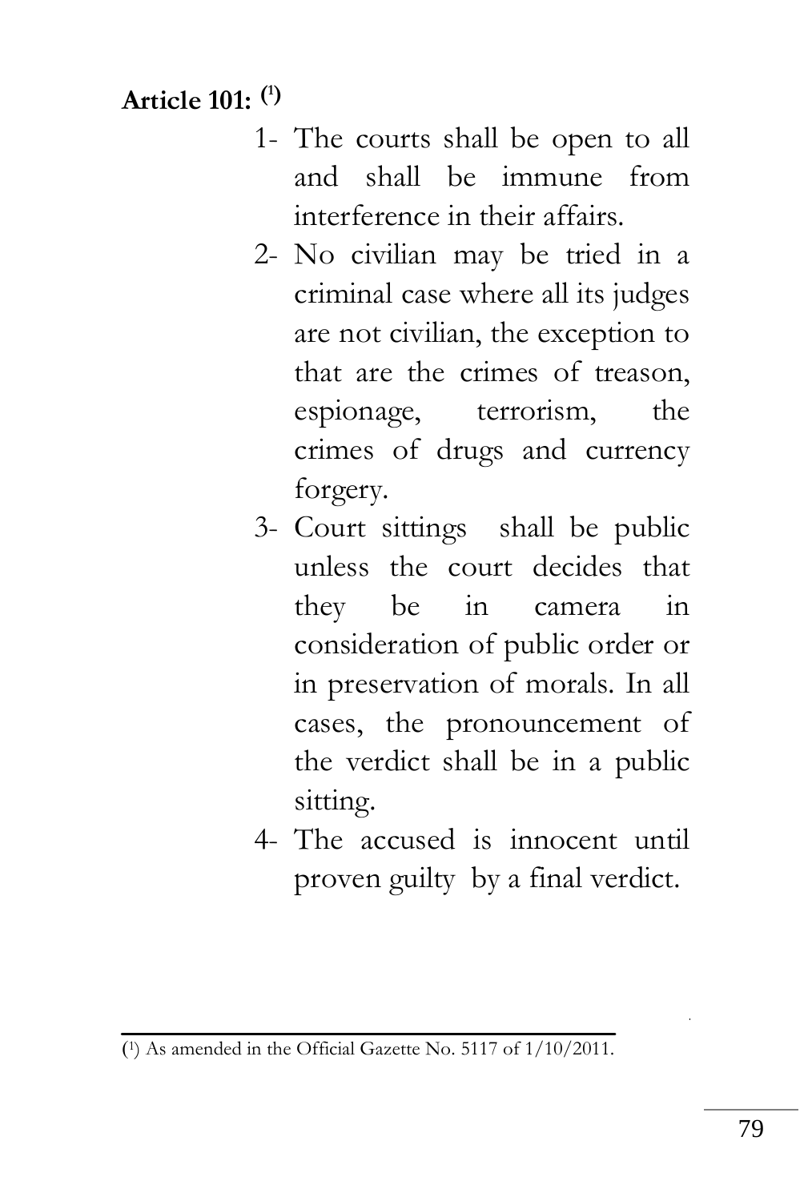**Article 101:** [1]

1- The courts shall be open to all and shall be immune from interference in their affairs.
2- No civilian may be tried in a criminal case where all its judges are not civilian, the exception to that are the crimes of treason, espionage, terrorism, the crimes of drugs and currency forgery.
3- Court sittings shall be public unless the court decides that they be in camera in consideration of public order or in preservation of morals. In all cases, the pronouncement of the verdict shall be in a public sitting.
4- The accused is innocent until proven guilty by a final verdict.

---

(1) As amended in the Official Gazette No. 5117 of 1/10/2011.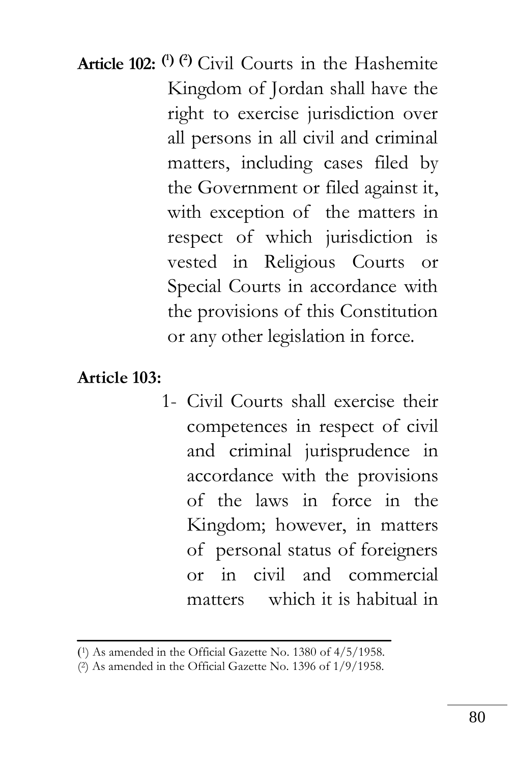**Article 102:** [1] [2] Civil Courts in the Hashemite Kingdom of Jordan shall have the right to exercise jurisdiction over all persons in all civil and criminal matters, including cases filed by the Government or filed against it, with exception of the matters in respect of which jurisdiction is vested in Religious Courts or Special Courts in accordance with the provisions of this Constitution or any other legislation in force.

**Article 103:**

1- Civil Courts shall exercise their competences in respect of civil and criminal jurisprudence in accordance with the provisions of the laws in force in the Kingdom; however, in matters of personal status of foreigners or in civil and commercial matters which it is habitual in

---

(1) As amended in the Official Gazette No. 1380 of 4/5/1958.

(2) As amended in the Official Gazette No. 1396 of 1/9/1958.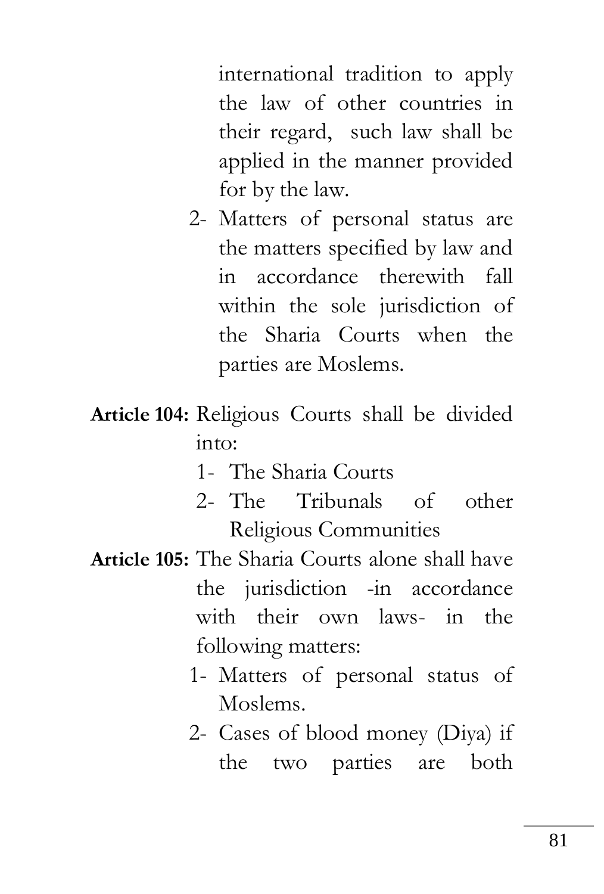international tradition to apply the law of other countries in their regard, such law shall be applied in the manner provided for by the law.

2- Matters of personal status are the matters specified by law and in accordance therewith fall within the sole jurisdiction of the Sharia Courts when the parties are Moslems.

**Article 104:** Religious Courts shall be divided into:

1- The Sharia Courts
2- The Tribunals of other Religious Communities

**Article 105:** The Sharia Courts alone shall have the jurisdiction -in accordance with their own laws- in the following matters:

1- Matters of personal status of Moslems.
2- Cases of blood money (Diya) if the two parties are both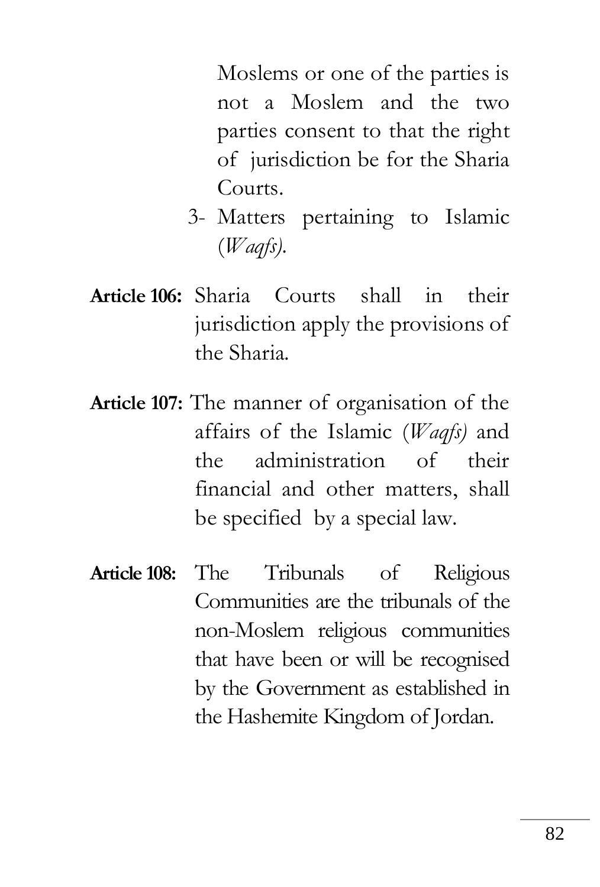Moslems or one of the parties is not a Moslem and the two parties consent to that the right of jurisdiction be for the Sharia Courts.

3- Matters pertaining to Islamic (*Waqfs*).

**Article 106:** Sharia Courts shall in their jurisdiction apply the provisions of the Sharia.

**Article 107:** The manner of organisation of the affairs of the Islamic (*Waqfs*) and the administration of their financial and other matters, shall be specified by a special law.

**Article 108:** The Tribunals of Religious Communities are the tribunals of the non-Moslem religious communities that have been or will be recognised by the Government as established in the Hashemite Kingdom of Jordan.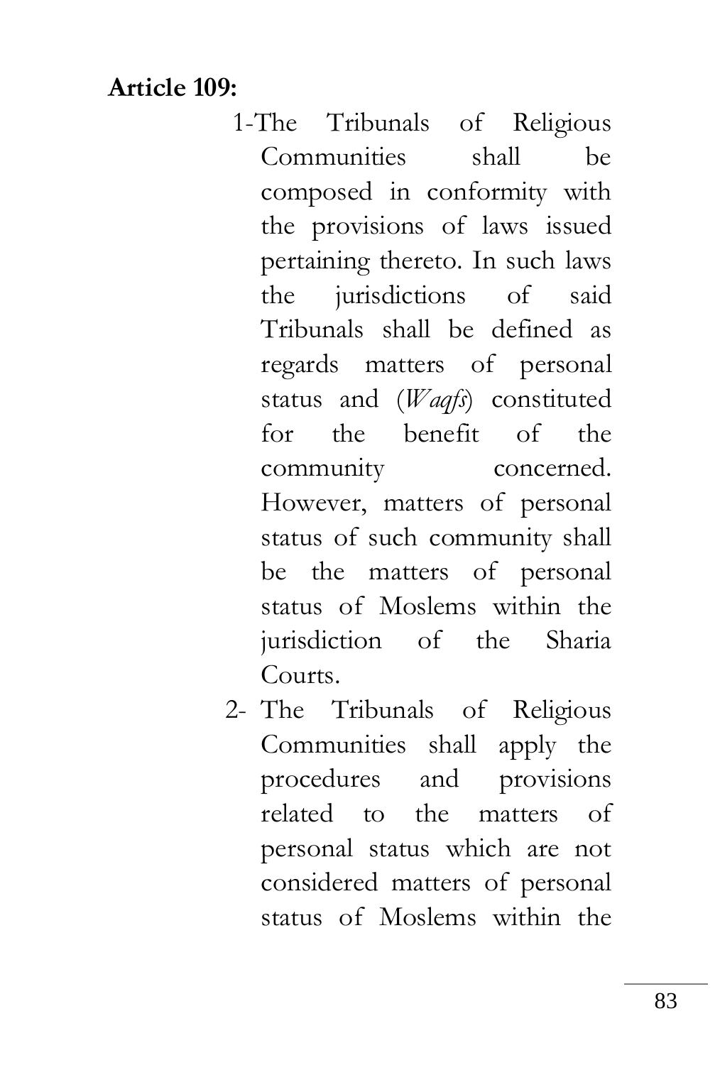**Article 109:**

1. The Tribunals of Religious Communities shall be composed in conformity with the provisions of laws issued pertaining thereto. In such laws the jurisdictions of said Tribunals shall be defined as regards matters of personal status and (*Waqfs*) constituted for the benefit of the community concerned. However, matters of personal status of such community shall be the matters of personal status of Moslems within the jurisdiction of the Sharia Courts.
2. The Tribunals of Religious Communities shall apply the procedures and provisions related to the matters of personal status which are not considered matters of personal status of Moslems within the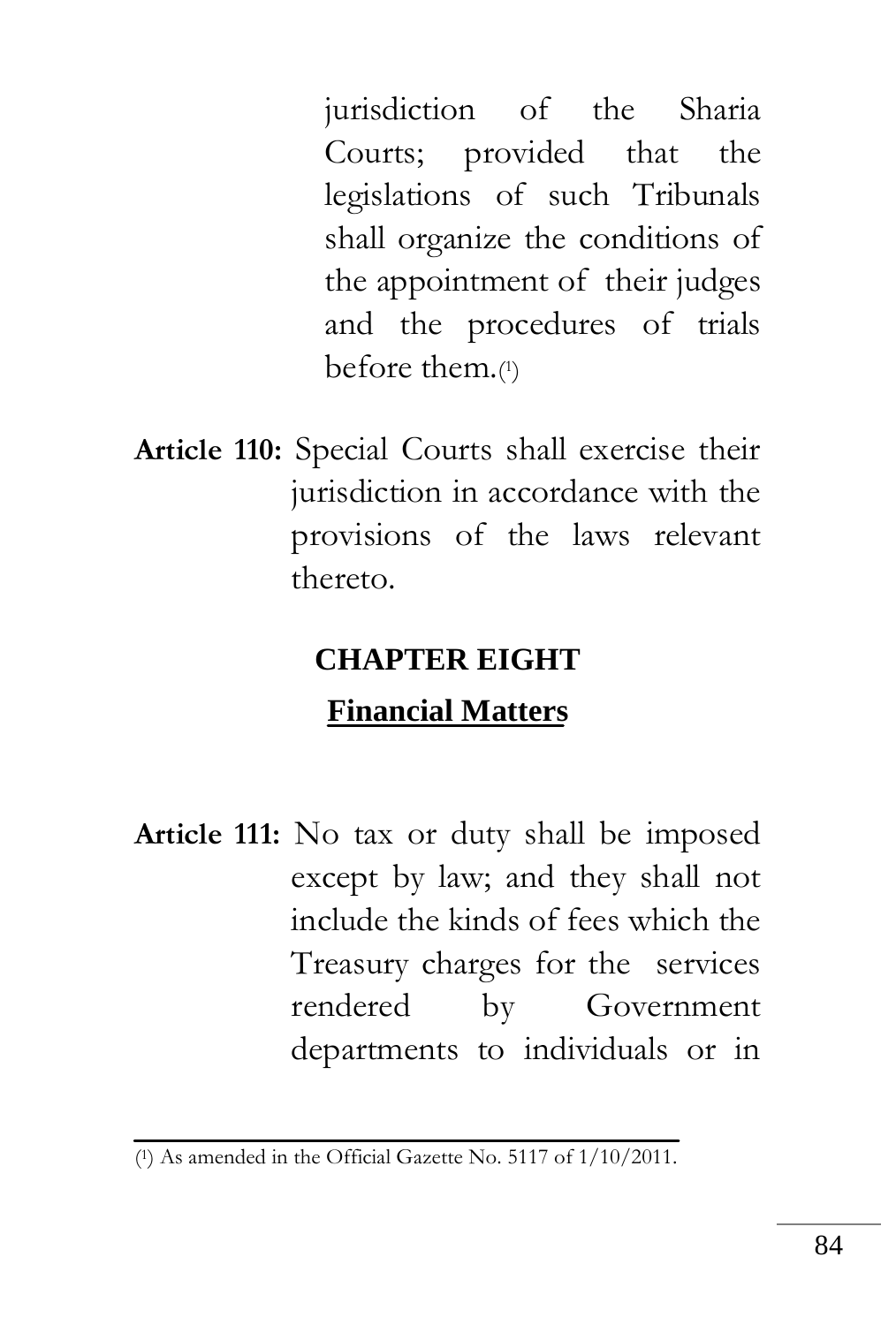jurisdiction of the Sharia Courts; provided that the legislations of such Tribunals shall organize the conditions of the appointment of their judges and the procedures of trials before them.[1]

**Article 110:** Special Courts shall exercise their jurisdiction in accordance with the provisions of the laws relevant thereto.

## CHAPTER EIGHT

## Financial Matters

**Article 111:** No tax or duty shall be imposed except by law; and they shall not include the kinds of fees which the Treasury charges for the services rendered by Government departments to individuals or in

---

[1] As amended in the Official Gazette No. 5117 of 1/10/2011.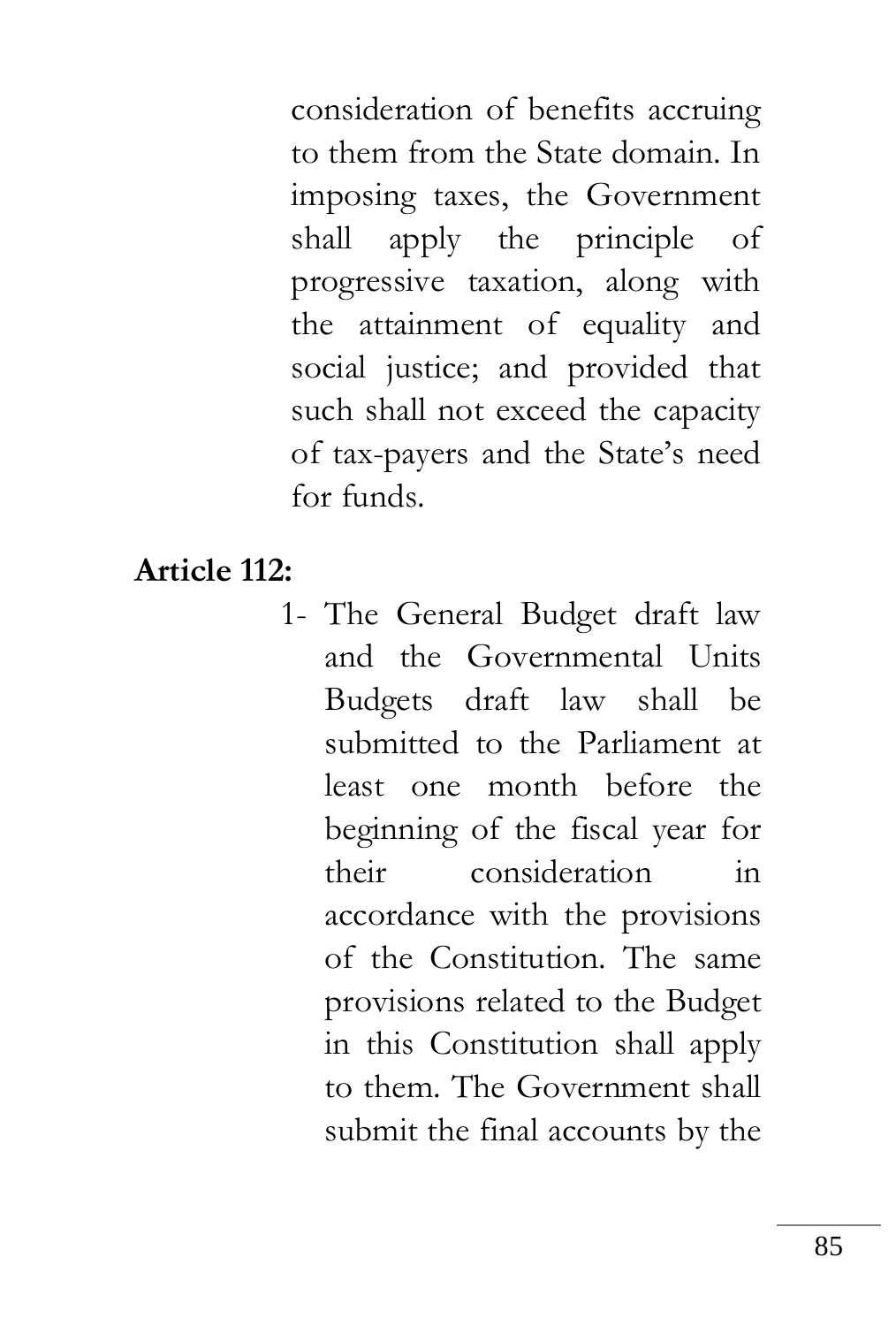consideration of benefits accruing to them from the State domain. In imposing taxes, the Government shall apply the principle of progressive taxation, along with the attainment of equality and social justice; and provided that such shall not exceed the capacity of tax-payers and the State's need for funds.

**Article 112:**

1- The General Budget draft law and the Governmental Units Budgets draft law shall be submitted to the Parliament at least one month before the beginning of the fiscal year for their consideration in accordance with the provisions of the Constitution. The same provisions related to the Budget in this Constitution shall apply to them. The Government shall submit the final accounts by the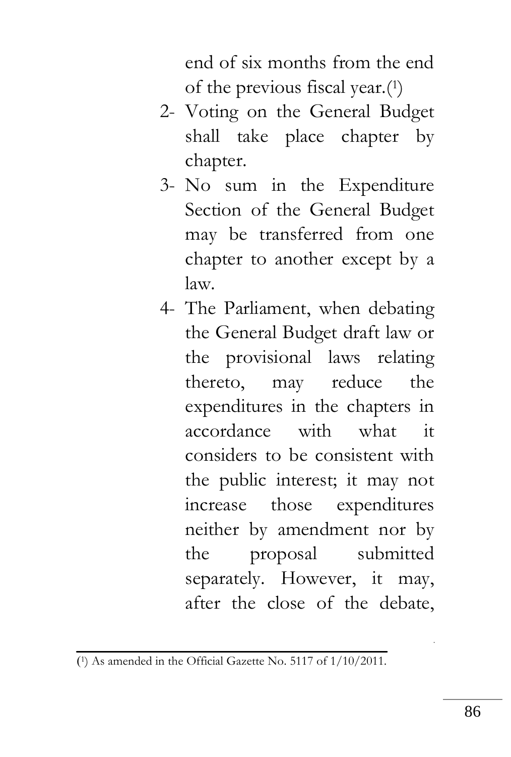end of six months from the end of the previous fiscal year.[1]

2- Voting on the General Budget shall take place chapter by chapter.

3- No sum in the Expenditure Section of the General Budget may be transferred from one chapter to another except by a law.

4- The Parliament, when debating the General Budget draft law or the provisional laws relating thereto, may reduce the expenditures in the chapters in accordance with what it considers to be consistent with the public interest; it may not increase those expenditures neither by amendment nor by the proposal submitted separately. However, it may, after the close of the debate,

---

[1] As amended in the Official Gazette No. 5117 of 1/10/2011.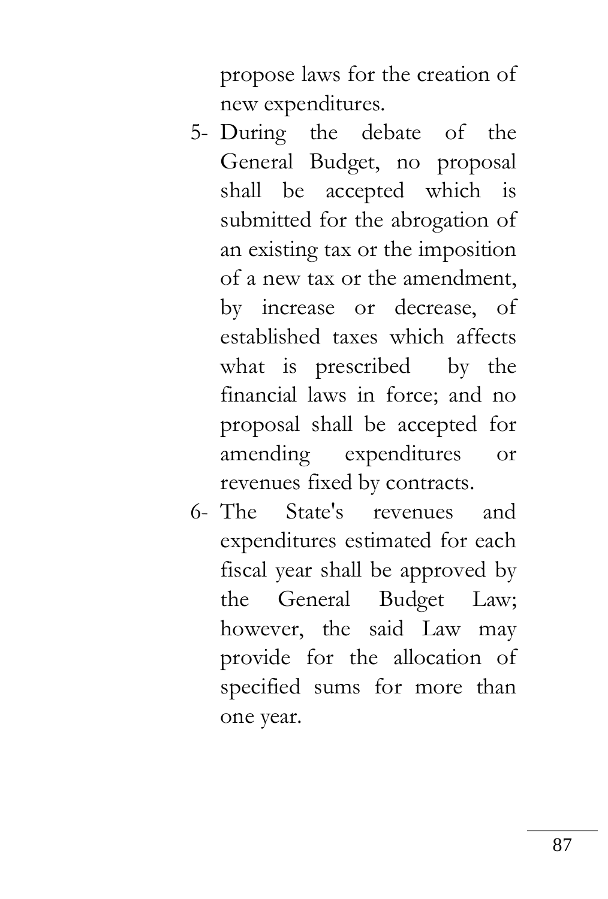propose laws for the creation of new expenditures.

5- During the debate of the General Budget, no proposal shall be accepted which is submitted for the abrogation of an existing tax or the imposition of a new tax or the amendment, by increase or decrease, of established taxes which affects what is prescribed by the financial laws in force; and no proposal shall be accepted for amending expenditures or revenues fixed by contracts.

6- The State's revenues and expenditures estimated for each fiscal year shall be approved by the General Budget Law; however, the said Law may provide for the allocation of specified sums for more than one year.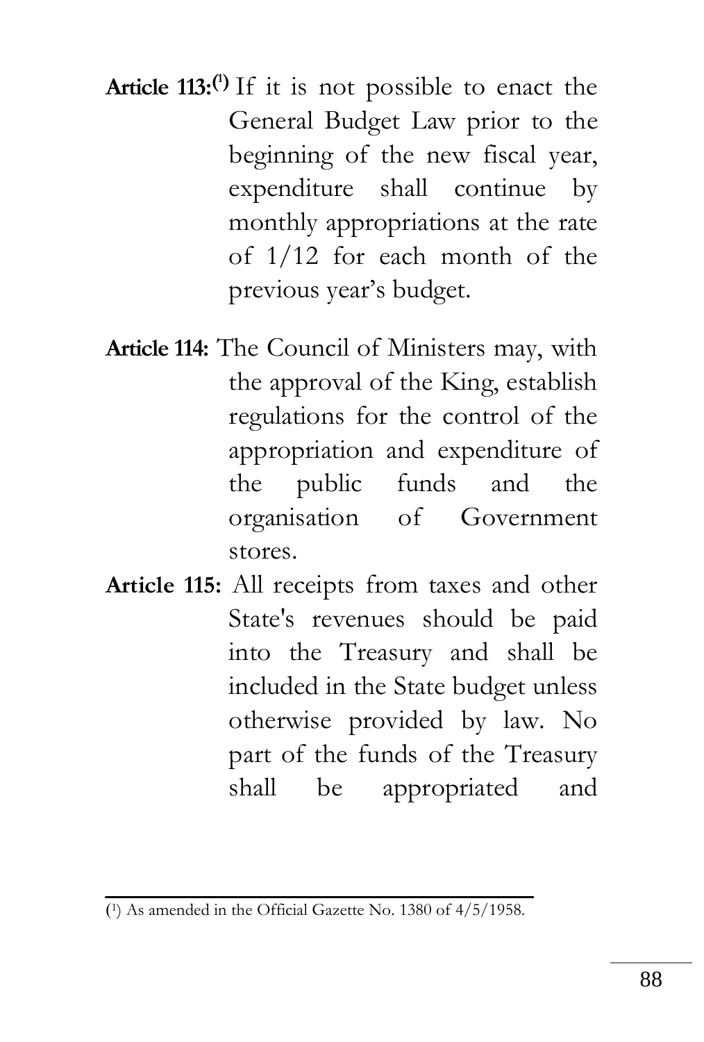**Article 113:**[1] If it is not possible to enact the General Budget Law prior to the beginning of the new fiscal year, expenditure shall continue by monthly appropriations at the rate of 1/12 for each month of the previous year's budget.

**Article 114:** The Council of Ministers may, with the approval of the King, establish regulations for the control of the appropriation and expenditure of the public funds and the organisation of Government stores.

**Article 115:** All receipts from taxes and other State's revenues should be paid into the Treasury and shall be included in the State budget unless otherwise provided by law. No part of the funds of the Treasury shall be appropriated and

---

[1] As amended in the Official Gazette No. 1380 of 4/5/1958.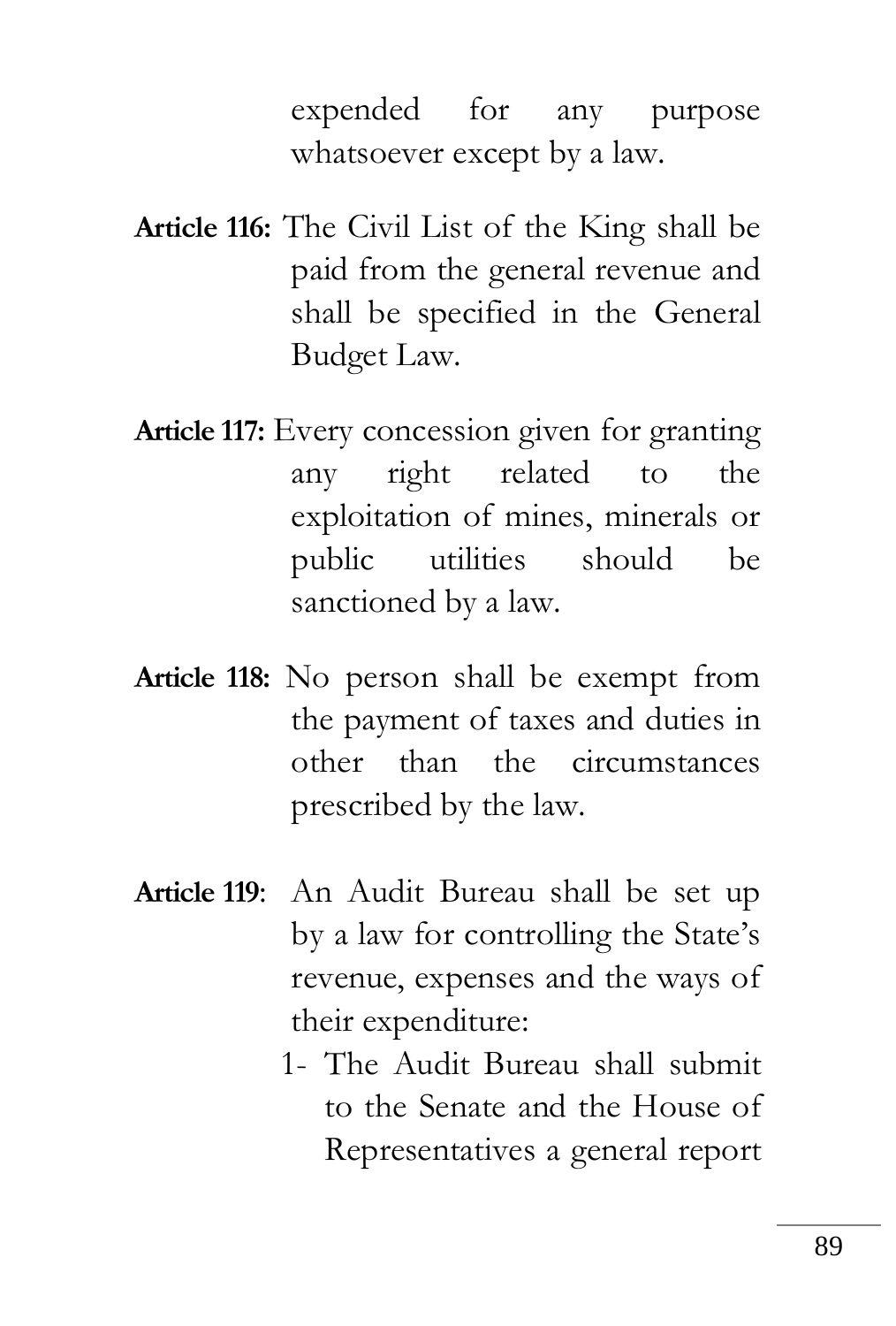expended for any purpose whatsoever except by a law.

**Article 116:** The Civil List of the King shall be paid from the general revenue and shall be specified in the General Budget Law.

**Article 117:** Every concession given for granting any right related to the exploitation of mines, minerals or public utilities should be sanctioned by a law.

**Article 118:** No person shall be exempt from the payment of taxes and duties in other than the circumstances prescribed by the law.

**Article 119**: An Audit Bureau shall be set up by a law for controlling the State's revenue, expenses and the ways of their expenditure:

1- The Audit Bureau shall submit to the Senate and the House of Representatives a general report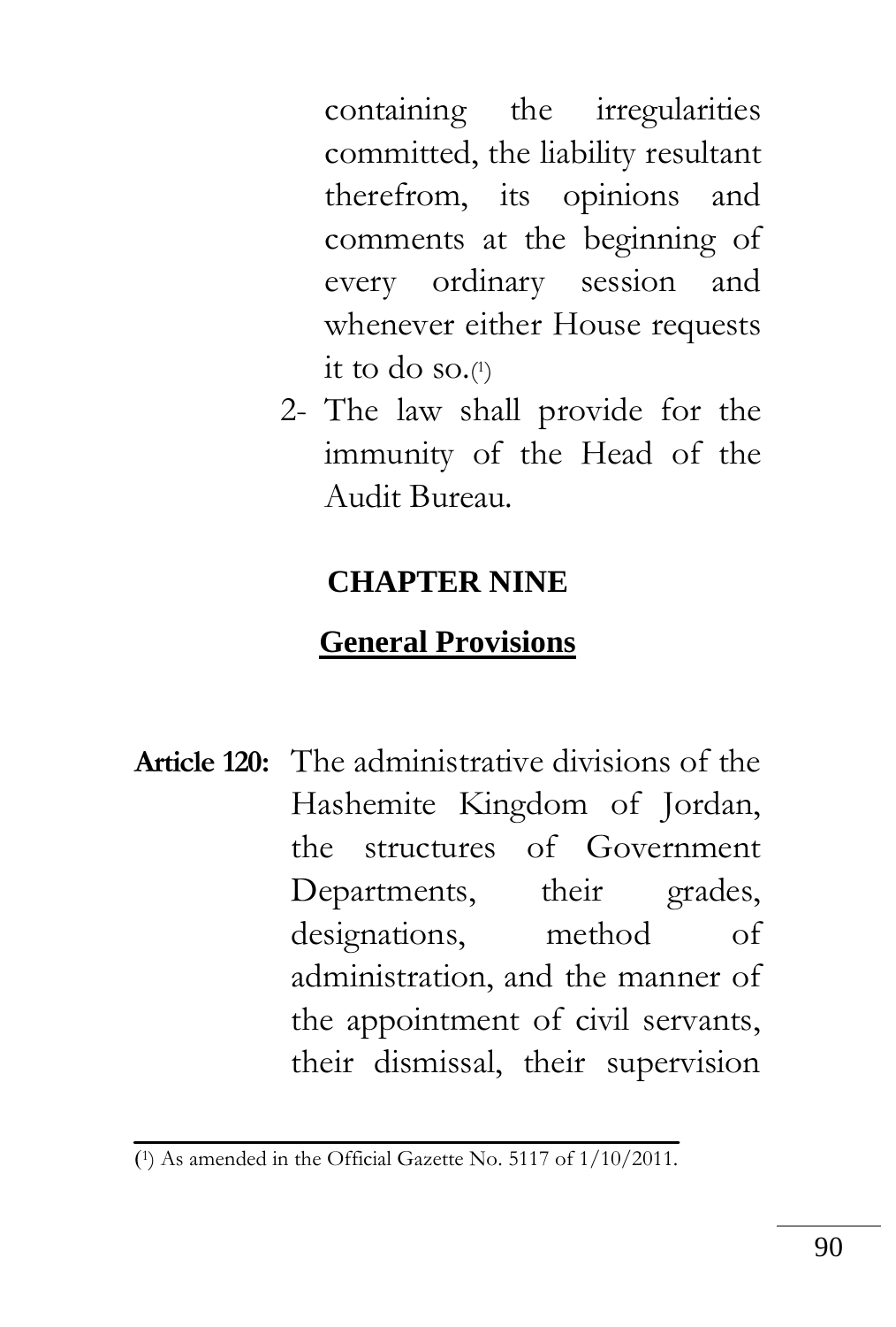containing the irregularities committed, the liability resultant therefrom, its opinions and comments at the beginning of every ordinary session and whenever either House requests it to do so.[1]

2- The law shall provide for the immunity of the Head of the Audit Bureau.

## CHAPTER NINE

## General Provisions

**Article 120:** The administrative divisions of the Hashemite Kingdom of Jordan, the structures of Government Departments, their grades, designations, method of administration, and the manner of the appointment of civil servants, their dismissal, their supervision

---

[1] As amended in the Official Gazette No. 5117 of 1/10/2011.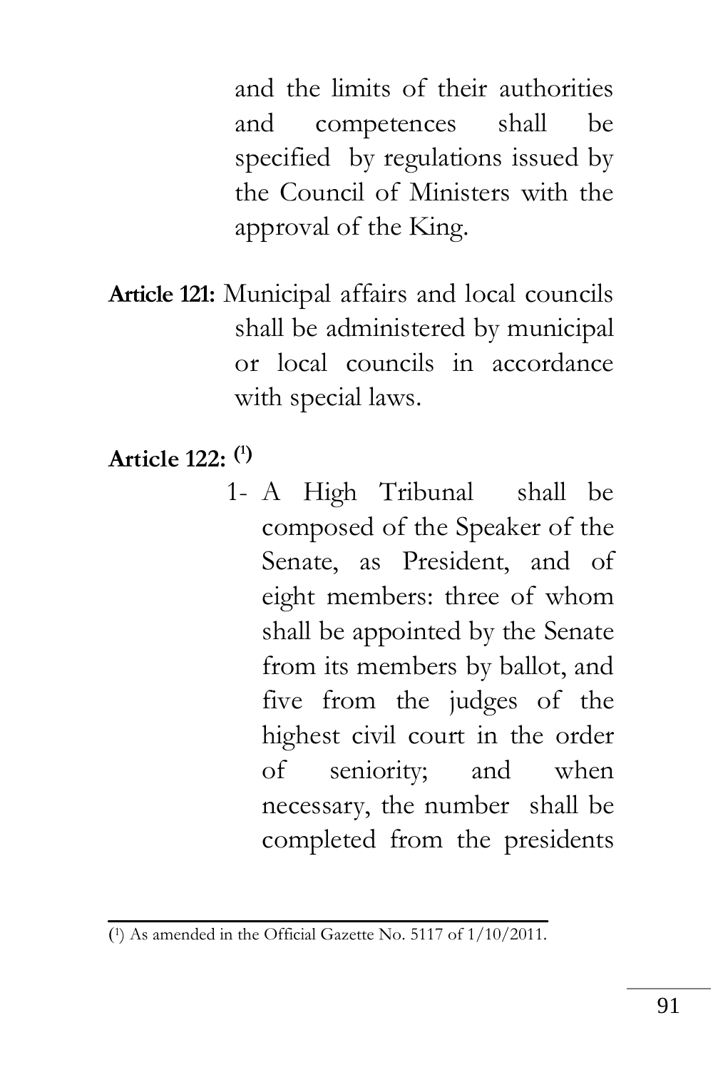and the limits of their authorities and competences shall be specified by regulations issued by the Council of Ministers with the approval of the King.

**Article 121:** Municipal affairs and local councils shall be administered by municipal or local councils in accordance with special laws.

**Article 122:** [1]

1- A High Tribunal shall be composed of the Speaker of the Senate, as President, and of eight members: three of whom shall be appointed by the Senate from its members by ballot, and five from the judges of the highest civil court in the order of seniority; and when necessary, the number shall be completed from the presidents

---

([1]) As amended in the Official Gazette No. 5117 of 1/10/2011.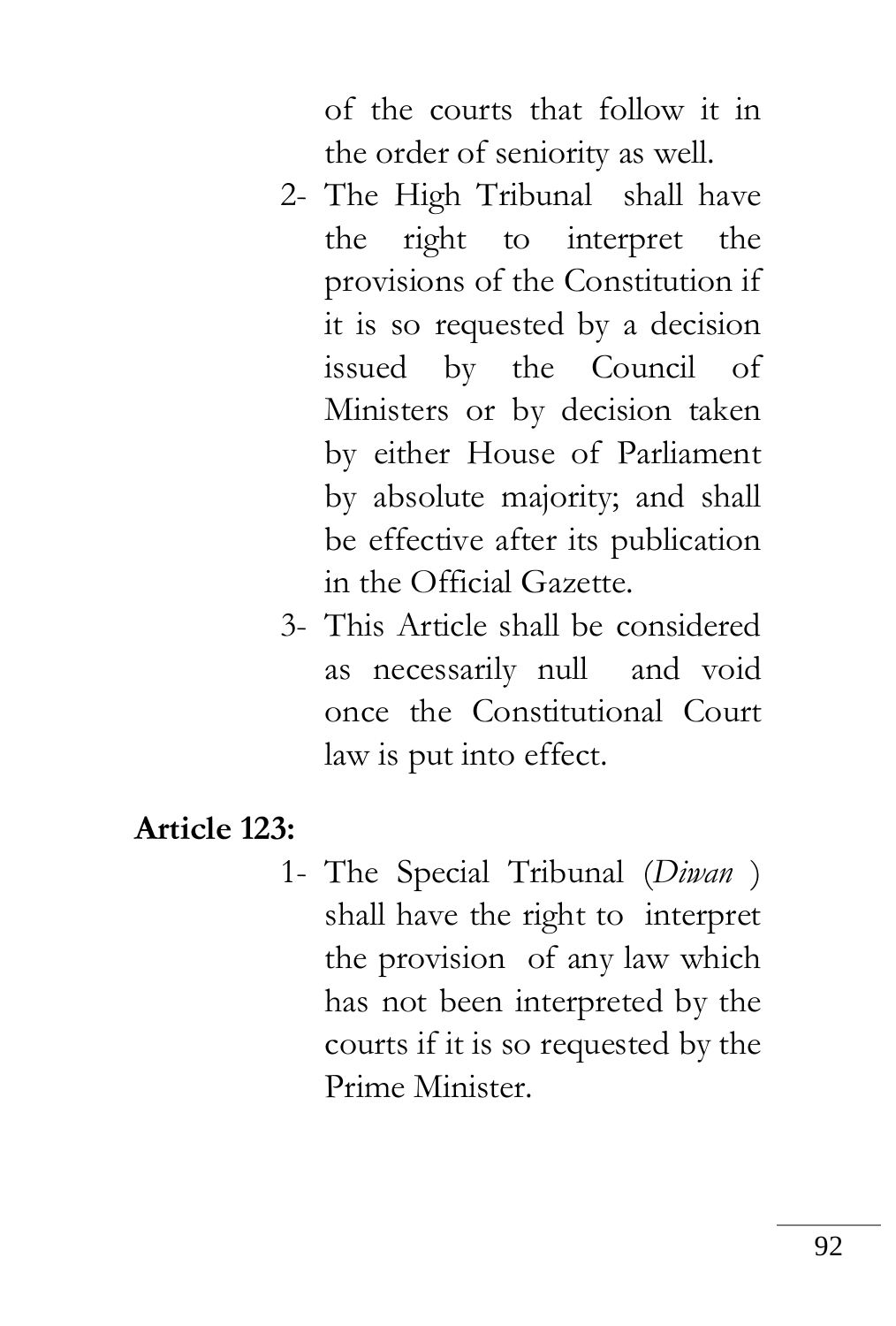of the courts that follow it in the order of seniority as well.

2- The High Tribunal shall have the right to interpret the provisions of the Constitution if it is so requested by a decision issued by the Council of Ministers or by decision taken by either House of Parliament by absolute majority; and shall be effective after its publication in the Official Gazette.
3- This Article shall be considered as necessarily null and void once the Constitutional Court law is put into effect.

**Article 123:**

1- The Special Tribunal (*Diwan* ) shall have the right to interpret the provision of any law which has not been interpreted by the courts if it is so requested by the Prime Minister.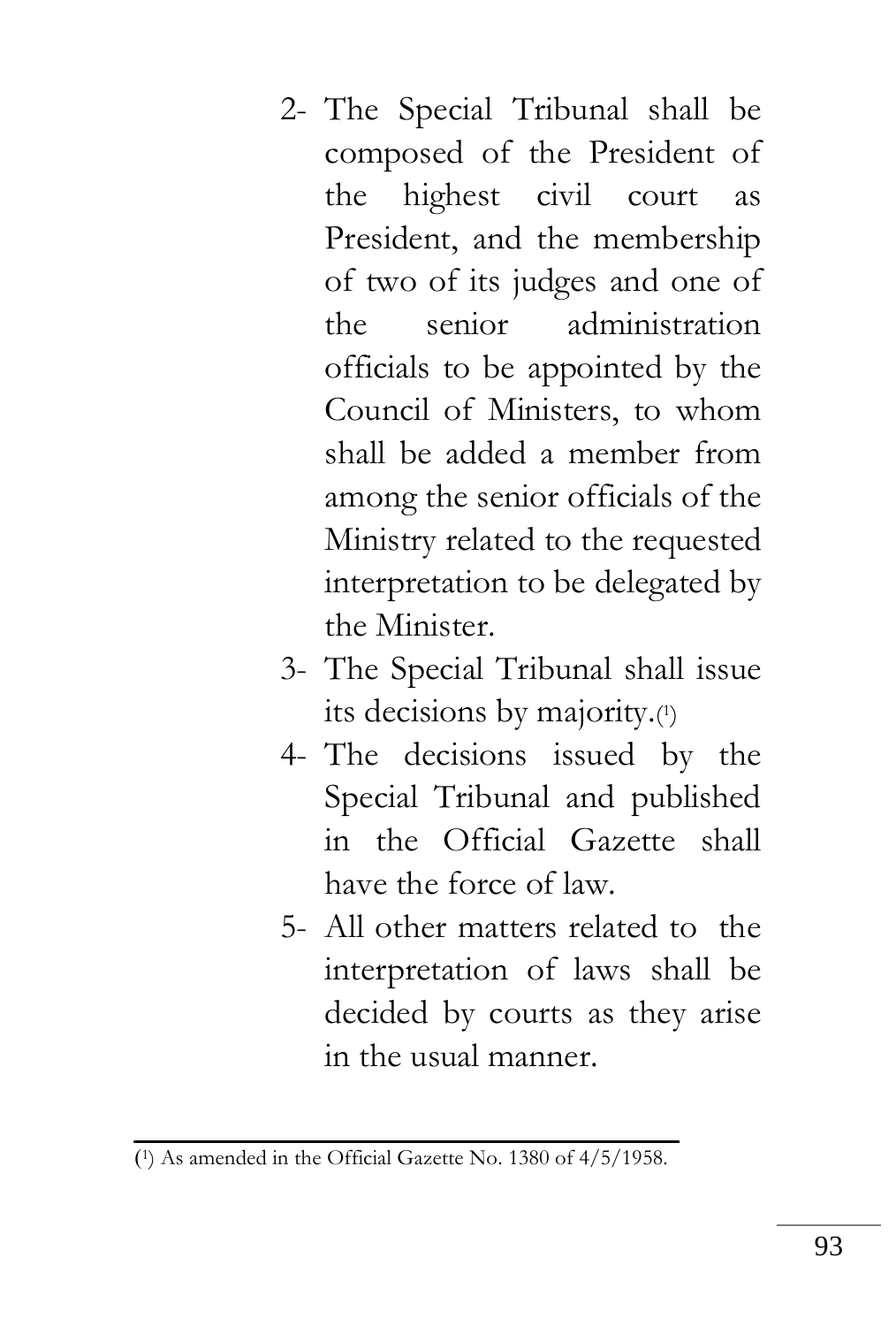2- The Special Tribunal shall be composed of the President of the highest civil court as President, and the membership of two of its judges and one of the senior administration officials to be appointed by the Council of Ministers, to whom shall be added a member from among the senior officials of the Ministry related to the requested interpretation to be delegated by the Minister.
3- The Special Tribunal shall issue its decisions by majority.[1]
4- The decisions issued by the Special Tribunal and published in the Official Gazette shall have the force of law.
5- All other matters related to the interpretation of laws shall be decided by courts as they arise in the usual manner.

---

([1]) As amended in the Official Gazette No. 1380 of 4/5/1958.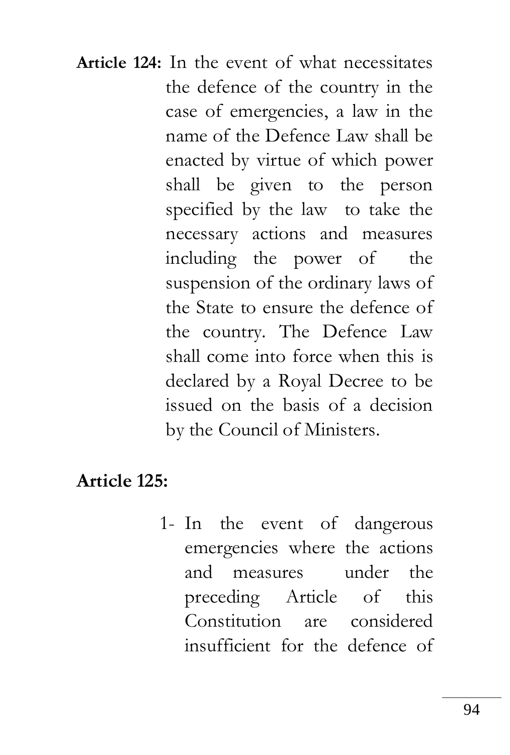**Article 124:** In the event of what necessitates the defence of the country in the case of emergencies, a law in the name of the Defence Law shall be enacted by virtue of which power shall be given to the person specified by the law to take the necessary actions and measures including the power of the suspension of the ordinary laws of the State to ensure the defence of the country. The Defence Law shall come into force when this is declared by a Royal Decree to be issued on the basis of a decision by the Council of Ministers.

**Article 125:**

1- In the event of dangerous emergencies where the actions and measures under the preceding Article of this Constitution are considered insufficient for the defence of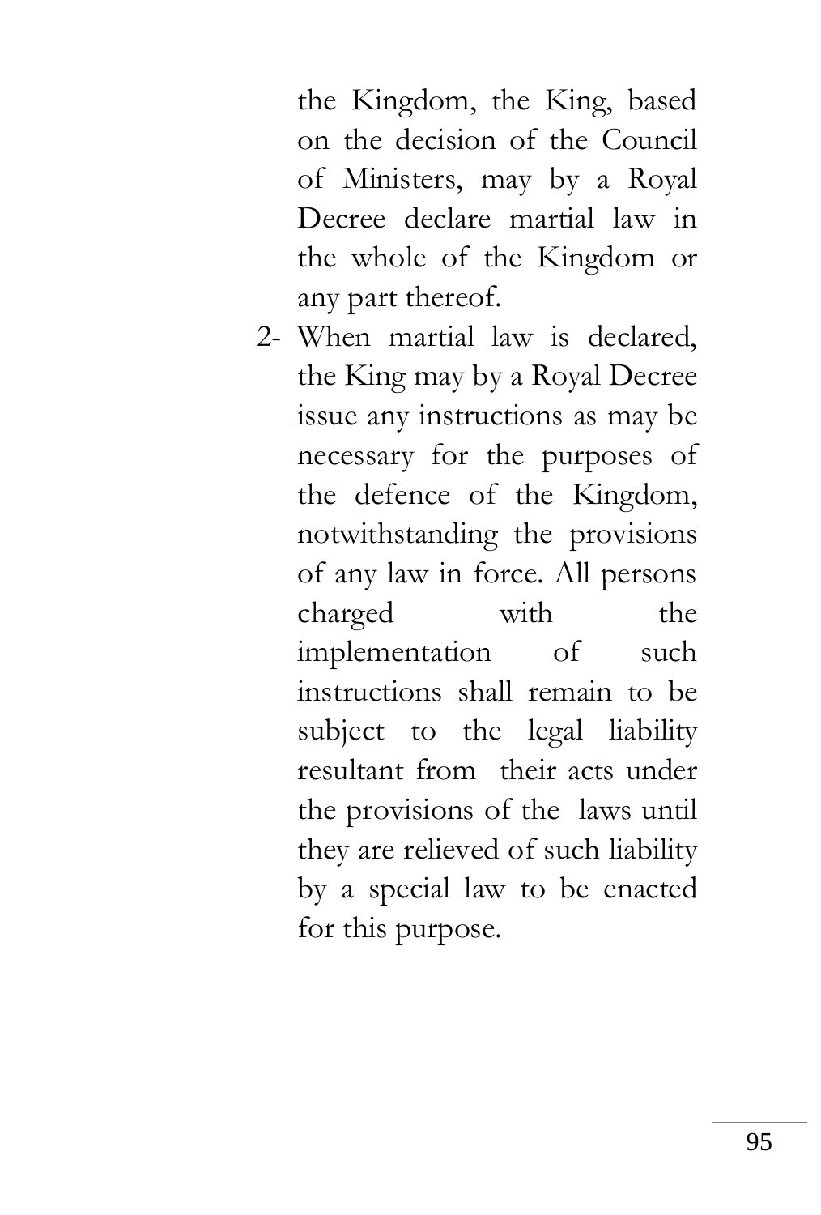the Kingdom, the King, based on the decision of the Council of Ministers, may by a Royal Decree declare martial law in the whole of the Kingdom or any part thereof.

2- When martial law is declared, the King may by a Royal Decree issue any instructions as may be necessary for the purposes of the defence of the Kingdom, notwithstanding the provisions of any law in force. All persons charged with the implementation of such instructions shall remain to be subject to the legal liability resultant from their acts under the provisions of the laws until they are relieved of such liability by a special law to be enacted for this purpose.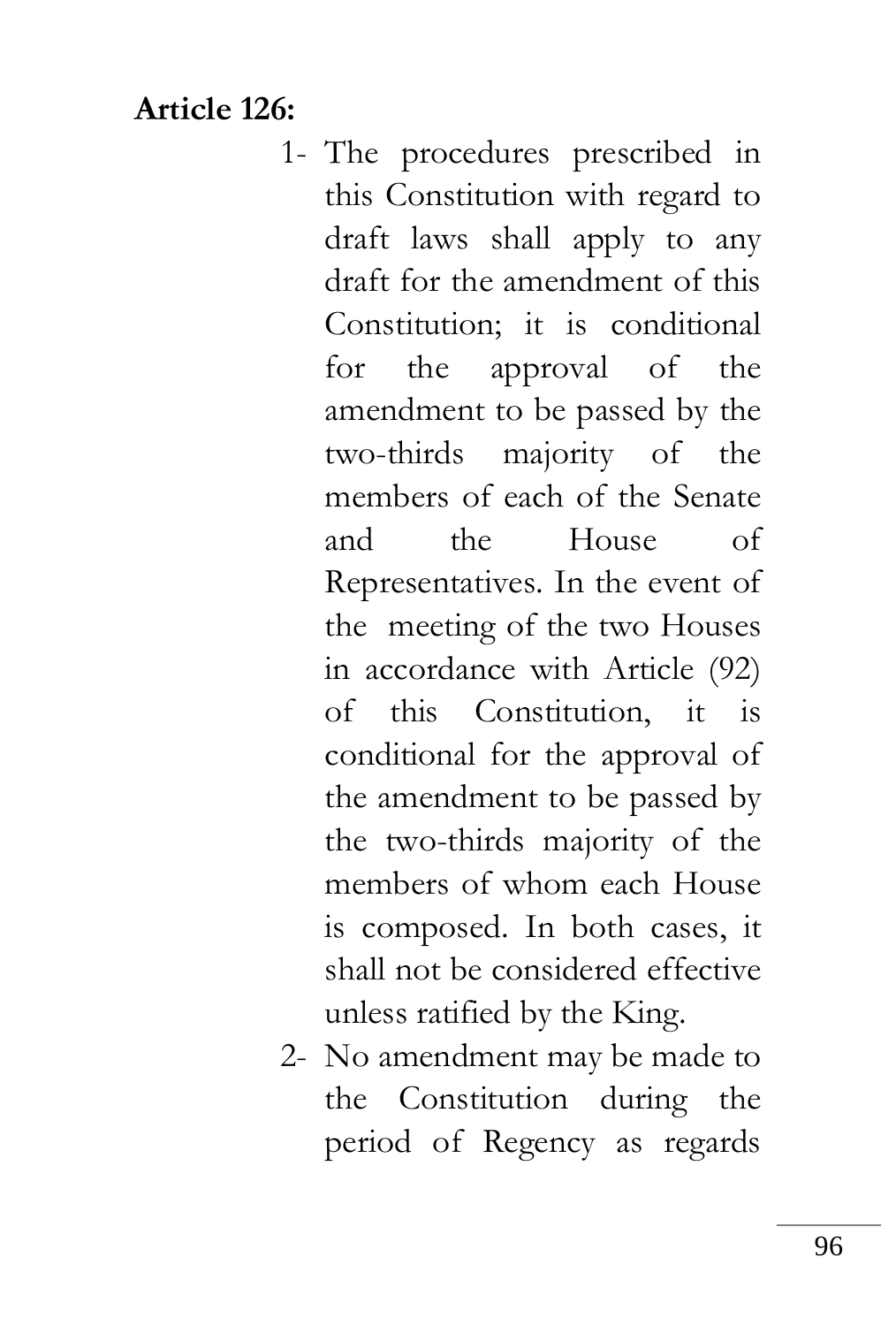**Article 126:**

1- The procedures prescribed in this Constitution with regard to draft laws shall apply to any draft for the amendment of this Constitution; it is conditional for the approval of the amendment to be passed by the two-thirds majority of the members of each of the Senate and the House of Representatives. In the event of the meeting of the two Houses in accordance with Article (92) of this Constitution, it is conditional for the approval of the amendment to be passed by the two-thirds majority of the members of whom each House is composed. In both cases, it shall not be considered effective unless ratified by the King.

2- No amendment may be made to the Constitution during the period of Regency as regards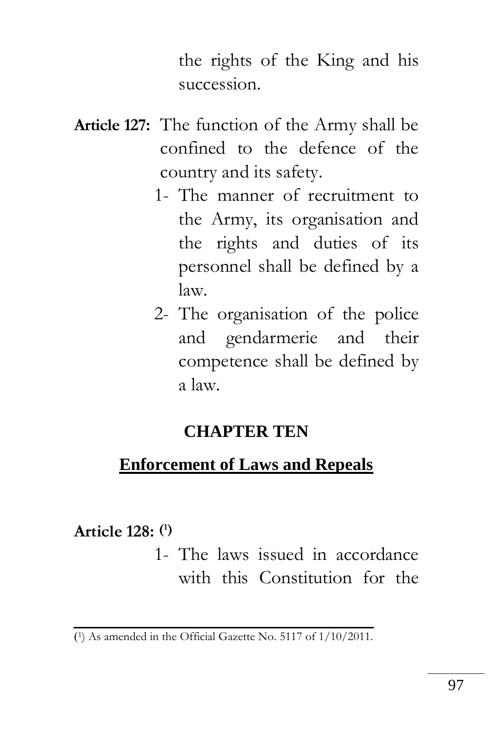the rights of the King and his succession.

**Article 127:** The function of the Army shall be confined to the defence of the country and its safety.

1- The manner of recruitment to the Army, its organisation and the rights and duties of its personnel shall be defined by a law.
2- The organisation of the police and gendarmerie and their competence shall be defined by a law.

## CHAPTER TEN

## Enforcement of Laws and Repeals

**Article 128:** [1]

1- The laws issued in accordance with this Constitution for the

---

[1] As amended in the Official Gazette No. 5117 of 1/10/2011.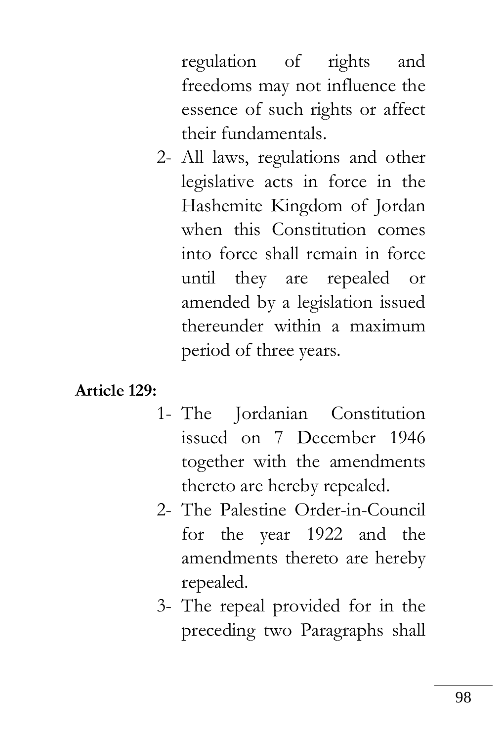regulation of rights and freedoms may not influence the essence of such rights or affect their fundamentals.

2- All laws, regulations and other legislative acts in force in the Hashemite Kingdom of Jordan when this Constitution comes into force shall remain in force until they are repealed or amended by a legislation issued thereunder within a maximum period of three years.

**Article 129:**

1- The Jordanian Constitution issued on 7 December 1946 together with the amendments thereto are hereby repealed.

2- The Palestine Order-in-Council for the year 1922 and the amendments thereto are hereby repealed.

3- The repeal provided for in the preceding two Paragraphs shall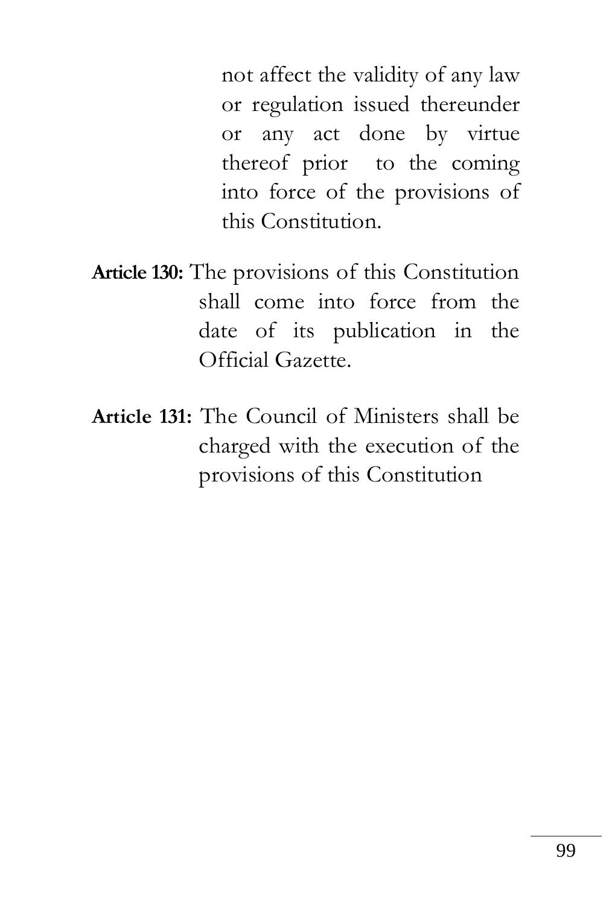not affect the validity of any law or regulation issued thereunder or any act done by virtue thereof prior to the coming into force of the provisions of this Constitution.

**Article 130:** The provisions of this Constitution shall come into force from the date of its publication in the Official Gazette.

**Article 131:** The Council of Ministers shall be charged with the execution of the provisions of this Constitution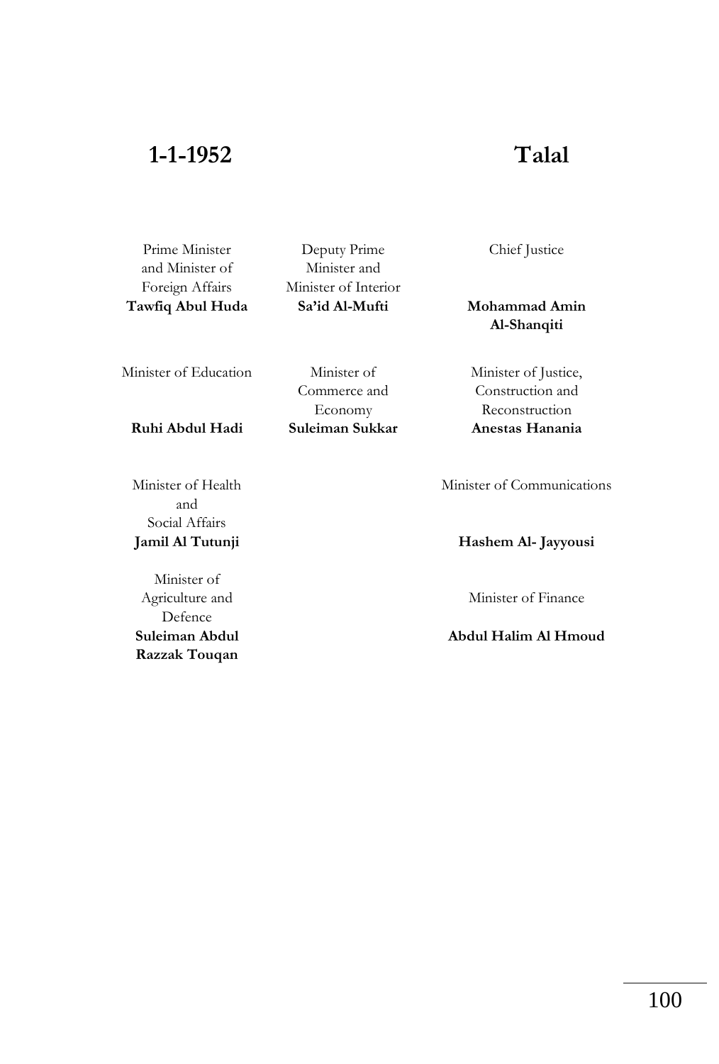## 1-1-1952 Talal

**Prime Minister and Minister of Foreign Affairs**
Tawfiq Abul Huda

**Deputy Prime Minister and Minister of Interior**
Sa'id Al-Mufti

**Chief Justice**
Mohammad Amin Al-Shanqiti

**Minister of Education**
Ruhi Abdul Hadi

**Minister of Commerce and Economy**
Suleiman Sukkar

**Minister of Justice, Construction and Reconstruction**
Anestas Hanania

**Minister of Health and Social Affairs**
Jamil Al Tutunji

**Minister of Communications**
Hashem Al- Jayyousi

**Minister of Agriculture and Defence**
Suleiman Abdul Razzak Touqan

**Minister of Finance**
Abdul Halim Al Hmoud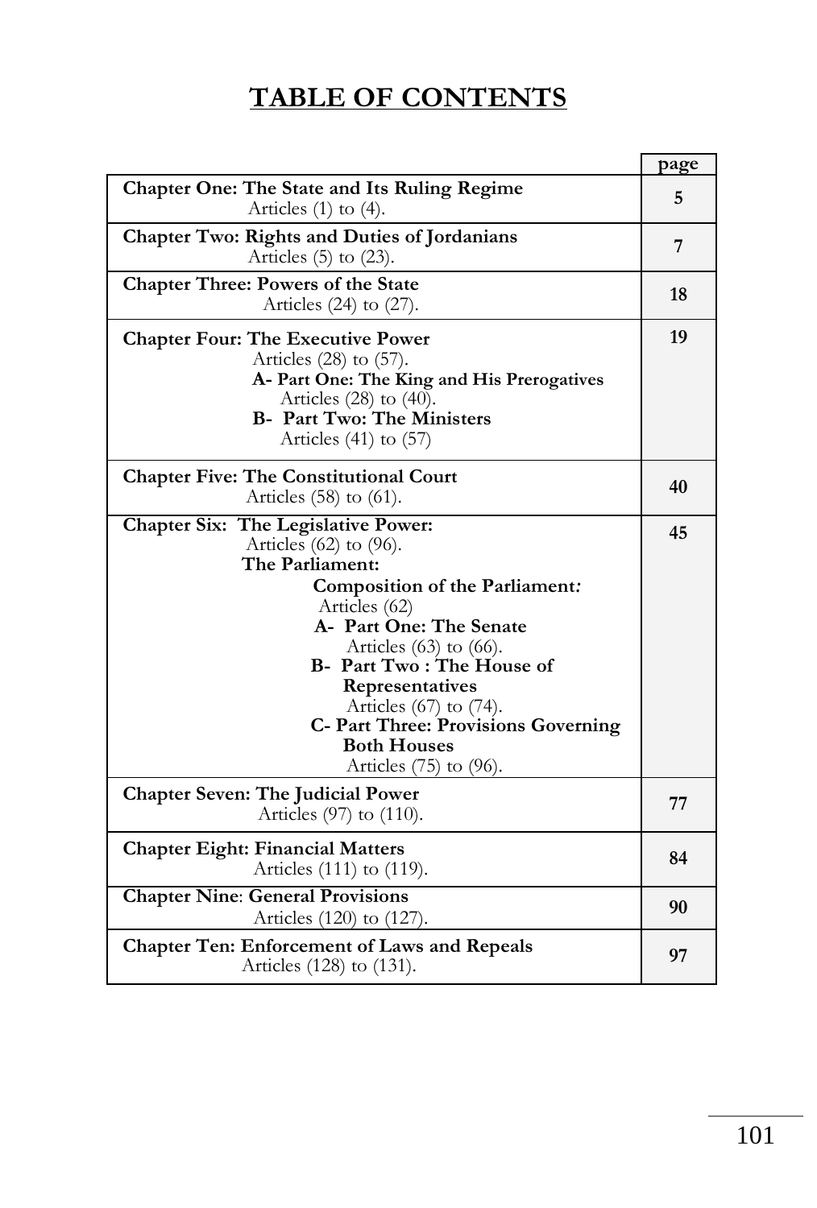# TABLE OF CONTENTS

| | page |
|---|---|
| **Chapter One: The State and Its Ruling Regime**<br>Articles (1) to (4). | **5** |
| **Chapter Two: Rights and Duties of Jordanians**<br>Articles (5) to (23). | **7** |
| **Chapter Three: Powers of the State**<br>Articles (24) to (27). | **18** |
| **Chapter Four: The Executive Power**<br>Articles (28) to (57).<br>**A- Part One: The King and His Prerogatives**<br>Articles (28) to (40).<br>**B- Part Two: The Ministers**<br>Articles (41) to (57) | **19** |
| **Chapter Five: The Constitutional Court**<br>Articles (58) to (61). | **40** |
| **Chapter Six: The Legislative Power:**<br>Articles (62) to (96).<br>**The Parliament:**<br>**Composition of the Parliament:**<br>Articles (62)<br>**A- Part One: The Senate**<br>Articles (63) to (66).<br>**B- Part Two : The House of Representatives**<br>Articles (67) to (74).<br>**C- Part Three: Provisions Governing Both Houses**<br>Articles (75) to (96). | **45** |
| **Chapter Seven: The Judicial Power**<br>Articles (97) to (110). | **77** |
| **Chapter Eight: Financial Matters**<br>Articles (111) to (119). | **84** |
| **Chapter Nine**: **General Provisions**<br>Articles (120) to (127). | **90** |
| **Chapter Ten: Enforcement of Laws and Repeals**<br>Articles (128) to (131). | **97** |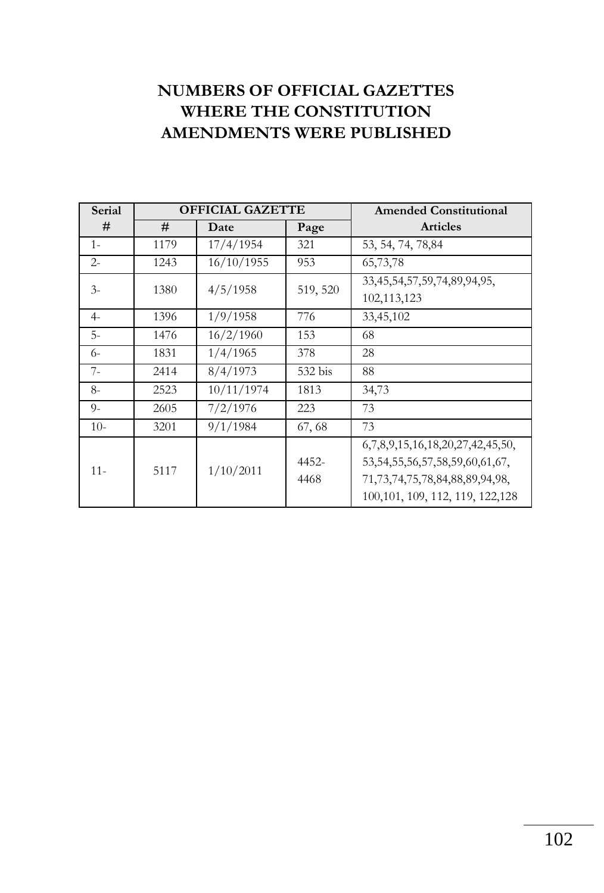# NUMBERS OF OFFICIAL GAZETTES WHERE THE CONSTITUTION AMENDMENTS WERE PUBLISHED

| Serial # | OFFICIAL GAZETTE | | | Amended Constitutional Articles |
|---|---|---|---|---|
| | # | Date | Page | |
| 1- | 1179 | 17/4/1954 | 321 | 53, 54, 74, 78,84 |
| 2- | 1243 | 16/10/1955 | 953 | 65,73,78 |
| 3- | 1380 | 4/5/1958 | 519, 520 | 33,45,54,57,59,74,89,94,95, 102,113,123 |
| 4- | 1396 | 1/9/1958 | 776 | 33,45,102 |
| 5- | 1476 | 16/2/1960 | 153 | 68 |
| 6- | 1831 | 1/4/1965 | 378 | 28 |
| 7- | 2414 | 8/4/1973 | 532 bis | 88 |
| 8- | 2523 | 10/11/1974 | 1813 | 34,73 |
| 9- | 2605 | 7/2/1976 | 223 | 73 |
| 10- | 3201 | 9/1/1984 | 67, 68 | 73 |
| 11- | 5117 | 1/10/2011 | 4452-4468 | 6,7,8,9,15,16,18,20,27,42,45,50, 53,54,55,56,57,58,59,60,61,67, 71,73,74,75,78,84,88,89,94,98, 100,101, 109, 112, 119, 122,128 |